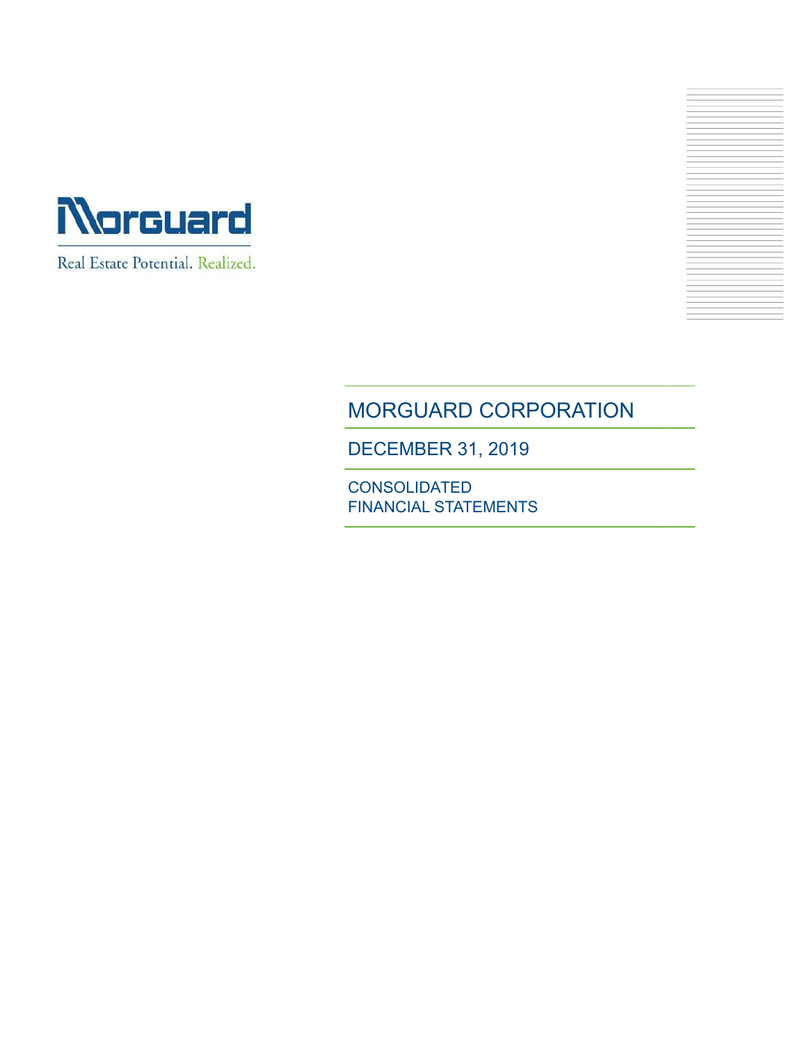Morguard

Real Estate Potential. Realized.

# MORGUARD CORPORATION

## DECEMBER 31, 2019

### CONSOLIDATED FINANCIAL STATEMENTS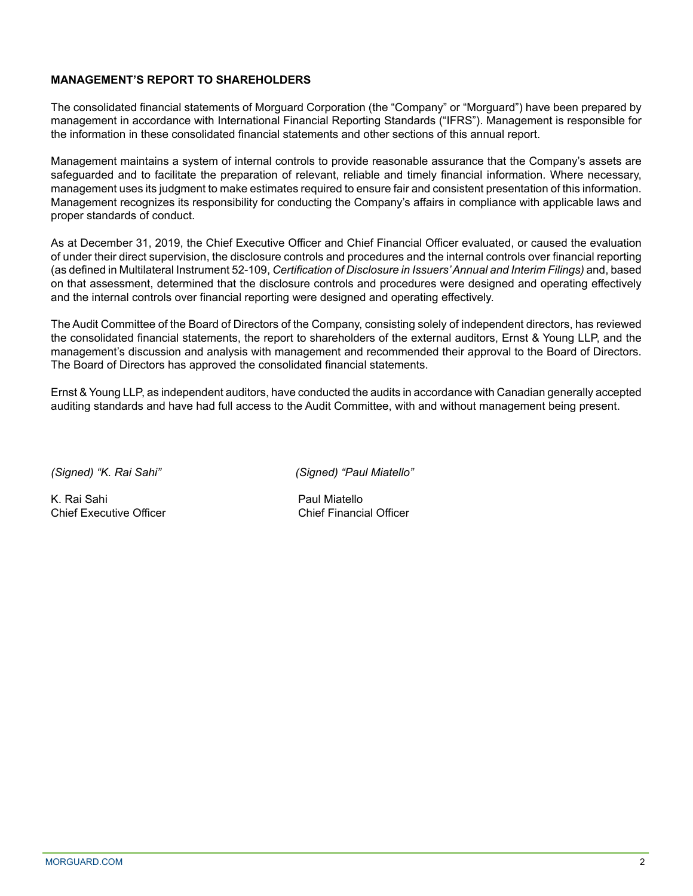**MANAGEMENT'S REPORT TO SHAREHOLDERS**

The consolidated financial statements of Morguard Corporation (the "Company" or "Morguard") have been prepared by management in accordance with International Financial Reporting Standards ("IFRS"). Management is responsible for the information in these consolidated financial statements and other sections of this annual report.

Management maintains a system of internal controls to provide reasonable assurance that the Company's assets are safeguarded and to facilitate the preparation of relevant, reliable and timely financial information. Where necessary, management uses its judgment to make estimates required to ensure fair and consistent presentation of this information. Management recognizes its responsibility for conducting the Company's affairs in compliance with applicable laws and proper standards of conduct.

As at December 31, 2019, the Chief Executive Officer and Chief Financial Officer evaluated, or caused the evaluation of under their direct supervision, the disclosure controls and procedures and the internal controls over financial reporting (as defined in Multilateral Instrument 52-109, *Certification of Disclosure in Issuers' Annual and Interim Filings)* and, based on that assessment, determined that the disclosure controls and procedures were designed and operating effectively and the internal controls over financial reporting were designed and operating effectively.

The Audit Committee of the Board of Directors of the Company, consisting solely of independent directors, has reviewed the consolidated financial statements, the report to shareholders of the external auditors, Ernst & Young LLP, and the management's discussion and analysis with management and recommended their approval to the Board of Directors. The Board of Directors has approved the consolidated financial statements.

Ernst & Young LLP, as independent auditors, have conducted the audits in accordance with Canadian generally accepted auditing standards and have had full access to the Audit Committee, with and without management being present.

*(Signed) "K. Rai Sahi"*

K. Rai Sahi
Chief Executive Officer

*(Signed) "Paul Miatello"*

Paul Miatello
Chief Financial Officer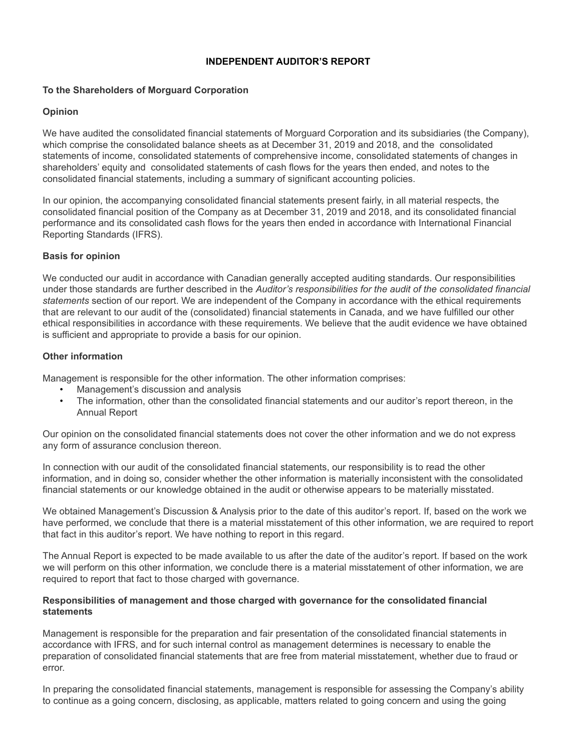# INDEPENDENT AUDITOR'S REPORT

**To the Shareholders of Morguard Corporation**

## Opinion

We have audited the consolidated financial statements of Morguard Corporation and its subsidiaries (the Company), which comprise the consolidated balance sheets as at December 31, 2019 and 2018, and the consolidated statements of income, consolidated statements of comprehensive income, consolidated statements of changes in shareholders' equity and consolidated statements of cash flows for the years then ended, and notes to the consolidated financial statements, including a summary of significant accounting policies.

In our opinion, the accompanying consolidated financial statements present fairly, in all material respects, the consolidated financial position of the Company as at December 31, 2019 and 2018, and its consolidated financial performance and its consolidated cash flows for the years then ended in accordance with International Financial Reporting Standards (IFRS).

## Basis for opinion

We conducted our audit in accordance with Canadian generally accepted auditing standards. Our responsibilities under those standards are further described in the *Auditor's responsibilities for the audit of the consolidated financial statements* section of our report. We are independent of the Company in accordance with the ethical requirements that are relevant to our audit of the (consolidated) financial statements in Canada, and we have fulfilled our other ethical responsibilities in accordance with these requirements. We believe that the audit evidence we have obtained is sufficient and appropriate to provide a basis for our opinion.

## Other information

Management is responsible for the other information. The other information comprises:

- Management's discussion and analysis
- The information, other than the consolidated financial statements and our auditor's report thereon, in the Annual Report

Our opinion on the consolidated financial statements does not cover the other information and we do not express any form of assurance conclusion thereon.

In connection with our audit of the consolidated financial statements, our responsibility is to read the other information, and in doing so, consider whether the other information is materially inconsistent with the consolidated financial statements or our knowledge obtained in the audit or otherwise appears to be materially misstated.

We obtained Management's Discussion & Analysis prior to the date of this auditor's report. If, based on the work we have performed, we conclude that there is a material misstatement of this other information, we are required to report that fact in this auditor's report. We have nothing to report in this regard.

The Annual Report is expected to be made available to us after the date of the auditor's report. If based on the work we will perform on this other information, we conclude there is a material misstatement of other information, we are required to report that fact to those charged with governance.

## Responsibilities of management and those charged with governance for the consolidated financial statements

Management is responsible for the preparation and fair presentation of the consolidated financial statements in accordance with IFRS, and for such internal control as management determines is necessary to enable the preparation of consolidated financial statements that are free from material misstatement, whether due to fraud or error.

In preparing the consolidated financial statements, management is responsible for assessing the Company's ability to continue as a going concern, disclosing, as applicable, matters related to going concern and using the going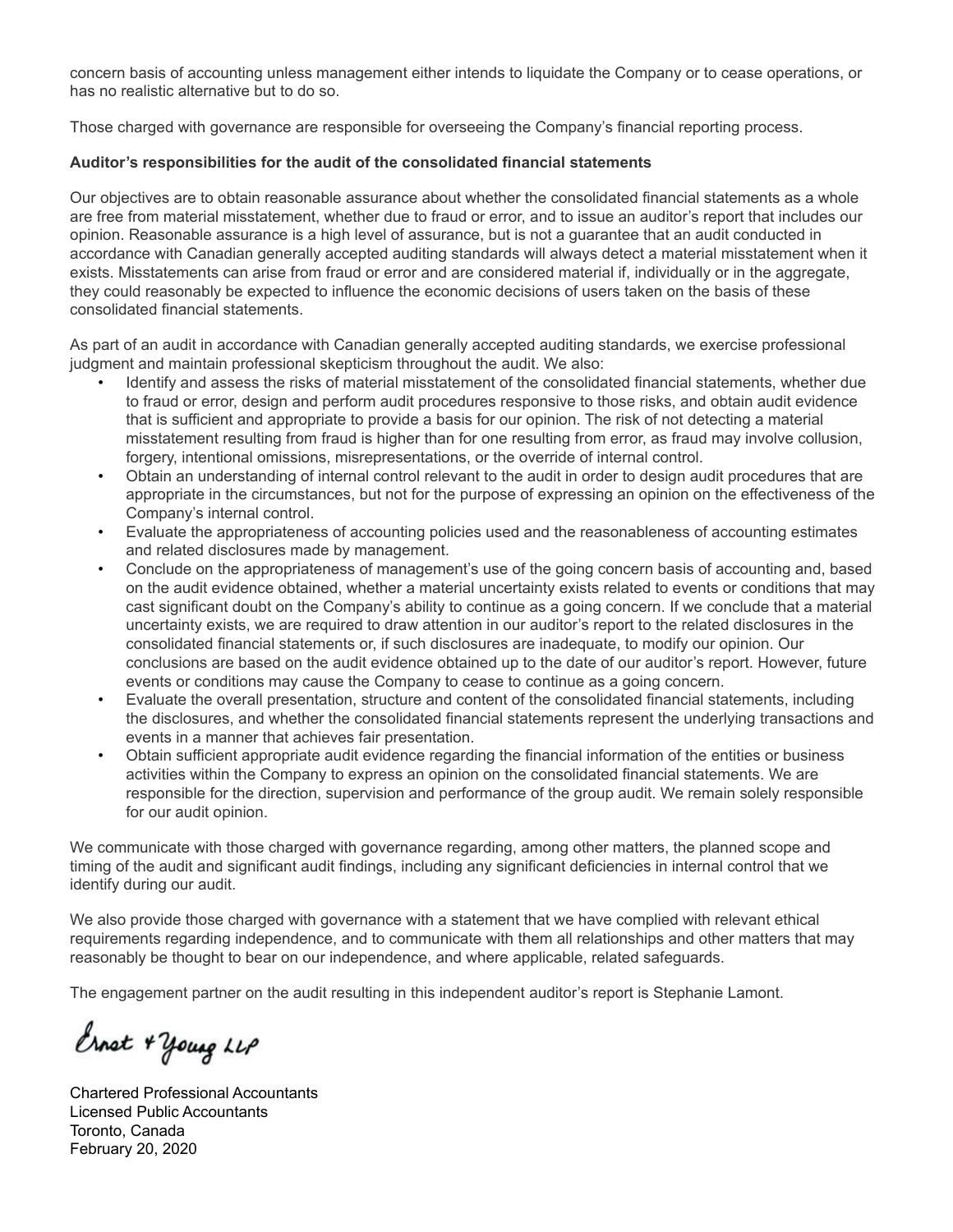concern basis of accounting unless management either intends to liquidate the Company or to cease operations, or has no realistic alternative but to do so.

Those charged with governance are responsible for overseeing the Company's financial reporting process.

**Auditor's responsibilities for the audit of the consolidated financial statements**

Our objectives are to obtain reasonable assurance about whether the consolidated financial statements as a whole are free from material misstatement, whether due to fraud or error, and to issue an auditor's report that includes our opinion. Reasonable assurance is a high level of assurance, but is not a guarantee that an audit conducted in accordance with Canadian generally accepted auditing standards will always detect a material misstatement when it exists. Misstatements can arise from fraud or error and are considered material if, individually or in the aggregate, they could reasonably be expected to influence the economic decisions of users taken on the basis of these consolidated financial statements.

As part of an audit in accordance with Canadian generally accepted auditing standards, we exercise professional judgment and maintain professional skepticism throughout the audit. We also:

- Identify and assess the risks of material misstatement of the consolidated financial statements, whether due to fraud or error, design and perform audit procedures responsive to those risks, and obtain audit evidence that is sufficient and appropriate to provide a basis for our opinion. The risk of not detecting a material misstatement resulting from fraud is higher than for one resulting from error, as fraud may involve collusion, forgery, intentional omissions, misrepresentations, or the override of internal control.
- Obtain an understanding of internal control relevant to the audit in order to design audit procedures that are appropriate in the circumstances, but not for the purpose of expressing an opinion on the effectiveness of the Company's internal control.
- Evaluate the appropriateness of accounting policies used and the reasonableness of accounting estimates and related disclosures made by management.
- Conclude on the appropriateness of management's use of the going concern basis of accounting and, based on the audit evidence obtained, whether a material uncertainty exists related to events or conditions that may cast significant doubt on the Company's ability to continue as a going concern. If we conclude that a material uncertainty exists, we are required to draw attention in our auditor's report to the related disclosures in the consolidated financial statements or, if such disclosures are inadequate, to modify our opinion. Our conclusions are based on the audit evidence obtained up to the date of our auditor's report. However, future events or conditions may cause the Company to cease to continue as a going concern.
- Evaluate the overall presentation, structure and content of the consolidated financial statements, including the disclosures, and whether the consolidated financial statements represent the underlying transactions and events in a manner that achieves fair presentation.
- Obtain sufficient appropriate audit evidence regarding the financial information of the entities or business activities within the Company to express an opinion on the consolidated financial statements. We are responsible for the direction, supervision and performance of the group audit. We remain solely responsible for our audit opinion.

We communicate with those charged with governance regarding, among other matters, the planned scope and timing of the audit and significant audit findings, including any significant deficiencies in internal control that we identify during our audit.

We also provide those charged with governance with a statement that we have complied with relevant ethical requirements regarding independence, and to communicate with them all relationships and other matters that may reasonably be thought to bear on our independence, and where applicable, related safeguards.

The engagement partner on the audit resulting in this independent auditor's report is Stephanie Lamont.

Ernst & Young LLP

Chartered Professional Accountants
Licensed Public Accountants
Toronto, Canada
February 20, 2020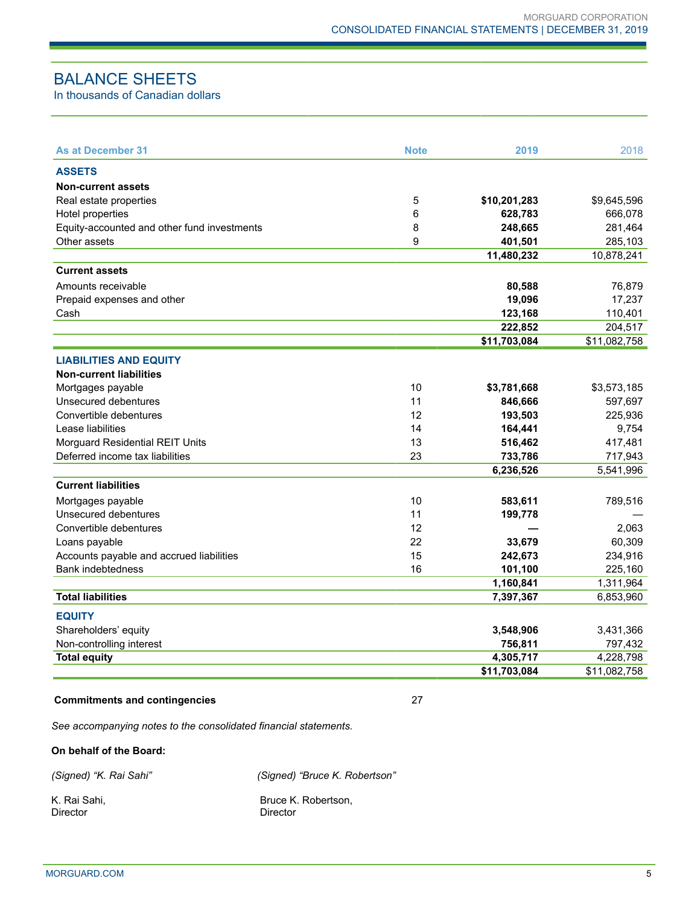# BALANCE SHEETS

In thousands of Canadian dollars

| As at December 31 | Note | 2019 | 2018 |
|---|---|---|---|
| **ASSETS** | | | |
| **Non-current assets** | | | |
| Real estate properties | 5 | **$10,201,283** | $9,645,596 |
| Hotel properties | 6 | **628,783** | 666,078 |
| Equity-accounted and other fund investments | 8 | **248,665** | 281,464 |
| Other assets | 9 | **401,501** | 285,103 |
| | | **11,480,232** | 10,878,241 |
| **Current assets** | | | |
| Amounts receivable | | **80,588** | 76,879 |
| Prepaid expenses and other | | **19,096** | 17,237 |
| Cash | | **123,168** | 110,401 |
| | | **222,852** | 204,517 |
| | | **$11,703,084** | $11,082,758 |
| **LIABILITIES AND EQUITY** | | | |
| **Non-current liabilities** | | | |
| Mortgages payable | 10 | **$3,781,668** | $3,573,185 |
| Unsecured debentures | 11 | **846,666** | 597,697 |
| Convertible debentures | 12 | **193,503** | 225,936 |
| Lease liabilities | 14 | **164,441** | 9,754 |
| Morguard Residential REIT Units | 13 | **516,462** | 417,481 |
| Deferred income tax liabilities | 23 | **733,786** | 717,943 |
| | | **6,236,526** | 5,541,996 |
| **Current liabilities** | | | |
| Mortgages payable | 10 | **583,611** | 789,516 |
| Unsecured debentures | 11 | **199,778** | — |
| Convertible debentures | 12 | **—** | 2,063 |
| Loans payable | 22 | **33,679** | 60,309 |
| Accounts payable and accrued liabilities | 15 | **242,673** | 234,916 |
| Bank indebtedness | 16 | **101,100** | 225,160 |
| | | **1,160,841** | 1,311,964 |
| **Total liabilities** | | **7,397,367** | 6,853,960 |
| **EQUITY** | | | |
| Shareholders' equity | | **3,548,906** | 3,431,366 |
| Non-controlling interest | | **756,811** | 797,432 |
| **Total equity** | | **4,305,717** | 4,228,798 |
| | | **$11,703,084** | $11,082,758 |

**Commitments and contingencies** 27

*See accompanying notes to the consolidated financial statements.*

**On behalf of the Board:**

*(Signed) "K. Rai Sahi"*

K. Rai Sahi,
Director

*(Signed) "Bruce K. Robertson"*

Bruce K. Robertson,
Director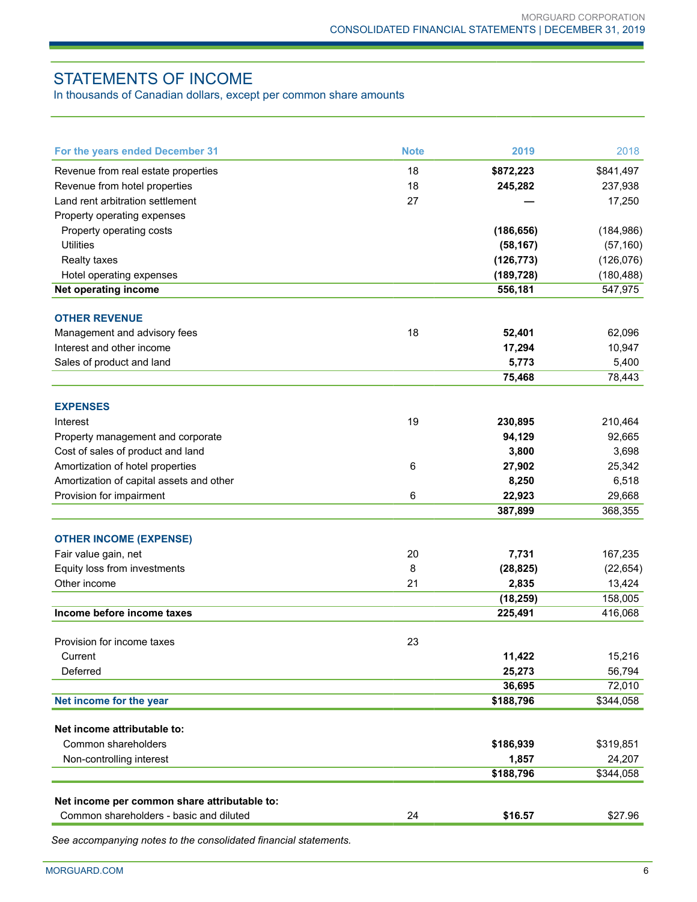# STATEMENTS OF INCOME

In thousands of Canadian dollars, except per common share amounts

| For the years ended December 31 | Note | 2019 | 2018 |
|---|---|---|---|
| Revenue from real estate properties | 18 | **$872,223** | $841,497 |
| Revenue from hotel properties | 18 | **245,282** | 237,938 |
| Land rent arbitration settlement | 27 | **—** | 17,250 |
| Property operating expenses | | | |
| Property operating costs | | **(186,656)** | (184,986) |
| Utilities | | **(58,167)** | (57,160) |
| Realty taxes | | **(126,773)** | (126,076) |
| Hotel operating expenses | | **(189,728)** | (180,488) |
| **Net operating income** | | **556,181** | 547,975 |
| **OTHER REVENUE** | | | |
| Management and advisory fees | 18 | **52,401** | 62,096 |
| Interest and other income | | **17,294** | 10,947 |
| Sales of product and land | | **5,773** | 5,400 |
| | | **75,468** | 78,443 |
| **EXPENSES** | | | |
| Interest | 19 | **230,895** | 210,464 |
| Property management and corporate | | **94,129** | 92,665 |
| Cost of sales of product and land | | **3,800** | 3,698 |
| Amortization of hotel properties | 6 | **27,902** | 25,342 |
| Amortization of capital assets and other | | **8,250** | 6,518 |
| Provision for impairment | 6 | **22,923** | 29,668 |
| | | **387,899** | 368,355 |
| **OTHER INCOME (EXPENSE)** | | | |
| Fair value gain, net | 20 | **7,731** | 167,235 |
| Equity loss from investments | 8 | **(28,825)** | (22,654) |
| Other income | 21 | **2,835** | 13,424 |
| | | **(18,259)** | 158,005 |
| **Income before income taxes** | | **225,491** | 416,068 |
| Provision for income taxes | 23 | | |
| Current | | **11,422** | 15,216 |
| Deferred | | **25,273** | 56,794 |
| | | **36,695** | 72,010 |
| **Net income for the year** | | **$188,796** | $344,058 |
| **Net income attributable to:** | | | |
| Common shareholders | | **$186,939** | $319,851 |
| Non-controlling interest | | **1,857** | 24,207 |
| | | **$188,796** | $344,058 |
| **Net income per common share attributable to:** | | | |
| Common shareholders - basic and diluted | 24 | **$16.57** | $27.96 |

*See accompanying notes to the consolidated financial statements.*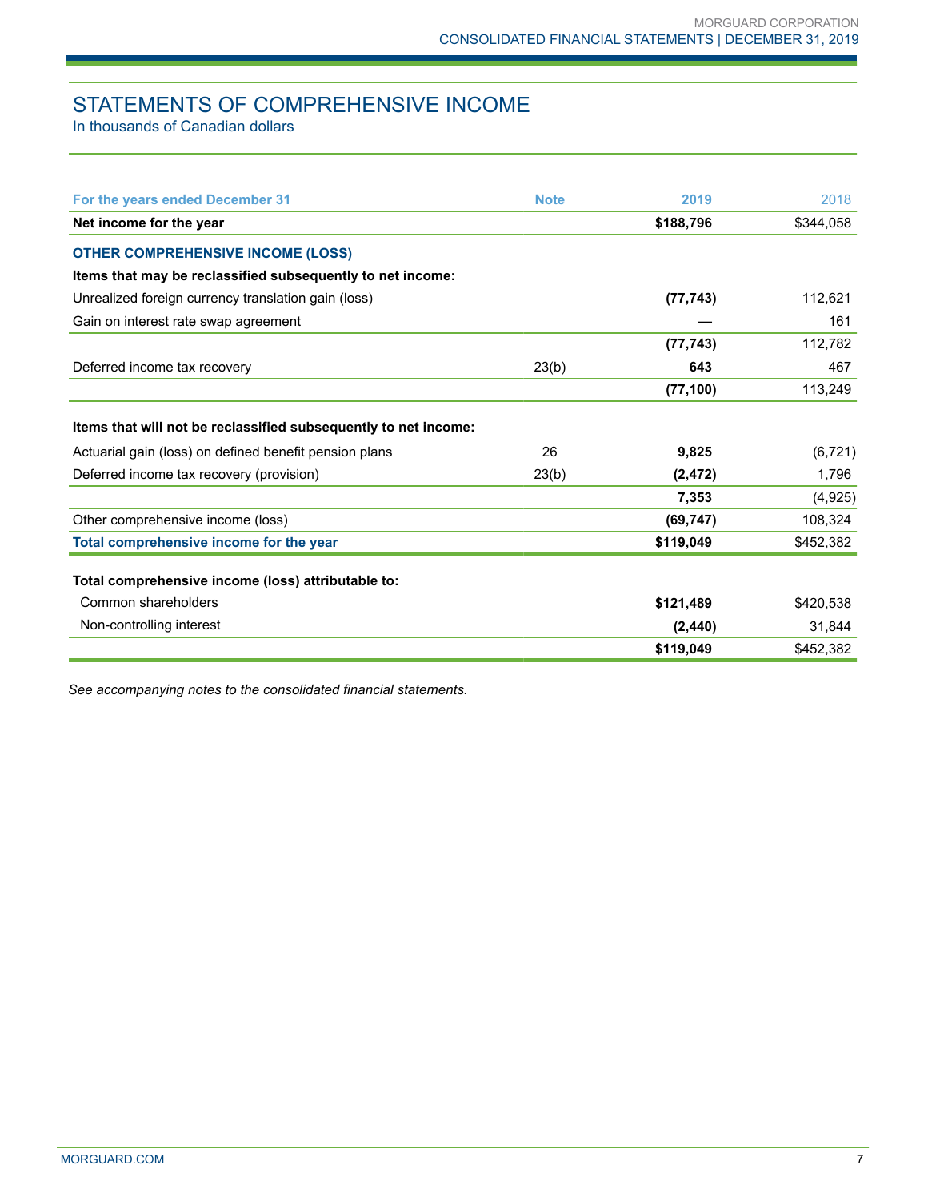# STATEMENTS OF COMPREHENSIVE INCOME

In thousands of Canadian dollars

| For the years ended December 31 | Note | 2019 | 2018 |
|---|---|---|---|
| **Net income for the year** | | **$188,796** | $344,058 |
| **OTHER COMPREHENSIVE INCOME (LOSS)** | | | |
| **Items that may be reclassified subsequently to net income:** | | | |
| Unrealized foreign currency translation gain (loss) | | **(77,743)** | 112,621 |
| Gain on interest rate swap agreement | | **—** | 161 |
| | | **(77,743)** | 112,782 |
| Deferred income tax recovery | 23(b) | **643** | 467 |
| | | **(77,100)** | 113,249 |
| **Items that will not be reclassified subsequently to net income:** | | | |
| Actuarial gain (loss) on defined benefit pension plans | 26 | **9,825** | (6,721) |
| Deferred income tax recovery (provision) | 23(b) | **(2,472)** | 1,796 |
| | | **7,353** | (4,925) |
| Other comprehensive income (loss) | | **(69,747)** | 108,324 |
| **Total comprehensive income for the year** | | **$119,049** | $452,382 |
| **Total comprehensive income (loss) attributable to:** | | | |
| Common shareholders | | **$121,489** | $420,538 |
| Non-controlling interest | | **(2,440)** | 31,844 |
| | | **$119,049** | $452,382 |

*See accompanying notes to the consolidated financial statements.*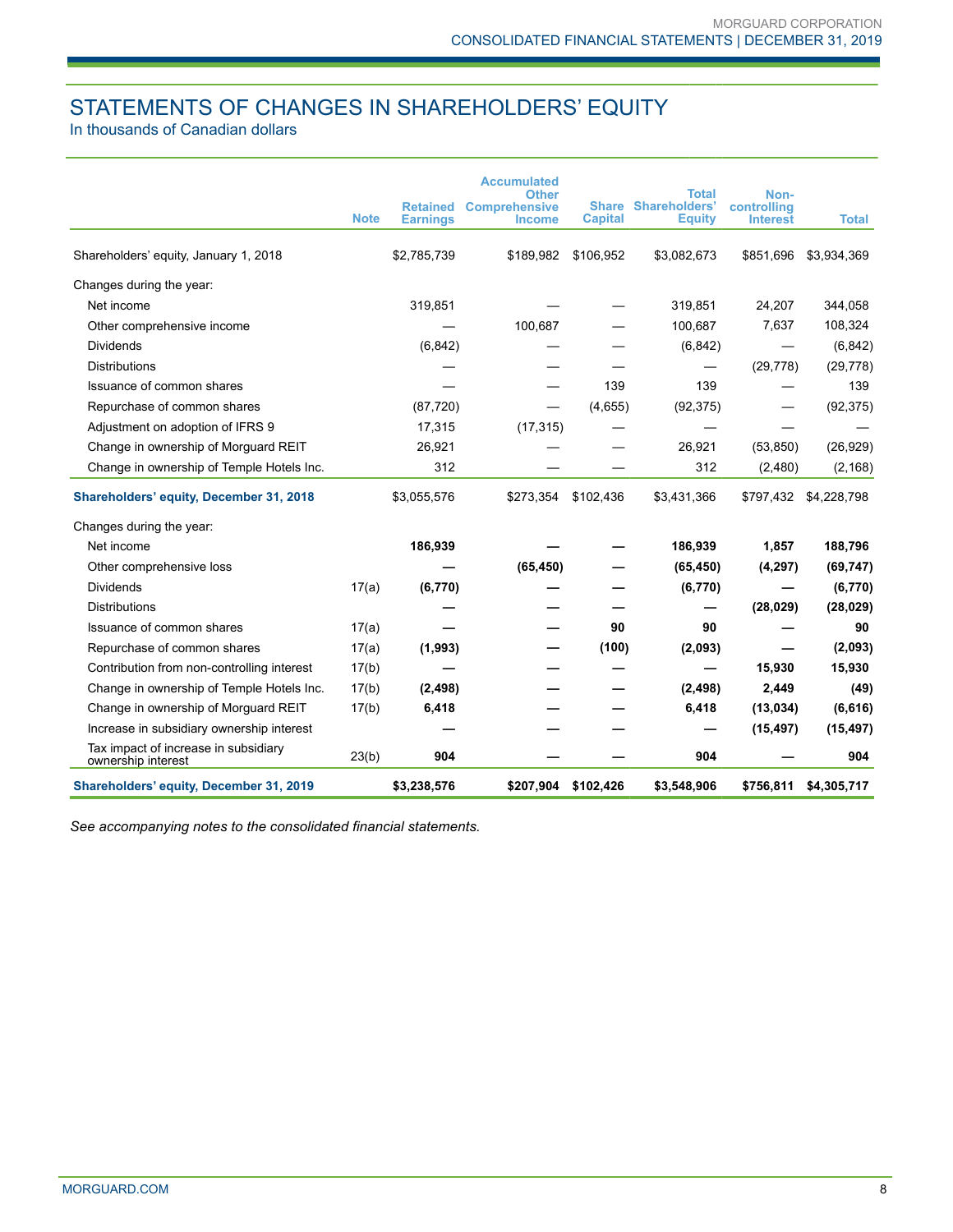# STATEMENTS OF CHANGES IN SHAREHOLDERS' EQUITY

In thousands of Canadian dollars

| | Note | Retained Earnings | Accumulated Other Comprehensive Income | Share Capital | Total Shareholders' Equity | Non-controlling Interest | Total |
|---|---|---|---|---|---|---|---|
| Shareholders' equity, January 1, 2018 | | $2,785,739 | $189,982 | $106,952 | $3,082,673 | $851,696 | $3,934,369 |
| Changes during the year: | | | | | | | |
| Net income | | 319,851 | — | — | 319,851 | 24,207 | 344,058 |
| Other comprehensive income | | — | 100,687 | — | 100,687 | 7,637 | 108,324 |
| Dividends | | (6,842) | — | — | (6,842) | — | (6,842) |
| Distributions | | — | — | — | — | (29,778) | (29,778) |
| Issuance of common shares | | — | — | 139 | 139 | — | 139 |
| Repurchase of common shares | | (87,720) | — | (4,655) | (92,375) | — | (92,375) |
| Adjustment on adoption of IFRS 9 | | 17,315 | (17,315) | — | — | — | — |
| Change in ownership of Morguard REIT | | 26,921 | — | — | 26,921 | (53,850) | (26,929) |
| Change in ownership of Temple Hotels Inc. | | 312 | — | — | 312 | (2,480) | (2,168) |
| **Shareholders' equity, December 31, 2018** | | $3,055,576 | $273,354 | $102,436 | $3,431,366 | $797,432 | $4,228,798 |
| Changes during the year: | | | | | | | |
| Net income | | **186,939** | **—** | **—** | **186,939** | **1,857** | **188,796** |
| Other comprehensive loss | | **—** | **(65,450)** | **—** | **(65,450)** | **(4,297)** | **(69,747)** |
| Dividends | 17(a) | **(6,770)** | **—** | **—** | **(6,770)** | **—** | **(6,770)** |
| Distributions | | **—** | **—** | **—** | **—** | **(28,029)** | **(28,029)** |
| Issuance of common shares | 17(a) | **—** | **—** | **90** | **90** | **—** | **90** |
| Repurchase of common shares | 17(a) | **(1,993)** | **—** | **(100)** | **(2,093)** | **—** | **(2,093)** |
| Contribution from non-controlling interest | 17(b) | **—** | **—** | **—** | **—** | **15,930** | **15,930** |
| Change in ownership of Temple Hotels Inc. | 17(b) | **(2,498)** | **—** | **—** | **(2,498)** | **2,449** | **(49)** |
| Change in ownership of Morguard REIT | 17(b) | **6,418** | **—** | **—** | **6,418** | **(13,034)** | **(6,616)** |
| Increase in subsidiary ownership interest | | **—** | **—** | **—** | **—** | **(15,497)** | **(15,497)** |
| Tax impact of increase in subsidiary ownership interest | 23(b) | **904** | **—** | **—** | **904** | **—** | **904** |
| **Shareholders' equity, December 31, 2019** | | **$3,238,576** | **$207,904** | **$102,426** | **$3,548,906** | **$756,811** | **$4,305,717** |

*See accompanying notes to the consolidated financial statements.*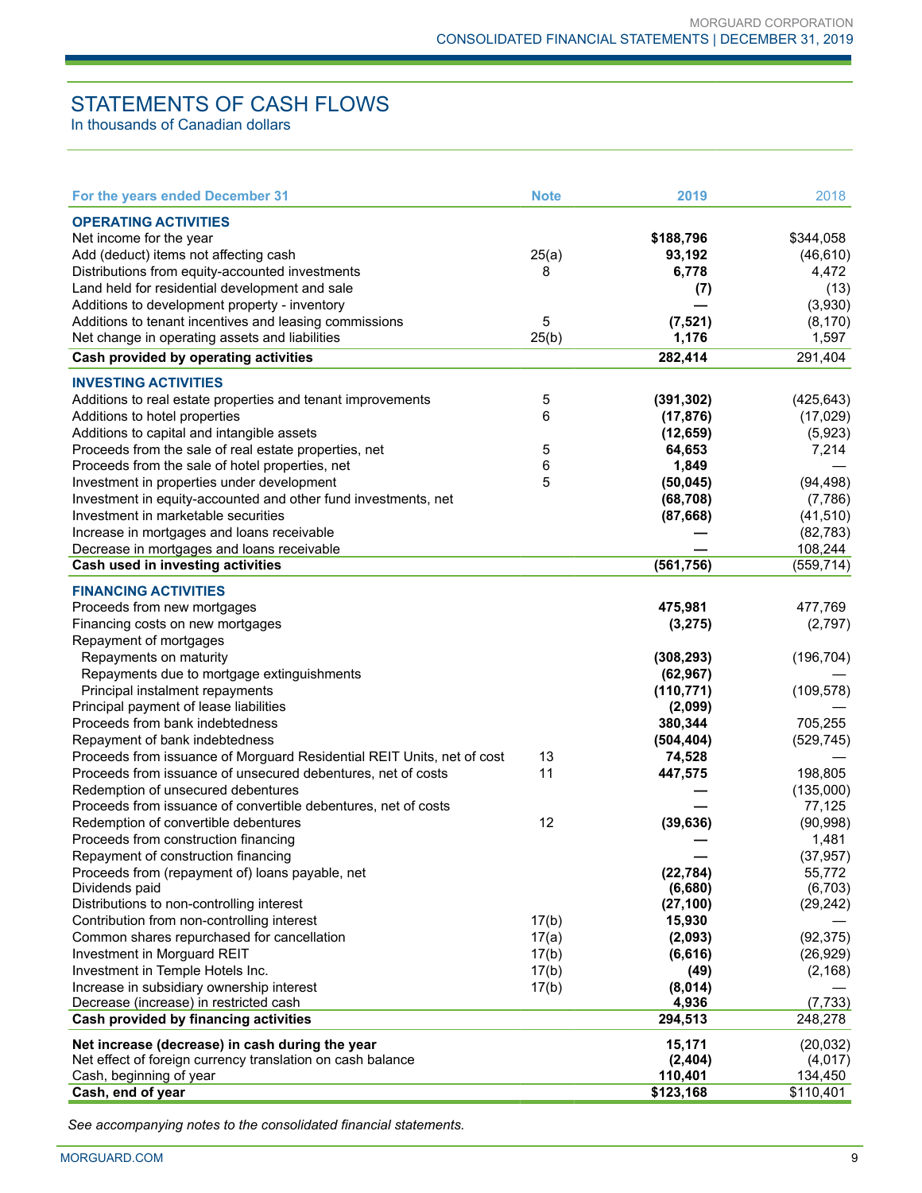# STATEMENTS OF CASH FLOWS

In thousands of Canadian dollars

| For the years ended December 31 | Note | 2019 | 2018 |
|---|---|---|---|
| **OPERATING ACTIVITIES** | | | |
| Net income for the year | | **$188,796** | $344,058 |
| Add (deduct) items not affecting cash | 25(a) | **93,192** | (46,610) |
| Distributions from equity-accounted investments | 8 | **6,778** | 4,472 |
| Land held for residential development and sale | | **(7)** | (13) |
| Additions to development property - inventory | | **—** | (3,930) |
| Additions to tenant incentives and leasing commissions | 5 | **(7,521)** | (8,170) |
| Net change in operating assets and liabilities | 25(b) | **1,176** | 1,597 |
| **Cash provided by operating activities** | | **282,414** | 291,404 |
| **INVESTING ACTIVITIES** | | | |
| Additions to real estate properties and tenant improvements | 5 | **(391,302)** | (425,643) |
| Additions to hotel properties | 6 | **(17,876)** | (17,029) |
| Additions to capital and intangible assets | | **(12,659)** | (5,923) |
| Proceeds from the sale of real estate properties, net | 5 | **64,653** | 7,214 |
| Proceeds from the sale of hotel properties, net | 6 | **1,849** | — |
| Investment in properties under development | 5 | **(50,045)** | (94,498) |
| Investment in equity-accounted and other fund investments, net | | **(68,708)** | (7,786) |
| Investment in marketable securities | | **(87,668)** | (41,510) |
| Increase in mortgages and loans receivable | | **—** | (82,783) |
| Decrease in mortgages and loans receivable | | **—** | 108,244 |
| **Cash used in investing activities** | | **(561,756)** | (559,714) |
| **FINANCING ACTIVITIES** | | | |
| Proceeds from new mortgages | | **475,981** | 477,769 |
| Financing costs on new mortgages | | **(3,275)** | (2,797) |
| Repayment of mortgages | | | |
| Repayments on maturity | | **(308,293)** | (196,704) |
| Repayments due to mortgage extinguishments | | **(62,967)** | — |
| Principal instalment repayments | | **(110,771)** | (109,578) |
| Principal payment of lease liabilities | | **(2,099)** | — |
| Proceeds from bank indebtedness | | **380,344** | 705,255 |
| Repayment of bank indebtedness | | **(504,404)** | (529,745) |
| Proceeds from issuance of Morguard Residential REIT Units, net of cost | 13 | **74,528** | — |
| Proceeds from issuance of unsecured debentures, net of costs | 11 | **447,575** | 198,805 |
| Redemption of unsecured debentures | | **—** | (135,000) |
| Proceeds from issuance of convertible debentures, net of costs | | **—** | 77,125 |
| Redemption of convertible debentures | 12 | **(39,636)** | (90,998) |
| Proceeds from construction financing | | **—** | 1,481 |
| Repayment of construction financing | | **—** | (37,957) |
| Proceeds from (repayment of) loans payable, net | | **(22,784)** | 55,772 |
| Dividends paid | | **(6,680)** | (6,703) |
| Distributions to non-controlling interest | | **(27,100)** | (29,242) |
| Contribution from non-controlling interest | 17(b) | **15,930** | — |
| Common shares repurchased for cancellation | 17(a) | **(2,093)** | (92,375) |
| Investment in Morguard REIT | 17(b) | **(6,616)** | (26,929) |
| Investment in Temple Hotels Inc. | 17(b) | **(49)** | (2,168) |
| Increase in subsidiary ownership interest | 17(b) | **(8,014)** | — |
| Decrease (increase) in restricted cash | | **4,936** | (7,733) |
| **Cash provided by financing activities** | | **294,513** | 248,278 |
| **Net increase (decrease) in cash during the year** | | **15,171** | (20,032) |
| Net effect of foreign currency translation on cash balance | | **(2,404)** | (4,017) |
| Cash, beginning of year | | **110,401** | 134,450 |
| **Cash, end of year** | | **$123,168** | $110,401 |

*See accompanying notes to the consolidated financial statements.*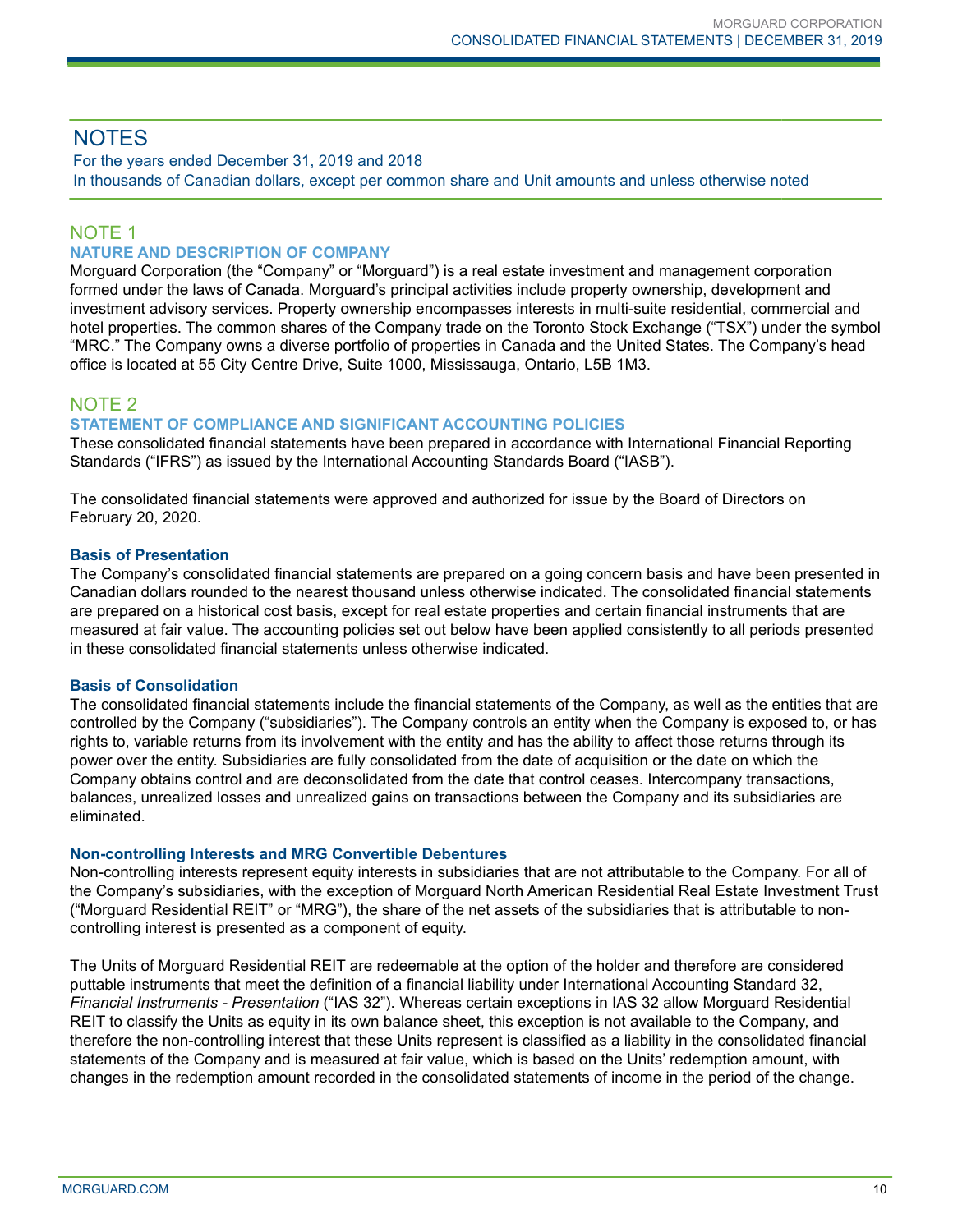# NOTES

For the years ended December 31, 2019 and 2018

In thousands of Canadian dollars, except per common share and Unit amounts and unless otherwise noted

## NOTE 1

### NATURE AND DESCRIPTION OF COMPANY

Morguard Corporation (the "Company" or "Morguard") is a real estate investment and management corporation formed under the laws of Canada. Morguard's principal activities include property ownership, development and investment advisory services. Property ownership encompasses interests in multi-suite residential, commercial and hotel properties. The common shares of the Company trade on the Toronto Stock Exchange ("TSX") under the symbol "MRC." The Company owns a diverse portfolio of properties in Canada and the United States. The Company's head office is located at 55 City Centre Drive, Suite 1000, Mississauga, Ontario, L5B 1M3.

## NOTE 2

### STATEMENT OF COMPLIANCE AND SIGNIFICANT ACCOUNTING POLICIES

These consolidated financial statements have been prepared in accordance with International Financial Reporting Standards ("IFRS") as issued by the International Accounting Standards Board ("IASB").

The consolidated financial statements were approved and authorized for issue by the Board of Directors on February 20, 2020.

#### Basis of Presentation

The Company's consolidated financial statements are prepared on a going concern basis and have been presented in Canadian dollars rounded to the nearest thousand unless otherwise indicated. The consolidated financial statements are prepared on a historical cost basis, except for real estate properties and certain financial instruments that are measured at fair value. The accounting policies set out below have been applied consistently to all periods presented in these consolidated financial statements unless otherwise indicated.

#### Basis of Consolidation

The consolidated financial statements include the financial statements of the Company, as well as the entities that are controlled by the Company ("subsidiaries"). The Company controls an entity when the Company is exposed to, or has rights to, variable returns from its involvement with the entity and has the ability to affect those returns through its power over the entity. Subsidiaries are fully consolidated from the date of acquisition or the date on which the Company obtains control and are deconsolidated from the date that control ceases. Intercompany transactions, balances, unrealized losses and unrealized gains on transactions between the Company and its subsidiaries are eliminated.

#### Non-controlling Interests and MRG Convertible Debentures

Non-controlling interests represent equity interests in subsidiaries that are not attributable to the Company. For all of the Company's subsidiaries, with the exception of Morguard North American Residential Real Estate Investment Trust ("Morguard Residential REIT" or "MRG"), the share of the net assets of the subsidiaries that is attributable to non-controlling interest is presented as a component of equity.

The Units of Morguard Residential REIT are redeemable at the option of the holder and therefore are considered puttable instruments that meet the definition of a financial liability under International Accounting Standard 32, *Financial Instruments - Presentation* ("IAS 32"). Whereas certain exceptions in IAS 32 allow Morguard Residential REIT to classify the Units as equity in its own balance sheet, this exception is not available to the Company, and therefore the non-controlling interest that these Units represent is classified as a liability in the consolidated financial statements of the Company and is measured at fair value, which is based on the Units' redemption amount, with changes in the redemption amount recorded in the consolidated statements of income in the period of the change.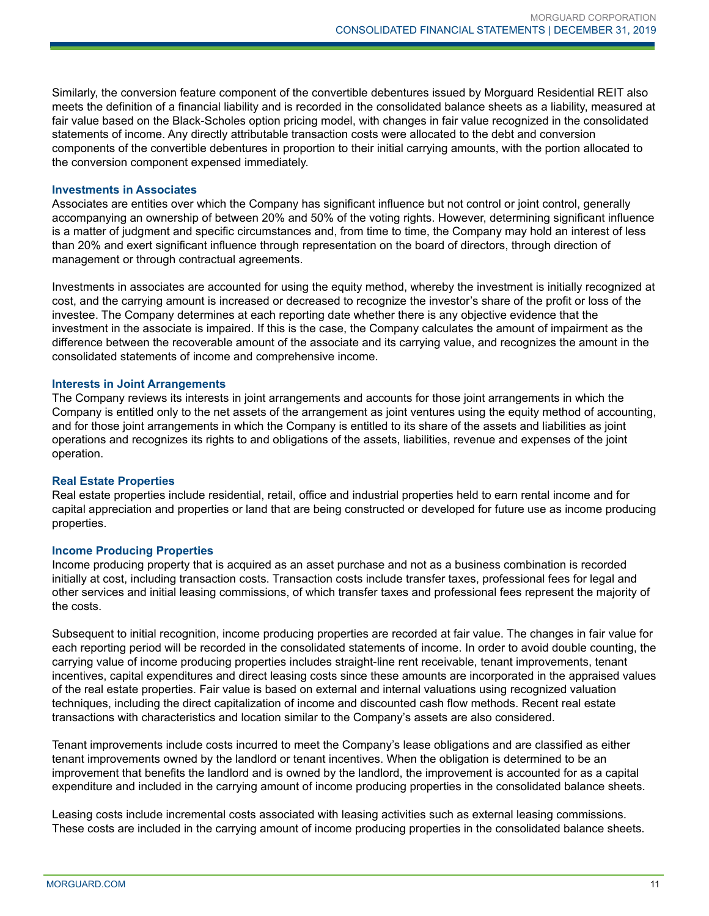Similarly, the conversion feature component of the convertible debentures issued by Morguard Residential REIT also meets the definition of a financial liability and is recorded in the consolidated balance sheets as a liability, measured at fair value based on the Black-Scholes option pricing model, with changes in fair value recognized in the consolidated statements of income. Any directly attributable transaction costs were allocated to the debt and conversion components of the convertible debentures in proportion to their initial carrying amounts, with the portion allocated to the conversion component expensed immediately.

### Investments in Associates

Associates are entities over which the Company has significant influence but not control or joint control, generally accompanying an ownership of between 20% and 50% of the voting rights. However, determining significant influence is a matter of judgment and specific circumstances and, from time to time, the Company may hold an interest of less than 20% and exert significant influence through representation on the board of directors, through direction of management or through contractual agreements.

Investments in associates are accounted for using the equity method, whereby the investment is initially recognized at cost, and the carrying amount is increased or decreased to recognize the investor's share of the profit or loss of the investee. The Company determines at each reporting date whether there is any objective evidence that the investment in the associate is impaired. If this is the case, the Company calculates the amount of impairment as the difference between the recoverable amount of the associate and its carrying value, and recognizes the amount in the consolidated statements of income and comprehensive income.

### Interests in Joint Arrangements

The Company reviews its interests in joint arrangements and accounts for those joint arrangements in which the Company is entitled only to the net assets of the arrangement as joint ventures using the equity method of accounting, and for those joint arrangements in which the Company is entitled to its share of the assets and liabilities as joint operations and recognizes its rights to and obligations of the assets, liabilities, revenue and expenses of the joint operation.

### Real Estate Properties

Real estate properties include residential, retail, office and industrial properties held to earn rental income and for capital appreciation and properties or land that are being constructed or developed for future use as income producing properties.

### Income Producing Properties

Income producing property that is acquired as an asset purchase and not as a business combination is recorded initially at cost, including transaction costs. Transaction costs include transfer taxes, professional fees for legal and other services and initial leasing commissions, of which transfer taxes and professional fees represent the majority of the costs.

Subsequent to initial recognition, income producing properties are recorded at fair value. The changes in fair value for each reporting period will be recorded in the consolidated statements of income. In order to avoid double counting, the carrying value of income producing properties includes straight-line rent receivable, tenant improvements, tenant incentives, capital expenditures and direct leasing costs since these amounts are incorporated in the appraised values of the real estate properties. Fair value is based on external and internal valuations using recognized valuation techniques, including the direct capitalization of income and discounted cash flow methods. Recent real estate transactions with characteristics and location similar to the Company's assets are also considered.

Tenant improvements include costs incurred to meet the Company's lease obligations and are classified as either tenant improvements owned by the landlord or tenant incentives. When the obligation is determined to be an improvement that benefits the landlord and is owned by the landlord, the improvement is accounted for as a capital expenditure and included in the carrying amount of income producing properties in the consolidated balance sheets.

Leasing costs include incremental costs associated with leasing activities such as external leasing commissions. These costs are included in the carrying amount of income producing properties in the consolidated balance sheets.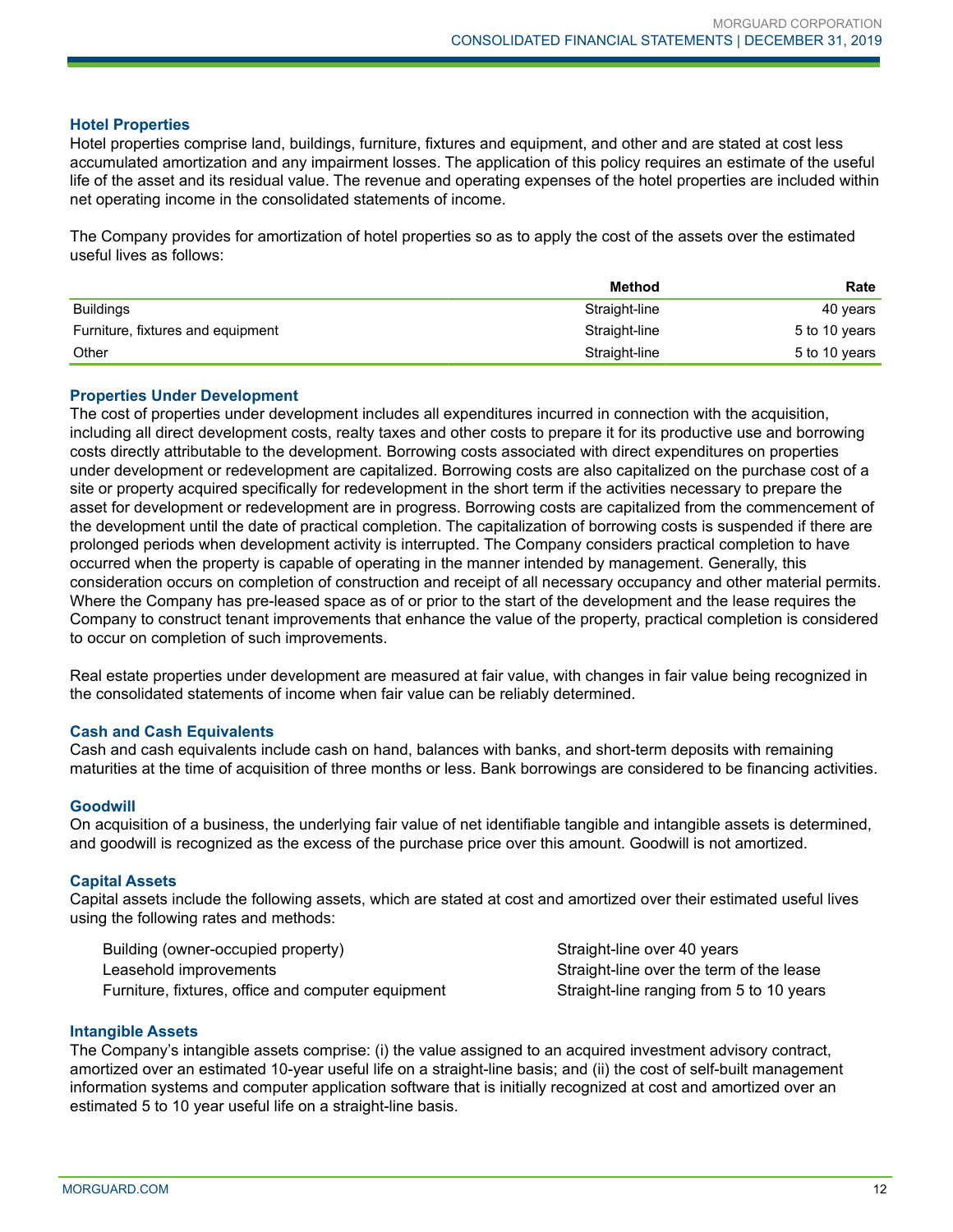### Hotel Properties

Hotel properties comprise land, buildings, furniture, fixtures and equipment, and other and are stated at cost less accumulated amortization and any impairment losses. The application of this policy requires an estimate of the useful life of the asset and its residual value. The revenue and operating expenses of the hotel properties are included within net operating income in the consolidated statements of income.

The Company provides for amortization of hotel properties so as to apply the cost of the assets over the estimated useful lives as follows:

| | Method | Rate |
|---|---|---|
| Buildings | Straight-line | 40 years |
| Furniture, fixtures and equipment | Straight-line | 5 to 10 years |
| Other | Straight-line | 5 to 10 years |

### Properties Under Development

The cost of properties under development includes all expenditures incurred in connection with the acquisition, including all direct development costs, realty taxes and other costs to prepare it for its productive use and borrowing costs directly attributable to the development. Borrowing costs associated with direct expenditures on properties under development or redevelopment are capitalized. Borrowing costs are also capitalized on the purchase cost of a site or property acquired specifically for redevelopment in the short term if the activities necessary to prepare the asset for development or redevelopment are in progress. Borrowing costs are capitalized from the commencement of the development until the date of practical completion. The capitalization of borrowing costs is suspended if there are prolonged periods when development activity is interrupted. The Company considers practical completion to have occurred when the property is capable of operating in the manner intended by management. Generally, this consideration occurs on completion of construction and receipt of all necessary occupancy and other material permits. Where the Company has pre-leased space as of or prior to the start of the development and the lease requires the Company to construct tenant improvements that enhance the value of the property, practical completion is considered to occur on completion of such improvements.

Real estate properties under development are measured at fair value, with changes in fair value being recognized in the consolidated statements of income when fair value can be reliably determined.

### Cash and Cash Equivalents

Cash and cash equivalents include cash on hand, balances with banks, and short-term deposits with remaining maturities at the time of acquisition of three months or less. Bank borrowings are considered to be financing activities.

### Goodwill

On acquisition of a business, the underlying fair value of net identifiable tangible and intangible assets is determined, and goodwill is recognized as the excess of the purchase price over this amount. Goodwill is not amortized.

### Capital Assets

Capital assets include the following assets, which are stated at cost and amortized over their estimated useful lives using the following rates and methods:

| | |
|---|---|
| Building (owner-occupied property) | Straight-line over 40 years |
| Leasehold improvements | Straight-line over the term of the lease |
| Furniture, fixtures, office and computer equipment | Straight-line ranging from 5 to 10 years |

### Intangible Assets

The Company's intangible assets comprise: (i) the value assigned to an acquired investment advisory contract, amortized over an estimated 10-year useful life on a straight-line basis; and (ii) the cost of self-built management information systems and computer application software that is initially recognized at cost and amortized over an estimated 5 to 10 year useful life on a straight-line basis.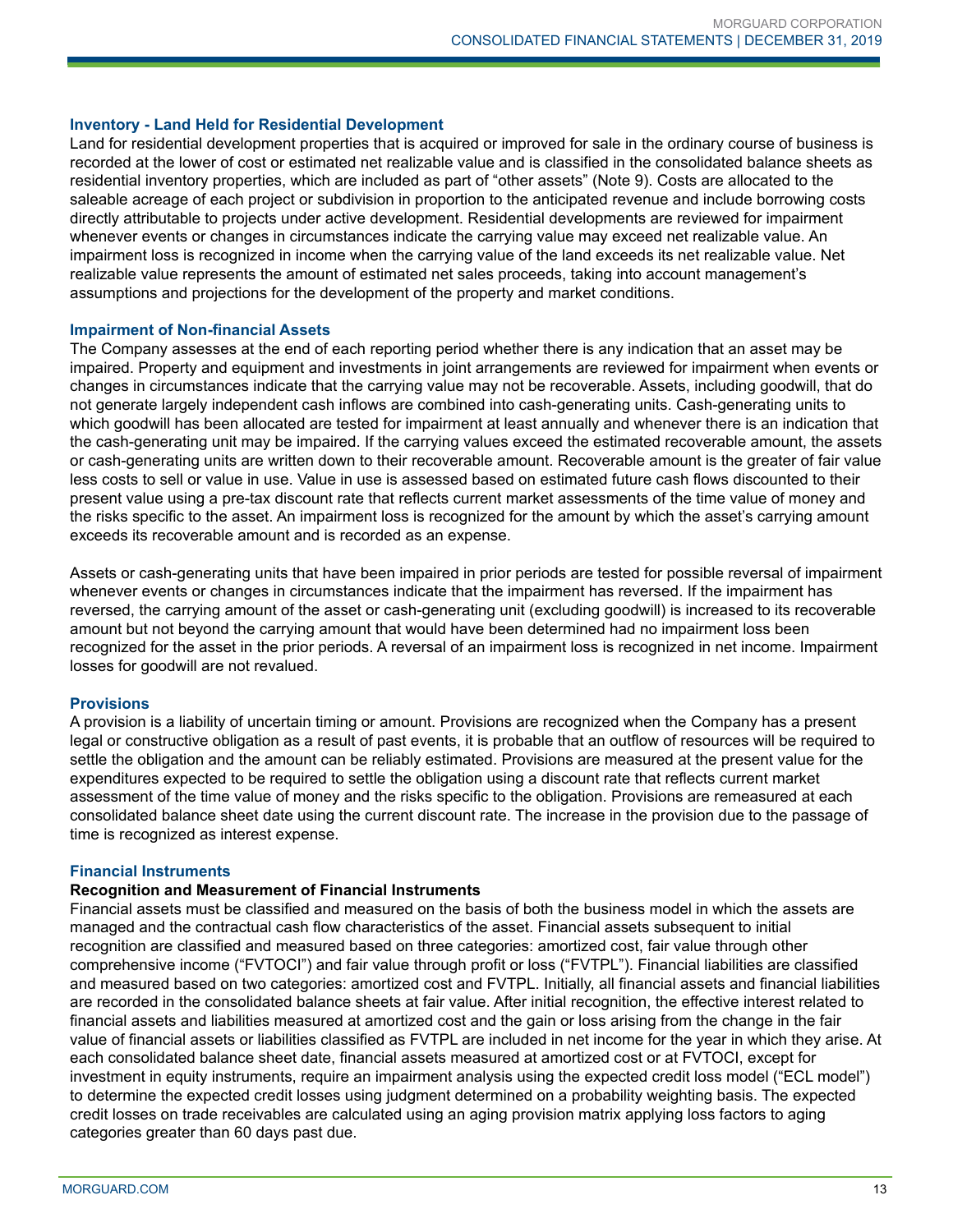### Inventory - Land Held for Residential Development

Land for residential development properties that is acquired or improved for sale in the ordinary course of business is recorded at the lower of cost or estimated net realizable value and is classified in the consolidated balance sheets as residential inventory properties, which are included as part of "other assets" (Note 9). Costs are allocated to the saleable acreage of each project or subdivision in proportion to the anticipated revenue and include borrowing costs directly attributable to projects under active development. Residential developments are reviewed for impairment whenever events or changes in circumstances indicate the carrying value may exceed net realizable value. An impairment loss is recognized in income when the carrying value of the land exceeds its net realizable value. Net realizable value represents the amount of estimated net sales proceeds, taking into account management's assumptions and projections for the development of the property and market conditions.

### Impairment of Non-financial Assets

The Company assesses at the end of each reporting period whether there is any indication that an asset may be impaired. Property and equipment and investments in joint arrangements are reviewed for impairment when events or changes in circumstances indicate that the carrying value may not be recoverable. Assets, including goodwill, that do not generate largely independent cash inflows are combined into cash-generating units. Cash-generating units to which goodwill has been allocated are tested for impairment at least annually and whenever there is an indication that the cash-generating unit may be impaired. If the carrying values exceed the estimated recoverable amount, the assets or cash-generating units are written down to their recoverable amount. Recoverable amount is the greater of fair value less costs to sell or value in use. Value in use is assessed based on estimated future cash flows discounted to their present value using a pre-tax discount rate that reflects current market assessments of the time value of money and the risks specific to the asset. An impairment loss is recognized for the amount by which the asset's carrying amount exceeds its recoverable amount and is recorded as an expense.

Assets or cash-generating units that have been impaired in prior periods are tested for possible reversal of impairment whenever events or changes in circumstances indicate that the impairment has reversed. If the impairment has reversed, the carrying amount of the asset or cash-generating unit (excluding goodwill) is increased to its recoverable amount but not beyond the carrying amount that would have been determined had no impairment loss been recognized for the asset in the prior periods. A reversal of an impairment loss is recognized in net income. Impairment losses for goodwill are not revalued.

### Provisions

A provision is a liability of uncertain timing or amount. Provisions are recognized when the Company has a present legal or constructive obligation as a result of past events, it is probable that an outflow of resources will be required to settle the obligation and the amount can be reliably estimated. Provisions are measured at the present value for the expenditures expected to be required to settle the obligation using a discount rate that reflects current market assessment of the time value of money and the risks specific to the obligation. Provisions are remeasured at each consolidated balance sheet date using the current discount rate. The increase in the provision due to the passage of time is recognized as interest expense.

### Financial Instruments

#### Recognition and Measurement of Financial Instruments

Financial assets must be classified and measured on the basis of both the business model in which the assets are managed and the contractual cash flow characteristics of the asset. Financial assets subsequent to initial recognition are classified and measured based on three categories: amortized cost, fair value through other comprehensive income ("FVTOCI") and fair value through profit or loss ("FVTPL"). Financial liabilities are classified and measured based on two categories: amortized cost and FVTPL. Initially, all financial assets and financial liabilities are recorded in the consolidated balance sheets at fair value. After initial recognition, the effective interest related to financial assets and liabilities measured at amortized cost and the gain or loss arising from the change in the fair value of financial assets or liabilities classified as FVTPL are included in net income for the year in which they arise. At each consolidated balance sheet date, financial assets measured at amortized cost or at FVTOCI, except for investment in equity instruments, require an impairment analysis using the expected credit loss model ("ECL model") to determine the expected credit losses using judgment determined on a probability weighting basis. The expected credit losses on trade receivables are calculated using an aging provision matrix applying loss factors to aging categories greater than 60 days past due.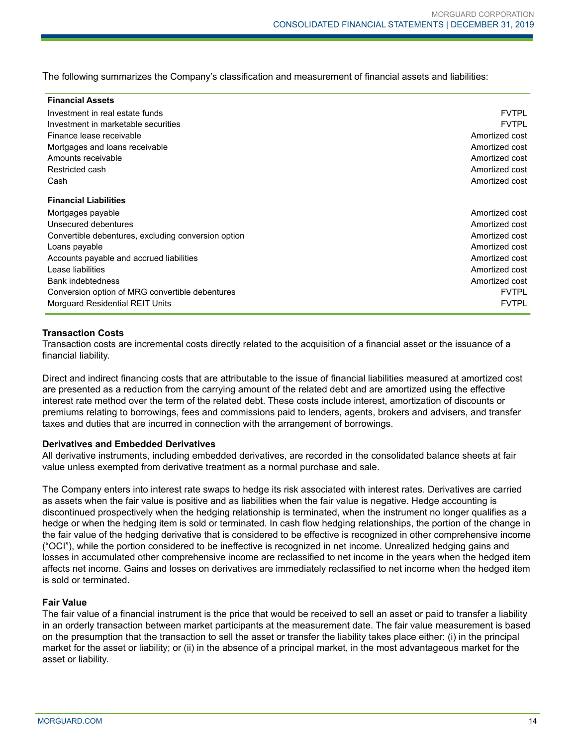The following summarizes the Company's classification and measurement of financial assets and liabilities:

| | |
|---|---|
| **Financial Assets** | |
| Investment in real estate funds | FVTPL |
| Investment in marketable securities | FVTPL |
| Finance lease receivable | Amortized cost |
| Mortgages and loans receivable | Amortized cost |
| Amounts receivable | Amortized cost |
| Restricted cash | Amortized cost |
| Cash | Amortized cost |
| **Financial Liabilities** | |
| Mortgages payable | Amortized cost |
| Unsecured debentures | Amortized cost |
| Convertible debentures, excluding conversion option | Amortized cost |
| Loans payable | Amortized cost |
| Accounts payable and accrued liabilities | Amortized cost |
| Lease liabilities | Amortized cost |
| Bank indebtedness | Amortized cost |
| Conversion option of MRG convertible debentures | FVTPL |
| Morguard Residential REIT Units | FVTPL |

**Transaction Costs**

Transaction costs are incremental costs directly related to the acquisition of a financial asset or the issuance of a financial liability.

Direct and indirect financing costs that are attributable to the issue of financial liabilities measured at amortized cost are presented as a reduction from the carrying amount of the related debt and are amortized using the effective interest rate method over the term of the related debt. These costs include interest, amortization of discounts or premiums relating to borrowings, fees and commissions paid to lenders, agents, brokers and advisers, and transfer taxes and duties that are incurred in connection with the arrangement of borrowings.

**Derivatives and Embedded Derivatives**

All derivative instruments, including embedded derivatives, are recorded in the consolidated balance sheets at fair value unless exempted from derivative treatment as a normal purchase and sale.

The Company enters into interest rate swaps to hedge its risk associated with interest rates. Derivatives are carried as assets when the fair value is positive and as liabilities when the fair value is negative. Hedge accounting is discontinued prospectively when the hedging relationship is terminated, when the instrument no longer qualifies as a hedge or when the hedging item is sold or terminated. In cash flow hedging relationships, the portion of the change in the fair value of the hedging derivative that is considered to be effective is recognized in other comprehensive income ("OCI"), while the portion considered to be ineffective is recognized in net income. Unrealized hedging gains and losses in accumulated other comprehensive income are reclassified to net income in the years when the hedged item affects net income. Gains and losses on derivatives are immediately reclassified to net income when the hedged item is sold or terminated.

**Fair Value**

The fair value of a financial instrument is the price that would be received to sell an asset or paid to transfer a liability in an orderly transaction between market participants at the measurement date. The fair value measurement is based on the presumption that the transaction to sell the asset or transfer the liability takes place either: (i) in the principal market for the asset or liability; or (ii) in the absence of a principal market, in the most advantageous market for the asset or liability.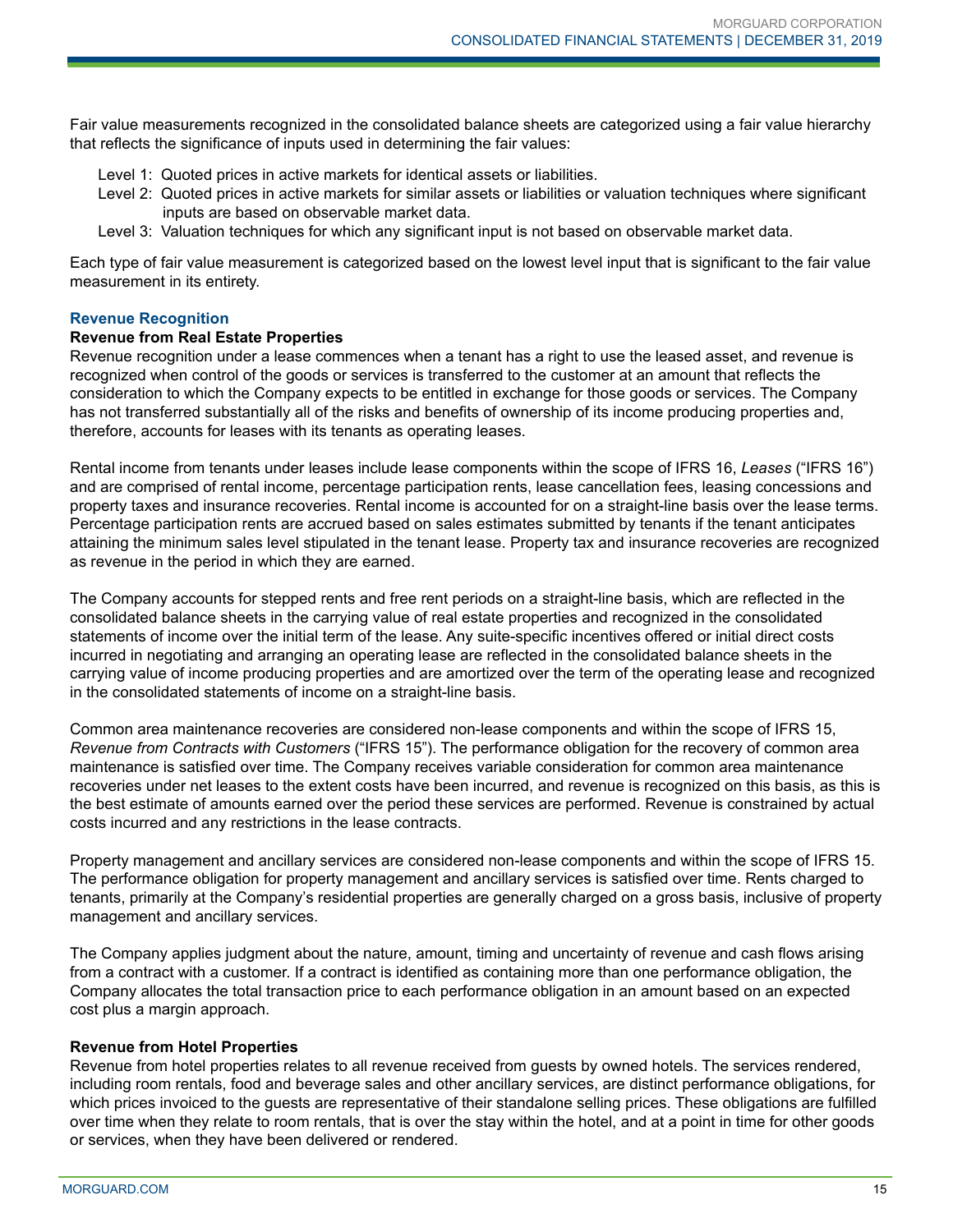Fair value measurements recognized in the consolidated balance sheets are categorized using a fair value hierarchy that reflects the significance of inputs used in determining the fair values:

- Level 1: Quoted prices in active markets for identical assets or liabilities.
- Level 2: Quoted prices in active markets for similar assets or liabilities or valuation techniques where significant inputs are based on observable market data.
- Level 3: Valuation techniques for which any significant input is not based on observable market data.

Each type of fair value measurement is categorized based on the lowest level input that is significant to the fair value measurement in its entirety.

## Revenue Recognition

### Revenue from Real Estate Properties

Revenue recognition under a lease commences when a tenant has a right to use the leased asset, and revenue is recognized when control of the goods or services is transferred to the customer at an amount that reflects the consideration to which the Company expects to be entitled in exchange for those goods or services. The Company has not transferred substantially all of the risks and benefits of ownership of its income producing properties and, therefore, accounts for leases with its tenants as operating leases.

Rental income from tenants under leases include lease components within the scope of IFRS 16, *Leases* ("IFRS 16") and are comprised of rental income, percentage participation rents, lease cancellation fees, leasing concessions and property taxes and insurance recoveries. Rental income is accounted for on a straight-line basis over the lease terms. Percentage participation rents are accrued based on sales estimates submitted by tenants if the tenant anticipates attaining the minimum sales level stipulated in the tenant lease. Property tax and insurance recoveries are recognized as revenue in the period in which they are earned.

The Company accounts for stepped rents and free rent periods on a straight-line basis, which are reflected in the consolidated balance sheets in the carrying value of real estate properties and recognized in the consolidated statements of income over the initial term of the lease. Any suite-specific incentives offered or initial direct costs incurred in negotiating and arranging an operating lease are reflected in the consolidated balance sheets in the carrying value of income producing properties and are amortized over the term of the operating lease and recognized in the consolidated statements of income on a straight-line basis.

Common area maintenance recoveries are considered non-lease components and within the scope of IFRS 15, *Revenue from Contracts with Customers* ("IFRS 15"). The performance obligation for the recovery of common area maintenance is satisfied over time. The Company receives variable consideration for common area maintenance recoveries under net leases to the extent costs have been incurred, and revenue is recognized on this basis, as this is the best estimate of amounts earned over the period these services are performed. Revenue is constrained by actual costs incurred and any restrictions in the lease contracts.

Property management and ancillary services are considered non-lease components and within the scope of IFRS 15. The performance obligation for property management and ancillary services is satisfied over time. Rents charged to tenants, primarily at the Company's residential properties are generally charged on a gross basis, inclusive of property management and ancillary services.

The Company applies judgment about the nature, amount, timing and uncertainty of revenue and cash flows arising from a contract with a customer. If a contract is identified as containing more than one performance obligation, the Company allocates the total transaction price to each performance obligation in an amount based on an expected cost plus a margin approach.

### Revenue from Hotel Properties

Revenue from hotel properties relates to all revenue received from guests by owned hotels. The services rendered, including room rentals, food and beverage sales and other ancillary services, are distinct performance obligations, for which prices invoiced to the guests are representative of their standalone selling prices. These obligations are fulfilled over time when they relate to room rentals, that is over the stay within the hotel, and at a point in time for other goods or services, when they have been delivered or rendered.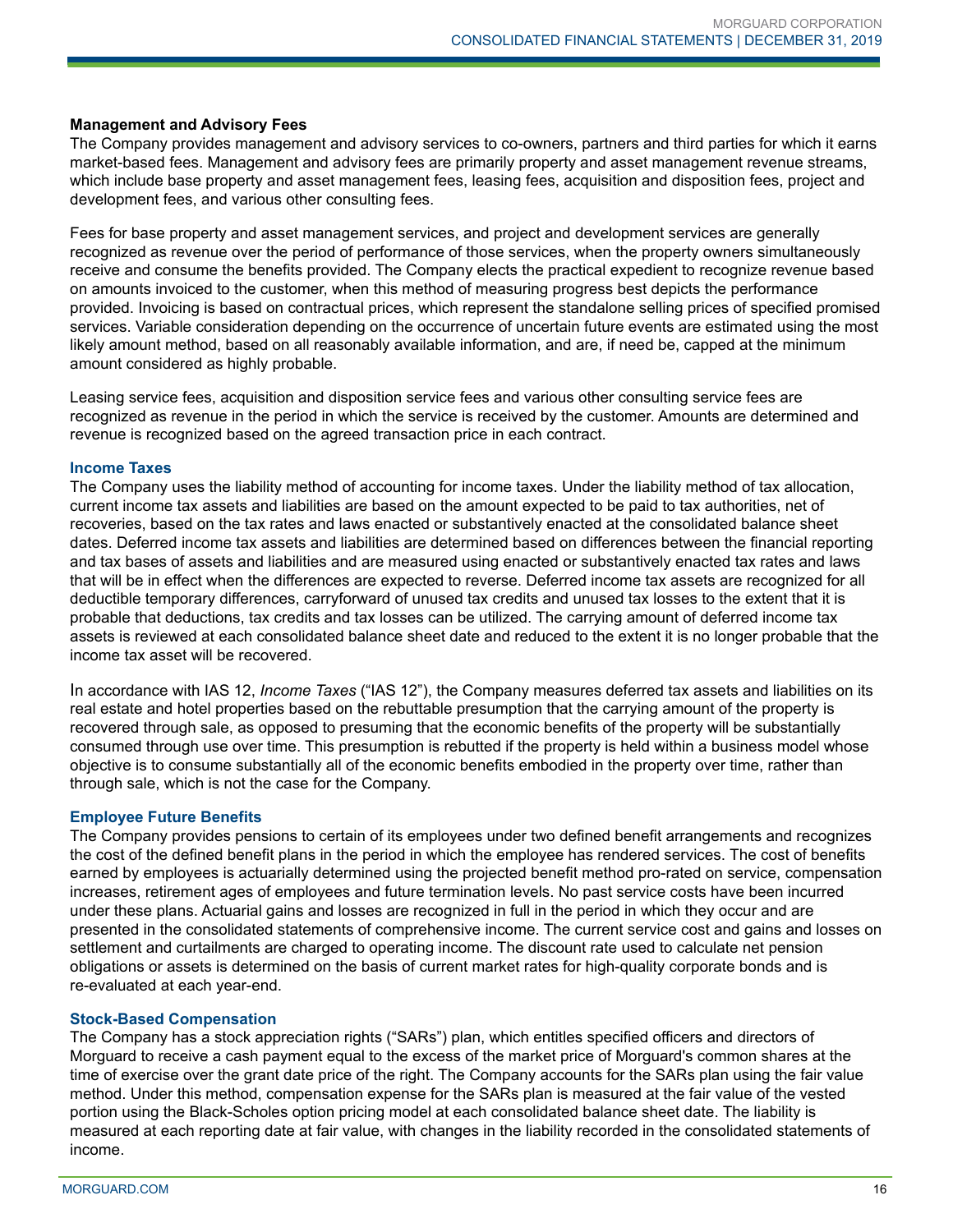### Management and Advisory Fees

The Company provides management and advisory services to co-owners, partners and third parties for which it earns market-based fees. Management and advisory fees are primarily property and asset management revenue streams, which include base property and asset management fees, leasing fees, acquisition and disposition fees, project and development fees, and various other consulting fees.

Fees for base property and asset management services, and project and development services are generally recognized as revenue over the period of performance of those services, when the property owners simultaneously receive and consume the benefits provided. The Company elects the practical expedient to recognize revenue based on amounts invoiced to the customer, when this method of measuring progress best depicts the performance provided. Invoicing is based on contractual prices, which represent the standalone selling prices of specified promised services. Variable consideration depending on the occurrence of uncertain future events are estimated using the most likely amount method, based on all reasonably available information, and are, if need be, capped at the minimum amount considered as highly probable.

Leasing service fees, acquisition and disposition service fees and various other consulting service fees are recognized as revenue in the period in which the service is received by the customer. Amounts are determined and revenue is recognized based on the agreed transaction price in each contract.

### Income Taxes

The Company uses the liability method of accounting for income taxes. Under the liability method of tax allocation, current income tax assets and liabilities are based on the amount expected to be paid to tax authorities, net of recoveries, based on the tax rates and laws enacted or substantively enacted at the consolidated balance sheet dates. Deferred income tax assets and liabilities are determined based on differences between the financial reporting and tax bases of assets and liabilities and are measured using enacted or substantively enacted tax rates and laws that will be in effect when the differences are expected to reverse. Deferred income tax assets are recognized for all deductible temporary differences, carryforward of unused tax credits and unused tax losses to the extent that it is probable that deductions, tax credits and tax losses can be utilized. The carrying amount of deferred income tax assets is reviewed at each consolidated balance sheet date and reduced to the extent it is no longer probable that the income tax asset will be recovered.

In accordance with IAS 12, *Income Taxes* ("IAS 12"), the Company measures deferred tax assets and liabilities on its real estate and hotel properties based on the rebuttable presumption that the carrying amount of the property is recovered through sale, as opposed to presuming that the economic benefits of the property will be substantially consumed through use over time. This presumption is rebutted if the property is held within a business model whose objective is to consume substantially all of the economic benefits embodied in the property over time, rather than through sale, which is not the case for the Company.

### Employee Future Benefits

The Company provides pensions to certain of its employees under two defined benefit arrangements and recognizes the cost of the defined benefit plans in the period in which the employee has rendered services. The cost of benefits earned by employees is actuarially determined using the projected benefit method pro-rated on service, compensation increases, retirement ages of employees and future termination levels. No past service costs have been incurred under these plans. Actuarial gains and losses are recognized in full in the period in which they occur and are presented in the consolidated statements of comprehensive income. The current service cost and gains and losses on settlement and curtailments are charged to operating income. The discount rate used to calculate net pension obligations or assets is determined on the basis of current market rates for high-quality corporate bonds and is re-evaluated at each year-end.

### Stock-Based Compensation

The Company has a stock appreciation rights ("SARs") plan, which entitles specified officers and directors of Morguard to receive a cash payment equal to the excess of the market price of Morguard's common shares at the time of exercise over the grant date price of the right. The Company accounts for the SARs plan using the fair value method. Under this method, compensation expense for the SARs plan is measured at the fair value of the vested portion using the Black-Scholes option pricing model at each consolidated balance sheet date. The liability is measured at each reporting date at fair value, with changes in the liability recorded in the consolidated statements of income.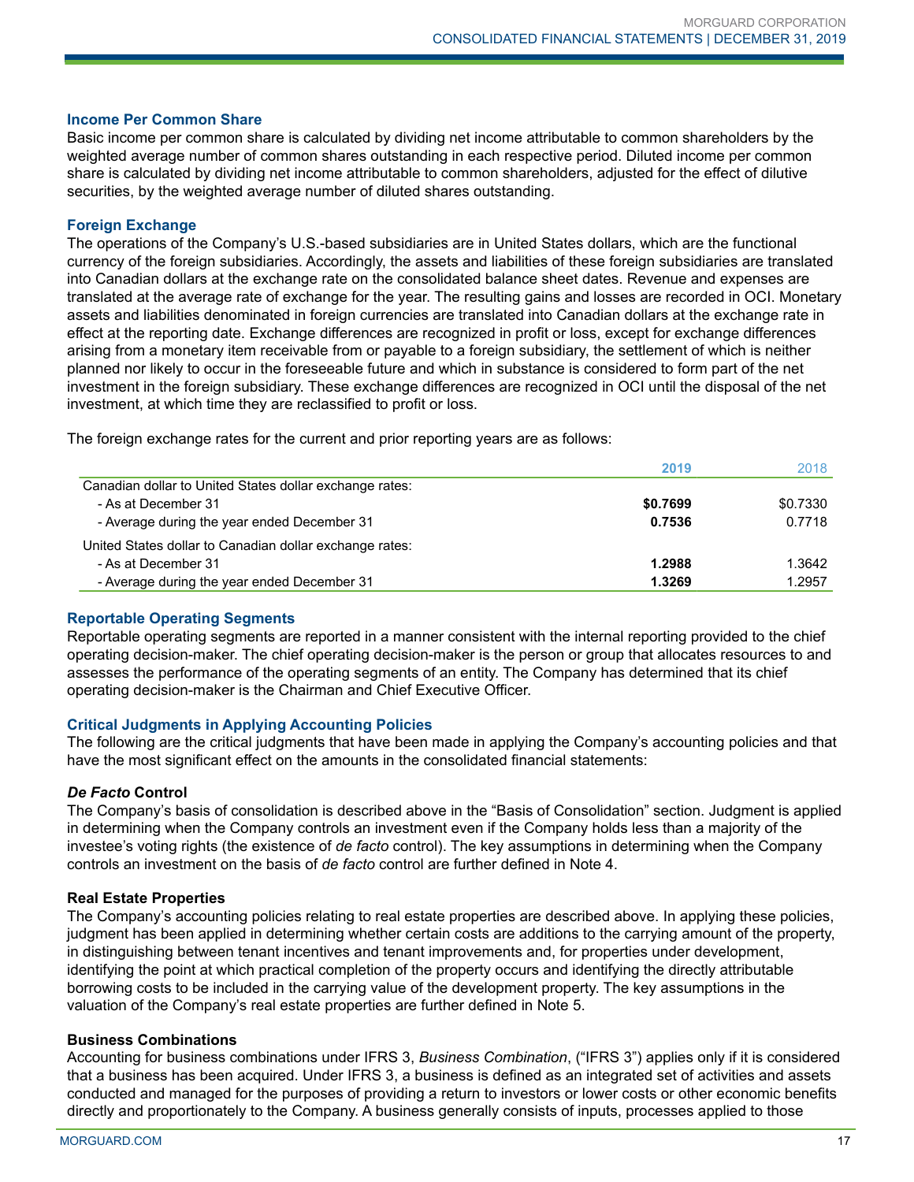### Income Per Common Share

Basic income per common share is calculated by dividing net income attributable to common shareholders by the weighted average number of common shares outstanding in each respective period. Diluted income per common share is calculated by dividing net income attributable to common shareholders, adjusted for the effect of dilutive securities, by the weighted average number of diluted shares outstanding.

### Foreign Exchange

The operations of the Company's U.S.-based subsidiaries are in United States dollars, which are the functional currency of the foreign subsidiaries. Accordingly, the assets and liabilities of these foreign subsidiaries are translated into Canadian dollars at the exchange rate on the consolidated balance sheet dates. Revenue and expenses are translated at the average rate of exchange for the year. The resulting gains and losses are recorded in OCI. Monetary assets and liabilities denominated in foreign currencies are translated into Canadian dollars at the exchange rate in effect at the reporting date. Exchange differences are recognized in profit or loss, except for exchange differences arising from a monetary item receivable from or payable to a foreign subsidiary, the settlement of which is neither planned nor likely to occur in the foreseeable future and which in substance is considered to form part of the net investment in the foreign subsidiary. These exchange differences are recognized in OCI until the disposal of the net investment, at which time they are reclassified to profit or loss.

The foreign exchange rates for the current and prior reporting years are as follows:

| | 2019 | 2018 |
|---|---|---|
| Canadian dollar to United States dollar exchange rates: | | |
| - As at December 31 | **$0.7699** | $0.7330 |
| - Average during the year ended December 31 | **0.7536** | 0.7718 |
| United States dollar to Canadian dollar exchange rates: | | |
| - As at December 31 | **1.2988** | 1.3642 |
| - Average during the year ended December 31 | **1.3269** | 1.2957 |

### Reportable Operating Segments

Reportable operating segments are reported in a manner consistent with the internal reporting provided to the chief operating decision-maker. The chief operating decision-maker is the person or group that allocates resources to and assesses the performance of the operating segments of an entity. The Company has determined that its chief operating decision-maker is the Chairman and Chief Executive Officer.

### Critical Judgments in Applying Accounting Policies

The following are the critical judgments that have been made in applying the Company's accounting policies and that have the most significant effect on the amounts in the consolidated financial statements:

#### *De Facto* Control

The Company's basis of consolidation is described above in the "Basis of Consolidation" section. Judgment is applied in determining when the Company controls an investment even if the Company holds less than a majority of the investee's voting rights (the existence of *de facto* control). The key assumptions in determining when the Company controls an investment on the basis of *de facto* control are further defined in Note 4.

#### Real Estate Properties

The Company's accounting policies relating to real estate properties are described above. In applying these policies, judgment has been applied in determining whether certain costs are additions to the carrying amount of the property, in distinguishing between tenant incentives and tenant improvements and, for properties under development, identifying the point at which practical completion of the property occurs and identifying the directly attributable borrowing costs to be included in the carrying value of the development property. The key assumptions in the valuation of the Company's real estate properties are further defined in Note 5.

#### Business Combinations

Accounting for business combinations under IFRS 3, *Business Combination*, ("IFRS 3") applies only if it is considered that a business has been acquired. Under IFRS 3, a business is defined as an integrated set of activities and assets conducted and managed for the purposes of providing a return to investors or lower costs or other economic benefits directly and proportionately to the Company. A business generally consists of inputs, processes applied to those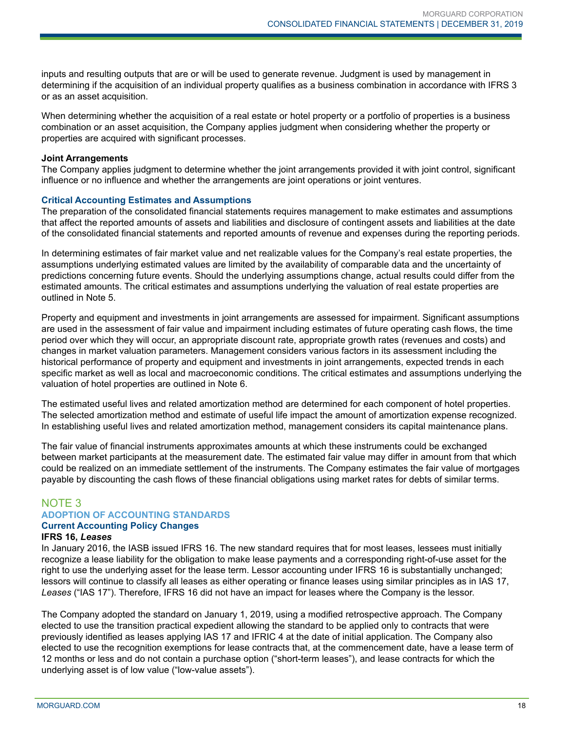inputs and resulting outputs that are or will be used to generate revenue. Judgment is used by management in determining if the acquisition of an individual property qualifies as a business combination in accordance with IFRS 3 or as an asset acquisition.

When determining whether the acquisition of a real estate or hotel property or a portfolio of properties is a business combination or an asset acquisition, the Company applies judgment when considering whether the property or properties are acquired with significant processes.

**Joint Arrangements**

The Company applies judgment to determine whether the joint arrangements provided it with joint control, significant influence or no influence and whether the arrangements are joint operations or joint ventures.

### Critical Accounting Estimates and Assumptions

The preparation of the consolidated financial statements requires management to make estimates and assumptions that affect the reported amounts of assets and liabilities and disclosure of contingent assets and liabilities at the date of the consolidated financial statements and reported amounts of revenue and expenses during the reporting periods.

In determining estimates of fair market value and net realizable values for the Company's real estate properties, the assumptions underlying estimated values are limited by the availability of comparable data and the uncertainty of predictions concerning future events. Should the underlying assumptions change, actual results could differ from the estimated amounts. The critical estimates and assumptions underlying the valuation of real estate properties are outlined in Note 5.

Property and equipment and investments in joint arrangements are assessed for impairment. Significant assumptions are used in the assessment of fair value and impairment including estimates of future operating cash flows, the time period over which they will occur, an appropriate discount rate, appropriate growth rates (revenues and costs) and changes in market valuation parameters. Management considers various factors in its assessment including the historical performance of property and equipment and investments in joint arrangements, expected trends in each specific market as well as local and macroeconomic conditions. The critical estimates and assumptions underlying the valuation of hotel properties are outlined in Note 6.

The estimated useful lives and related amortization method are determined for each component of hotel properties. The selected amortization method and estimate of useful life impact the amount of amortization expense recognized. In establishing useful lives and related amortization method, management considers its capital maintenance plans.

The fair value of financial instruments approximates amounts at which these instruments could be exchanged between market participants at the measurement date. The estimated fair value may differ in amount from that which could be realized on an immediate settlement of the instruments. The Company estimates the fair value of mortgages payable by discounting the cash flows of these financial obligations using market rates for debts of similar terms.

## NOTE 3
## ADOPTION OF ACCOUNTING STANDARDS

### Current Accounting Policy Changes

**IFRS 16, *Leases***

In January 2016, the IASB issued IFRS 16. The new standard requires that for most leases, lessees must initially recognize a lease liability for the obligation to make lease payments and a corresponding right-of-use asset for the right to use the underlying asset for the lease term. Lessor accounting under IFRS 16 is substantially unchanged; lessors will continue to classify all leases as either operating or finance leases using similar principles as in IAS 17, *Leases* ("IAS 17"). Therefore, IFRS 16 did not have an impact for leases where the Company is the lessor.

The Company adopted the standard on January 1, 2019, using a modified retrospective approach. The Company elected to use the transition practical expedient allowing the standard to be applied only to contracts that were previously identified as leases applying IAS 17 and IFRIC 4 at the date of initial application. The Company also elected to use the recognition exemptions for lease contracts that, at the commencement date, have a lease term of 12 months or less and do not contain a purchase option ("short-term leases"), and lease contracts for which the underlying asset is of low value ("low-value assets").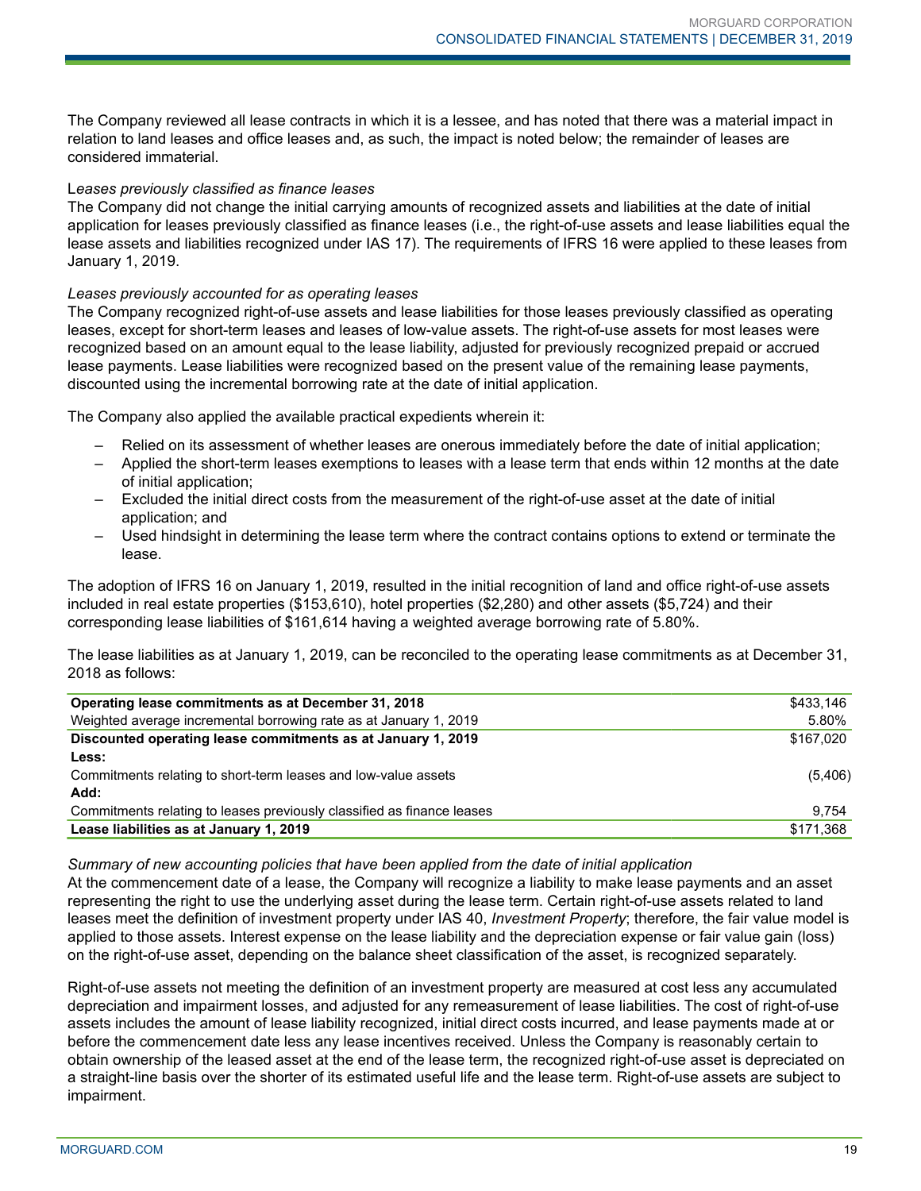The Company reviewed all lease contracts in which it is a lessee, and has noted that there was a material impact in relation to land leases and office leases and, as such, the impact is noted below; the remainder of leases are considered immaterial.

*Leases previously classified as finance leases*

The Company did not change the initial carrying amounts of recognized assets and liabilities at the date of initial application for leases previously classified as finance leases (i.e., the right-of-use assets and lease liabilities equal the lease assets and liabilities recognized under IAS 17). The requirements of IFRS 16 were applied to these leases from January 1, 2019.

*Leases previously accounted for as operating leases*

The Company recognized right-of-use assets and lease liabilities for those leases previously classified as operating leases, except for short-term leases and leases of low-value assets. The right-of-use assets for most leases were recognized based on an amount equal to the lease liability, adjusted for previously recognized prepaid or accrued lease payments. Lease liabilities were recognized based on the present value of the remaining lease payments, discounted using the incremental borrowing rate at the date of initial application.

The Company also applied the available practical expedients wherein it:

- Relied on its assessment of whether leases are onerous immediately before the date of initial application;
- Applied the short-term leases exemptions to leases with a lease term that ends within 12 months at the date of initial application;
- Excluded the initial direct costs from the measurement of the right-of-use asset at the date of initial application; and
- Used hindsight in determining the lease term where the contract contains options to extend or terminate the lease.

The adoption of IFRS 16 on January 1, 2019, resulted in the initial recognition of land and office right-of-use assets included in real estate properties ($153,610), hotel properties ($2,280) and other assets ($5,724) and their corresponding lease liabilities of $161,614 having a weighted average borrowing rate of 5.80%.

The lease liabilities as at January 1, 2019, can be reconciled to the operating lease commitments as at December 31, 2018 as follows:

| | |
|---|---|
| **Operating lease commitments as at December 31, 2018** | $433,146 |
| Weighted average incremental borrowing rate as at January 1, 2019 | 5.80% |
| **Discounted operating lease commitments as at January 1, 2019** | $167,020 |
| **Less:** | |
| Commitments relating to short-term leases and low-value assets | (5,406) |
| **Add:** | |
| Commitments relating to leases previously classified as finance leases | 9,754 |
| **Lease liabilities as at January 1, 2019** | $171,368 |

*Summary of new accounting policies that have been applied from the date of initial application*

At the commencement date of a lease, the Company will recognize a liability to make lease payments and an asset representing the right to use the underlying asset during the lease term. Certain right-of-use assets related to land leases meet the definition of investment property under IAS 40, *Investment Property*; therefore, the fair value model is applied to those assets. Interest expense on the lease liability and the depreciation expense or fair value gain (loss) on the right-of-use asset, depending on the balance sheet classification of the asset, is recognized separately.

Right-of-use assets not meeting the definition of an investment property are measured at cost less any accumulated depreciation and impairment losses, and adjusted for any remeasurement of lease liabilities. The cost of right-of-use assets includes the amount of lease liability recognized, initial direct costs incurred, and lease payments made at or before the commencement date less any lease incentives received. Unless the Company is reasonably certain to obtain ownership of the leased asset at the end of the lease term, the recognized right-of-use asset is depreciated on a straight-line basis over the shorter of its estimated useful life and the lease term. Right-of-use assets are subject to impairment.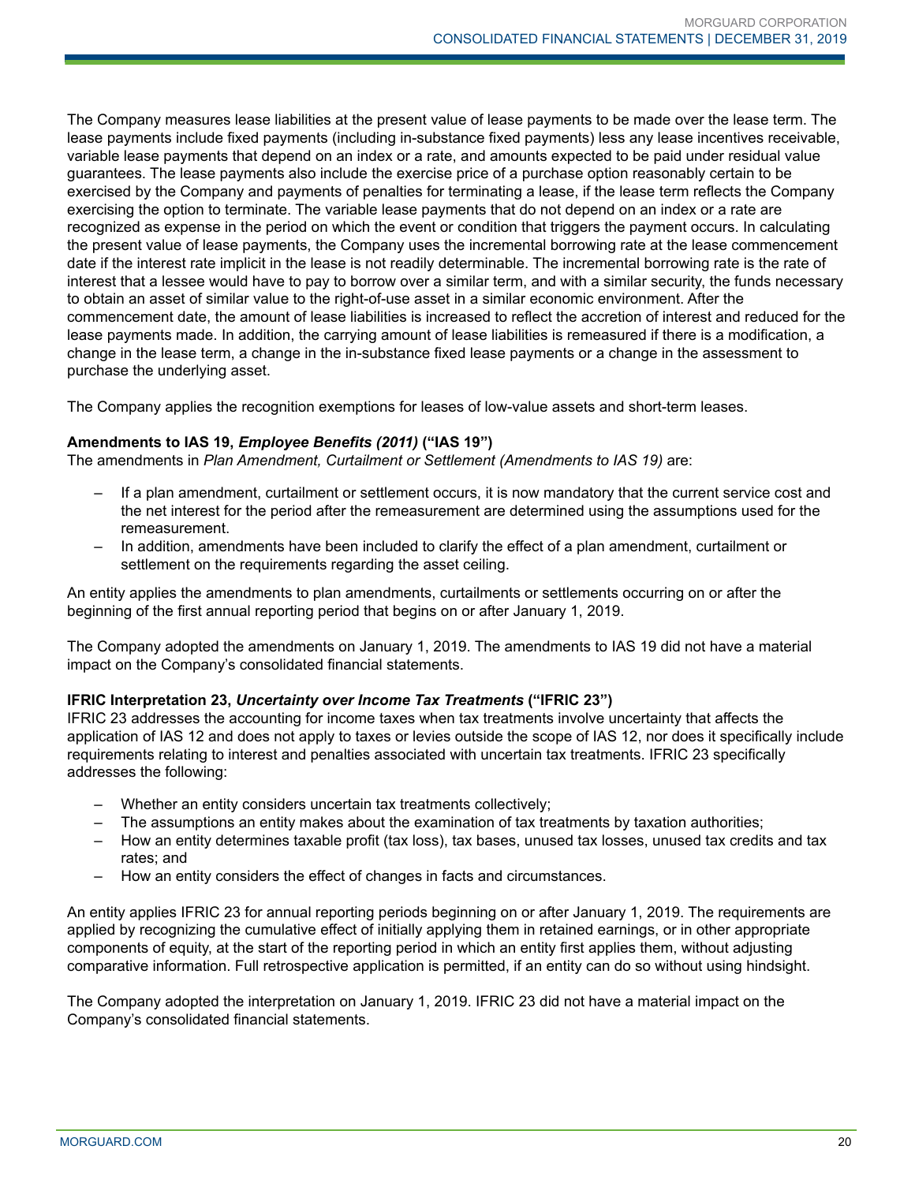The Company measures lease liabilities at the present value of lease payments to be made over the lease term. The lease payments include fixed payments (including in-substance fixed payments) less any lease incentives receivable, variable lease payments that depend on an index or a rate, and amounts expected to be paid under residual value guarantees. The lease payments also include the exercise price of a purchase option reasonably certain to be exercised by the Company and payments of penalties for terminating a lease, if the lease term reflects the Company exercising the option to terminate. The variable lease payments that do not depend on an index or a rate are recognized as expense in the period on which the event or condition that triggers the payment occurs. In calculating the present value of lease payments, the Company uses the incremental borrowing rate at the lease commencement date if the interest rate implicit in the lease is not readily determinable. The incremental borrowing rate is the rate of interest that a lessee would have to pay to borrow over a similar term, and with a similar security, the funds necessary to obtain an asset of similar value to the right-of-use asset in a similar economic environment. After the commencement date, the amount of lease liabilities is increased to reflect the accretion of interest and reduced for the lease payments made. In addition, the carrying amount of lease liabilities is remeasured if there is a modification, a change in the lease term, a change in the in-substance fixed lease payments or a change in the assessment to purchase the underlying asset.

The Company applies the recognition exemptions for leases of low-value assets and short-term leases.

**Amendments to IAS 19, *Employee Benefits (2011)* ("IAS 19")**

The amendments in *Plan Amendment, Curtailment or Settlement (Amendments to IAS 19)* are:

- If a plan amendment, curtailment or settlement occurs, it is now mandatory that the current service cost and the net interest for the period after the remeasurement are determined using the assumptions used for the remeasurement.
- In addition, amendments have been included to clarify the effect of a plan amendment, curtailment or settlement on the requirements regarding the asset ceiling.

An entity applies the amendments to plan amendments, curtailments or settlements occurring on or after the beginning of the first annual reporting period that begins on or after January 1, 2019.

The Company adopted the amendments on January 1, 2019. The amendments to IAS 19 did not have a material impact on the Company's consolidated financial statements.

**IFRIC Interpretation 23, *Uncertainty over Income Tax Treatments* ("IFRIC 23")**

IFRIC 23 addresses the accounting for income taxes when tax treatments involve uncertainty that affects the application of IAS 12 and does not apply to taxes or levies outside the scope of IAS 12, nor does it specifically include requirements relating to interest and penalties associated with uncertain tax treatments. IFRIC 23 specifically addresses the following:

- Whether an entity considers uncertain tax treatments collectively;
- The assumptions an entity makes about the examination of tax treatments by taxation authorities;
- How an entity determines taxable profit (tax loss), tax bases, unused tax losses, unused tax credits and tax rates; and
- How an entity considers the effect of changes in facts and circumstances.

An entity applies IFRIC 23 for annual reporting periods beginning on or after January 1, 2019. The requirements are applied by recognizing the cumulative effect of initially applying them in retained earnings, or in other appropriate components of equity, at the start of the reporting period in which an entity first applies them, without adjusting comparative information. Full retrospective application is permitted, if an entity can do so without using hindsight.

The Company adopted the interpretation on January 1, 2019. IFRIC 23 did not have a material impact on the Company's consolidated financial statements.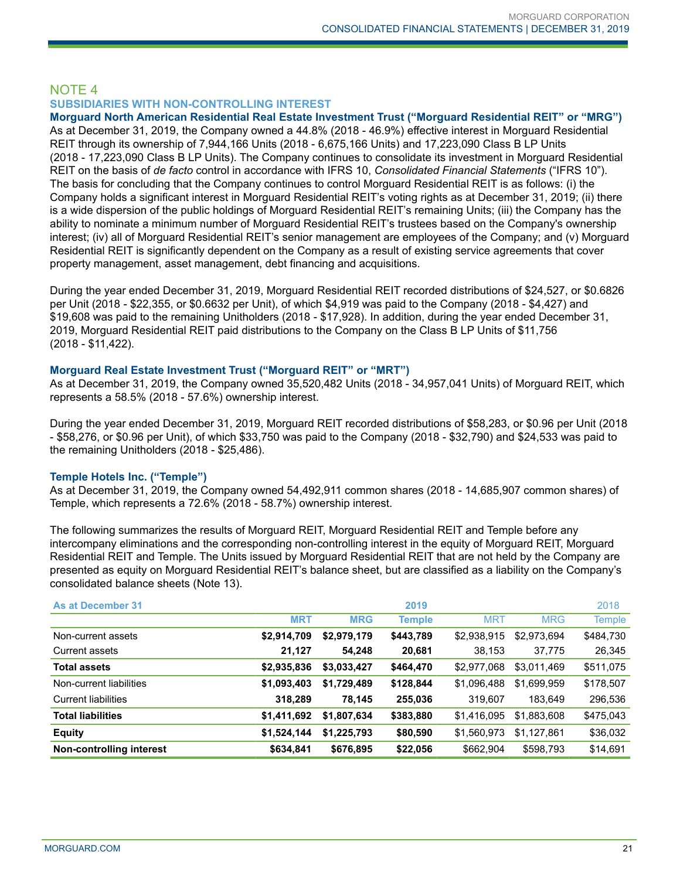## NOTE 4

### SUBSIDIARIES WITH NON-CONTROLLING INTEREST

**Morguard North American Residential Real Estate Investment Trust ("Morguard Residential REIT" or "MRG")**

As at December 31, 2019, the Company owned a 44.8% (2018 - 46.9%) effective interest in Morguard Residential REIT through its ownership of 7,944,166 Units (2018 - 6,675,166 Units) and 17,223,090 Class B LP Units (2018 - 17,223,090 Class B LP Units). The Company continues to consolidate its investment in Morguard Residential REIT on the basis of *de facto* control in accordance with IFRS 10, *Consolidated Financial Statements* ("IFRS 10"). The basis for concluding that the Company continues to control Morguard Residential REIT is as follows: (i) the Company holds a significant interest in Morguard Residential REIT's voting rights as at December 31, 2019; (ii) there is a wide dispersion of the public holdings of Morguard Residential REIT's remaining Units; (iii) the Company has the ability to nominate a minimum number of Morguard Residential REIT's trustees based on the Company's ownership interest; (iv) all of Morguard Residential REIT's senior management are employees of the Company; and (v) Morguard Residential REIT is significantly dependent on the Company as a result of existing service agreements that cover property management, asset management, debt financing and acquisitions.

During the year ended December 31, 2019, Morguard Residential REIT recorded distributions of $24,527, or $0.6826 per Unit (2018 - $22,355, or $0.6632 per Unit), of which $4,919 was paid to the Company (2018 - $4,427) and $19,608 was paid to the remaining Unitholders (2018 - $17,928). In addition, during the year ended December 31, 2019, Morguard Residential REIT paid distributions to the Company on the Class B LP Units of $11,756 (2018 - $11,422).

**Morguard Real Estate Investment Trust ("Morguard REIT" or "MRT")**

As at December 31, 2019, the Company owned 35,520,482 Units (2018 - 34,957,041 Units) of Morguard REIT, which represents a 58.5% (2018 - 57.6%) ownership interest.

During the year ended December 31, 2019, Morguard REIT recorded distributions of $58,283, or $0.96 per Unit (2018 - $58,276, or $0.96 per Unit), of which $33,750 was paid to the Company (2018 - $32,790) and $24,533 was paid to the remaining Unitholders (2018 - $25,486).

**Temple Hotels Inc. ("Temple")**

As at December 31, 2019, the Company owned 54,492,911 common shares (2018 - 14,685,907 common shares) of Temple, which represents a 72.6% (2018 - 58.7%) ownership interest.

The following summarizes the results of Morguard REIT, Morguard Residential REIT and Temple before any intercompany eliminations and the corresponding non-controlling interest in the equity of Morguard REIT, Morguard Residential REIT and Temple. The Units issued by Morguard Residential REIT that are not held by the Company are presented as equity on Morguard Residential REIT's balance sheet, but are classified as a liability on the Company's consolidated balance sheets (Note 13).

| As at December 31 | | | 2019 | | | 2018 |
|---|---|---|---|---|---|---|
| | **MRT** | **MRG** | **Temple** | MRT | MRG | Temple |
| Non-current assets | **$2,914,709** | **$2,979,179** | **$443,789** | $2,938,915 | $2,973,694 | $484,730 |
| Current assets | **21,127** | **54,248** | **20,681** | 38,153 | 37,775 | 26,345 |
| **Total assets** | **$2,935,836** | **$3,033,427** | **$464,470** | $2,977,068 | $3,011,469 | $511,075 |
| Non-current liabilities | **$1,093,403** | **$1,729,489** | **$128,844** | $1,096,488 | $1,699,959 | $178,507 |
| Current liabilities | **318,289** | **78,145** | **255,036** | 319,607 | 183,649 | 296,536 |
| **Total liabilities** | **$1,411,692** | **$1,807,634** | **$383,880** | $1,416,095 | $1,883,608 | $475,043 |
| **Equity** | **$1,524,144** | **$1,225,793** | **$80,590** | $1,560,973 | $1,127,861 | $36,032 |
| **Non-controlling interest** | **$634,841** | **$676,895** | **$22,056** | $662,904 | $598,793 | $14,691 |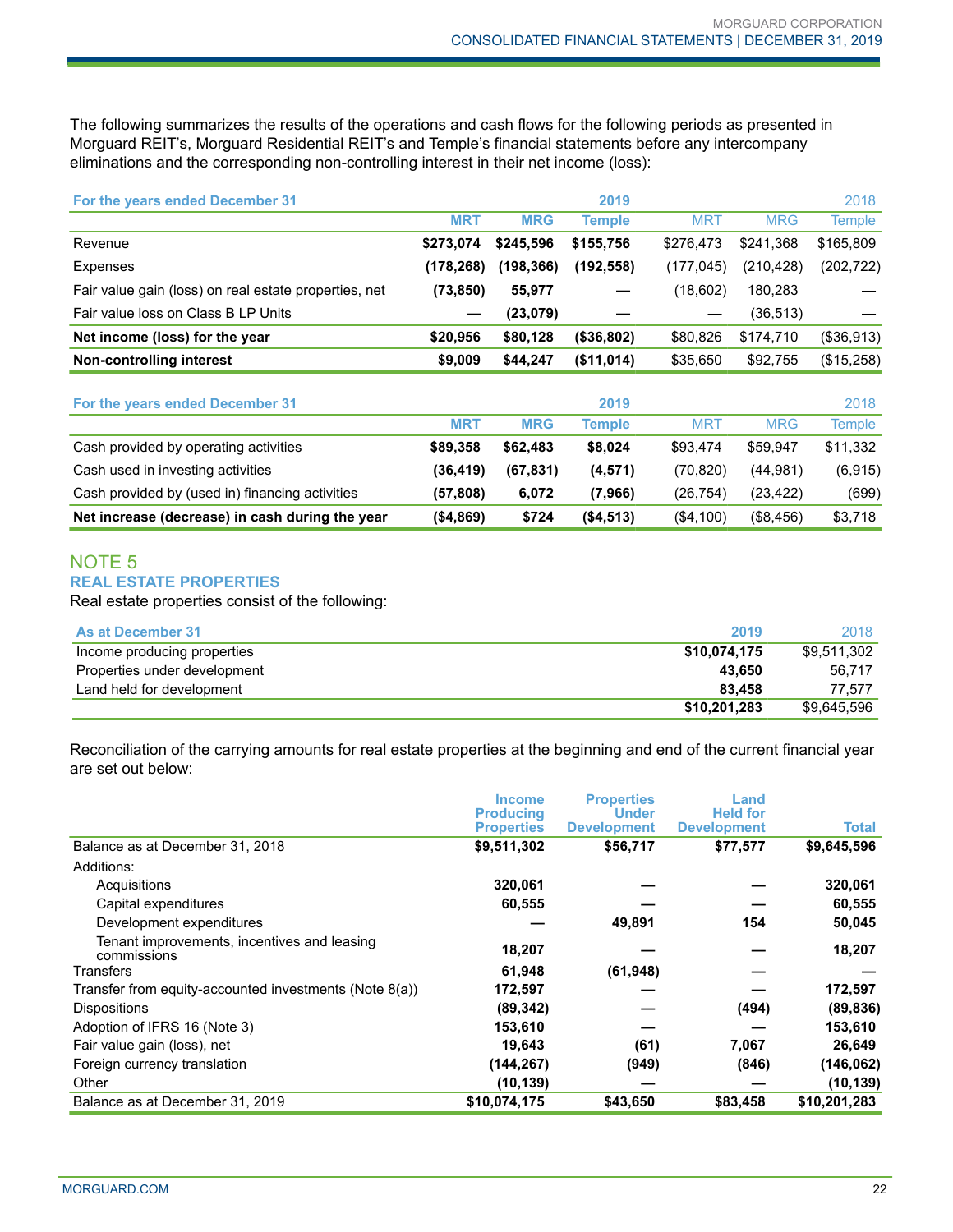The following summarizes the results of the operations and cash flows for the following periods as presented in Morguard REIT's, Morguard Residential REIT's and Temple's financial statements before any intercompany eliminations and the corresponding non-controlling interest in their net income (loss):

| For the years ended December 31 | | 2019 | | | 2018 | |
|---|---|---|---|---|---|---|
| | MRT | MRG | Temple | MRT | MRG | Temple |
| Revenue | **$273,074** | **$245,596** | **$155,756** | $276,473 | $241,368 | $165,809 |
| Expenses | **(178,268)** | **(198,366)** | **(192,558)** | (177,045) | (210,428) | (202,722) |
| Fair value gain (loss) on real estate properties, net | **(73,850)** | **55,977** | **—** | (18,602) | 180,283 | — |
| Fair value loss on Class B LP Units | **—** | **(23,079)** | **—** | — | (36,513) | — |
| **Net income (loss) for the year** | **$20,956** | **$80,128** | **($36,802)** | $80,826 | $174,710 | ($36,913) |
| **Non-controlling interest** | **$9,009** | **$44,247** | **($11,014)** | $35,650 | $92,755 | ($15,258) |

| For the years ended December 31 | | 2019 | | | 2018 | |
|---|---|---|---|---|---|---|
| | MRT | MRG | Temple | MRT | MRG | Temple |
| Cash provided by operating activities | **$89,358** | **$62,483** | **$8,024** | $93,474 | $59,947 | $11,332 |
| Cash used in investing activities | **(36,419)** | **(67,831)** | **(4,571)** | (70,820) | (44,981) | (6,915) |
| Cash provided by (used in) financing activities | **(57,808)** | **6,072** | **(7,966)** | (26,754) | (23,422) | (699) |
| **Net increase (decrease) in cash during the year** | **($4,869)** | **$724** | **($4,513)** | ($4,100) | ($8,456) | $3,718 |

## NOTE 5
### REAL ESTATE PROPERTIES

Real estate properties consist of the following:

| As at December 31 | 2019 | 2018 |
|---|---|---|
| Income producing properties | **$10,074,175** | $9,511,302 |
| Properties under development | **43,650** | 56,717 |
| Land held for development | **83,458** | 77,577 |
| | **$10,201,283** | $9,645,596 |

Reconciliation of the carrying amounts for real estate properties at the beginning and end of the current financial year are set out below:

| | Income Producing Properties | Properties Under Development | Land Held for Development | Total |
|---|---|---|---|---|
| Balance as at December 31, 2018 | **$9,511,302** | **$56,717** | **$77,577** | **$9,645,596** |
| Additions: | | | | |
| Acquisitions | **320,061** | **—** | **—** | **320,061** |
| Capital expenditures | **60,555** | **—** | **—** | **60,555** |
| Development expenditures | **—** | **49,891** | **154** | **50,045** |
| Tenant improvements, incentives and leasing commissions | **18,207** | **—** | **—** | **18,207** |
| Transfers | **61,948** | **(61,948)** | **—** | **—** |
| Transfer from equity-accounted investments (Note 8(a)) | **172,597** | **—** | **—** | **172,597** |
| Dispositions | **(89,342)** | **—** | **(494)** | **(89,836)** |
| Adoption of IFRS 16 (Note 3) | **153,610** | **—** | **—** | **153,610** |
| Fair value gain (loss), net | **19,643** | **(61)** | **7,067** | **26,649** |
| Foreign currency translation | **(144,267)** | **(949)** | **(846)** | **(146,062)** |
| Other | **(10,139)** | **—** | **—** | **(10,139)** |
| Balance as at December 31, 2019 | **$10,074,175** | **$43,650** | **$83,458** | **$10,201,283** |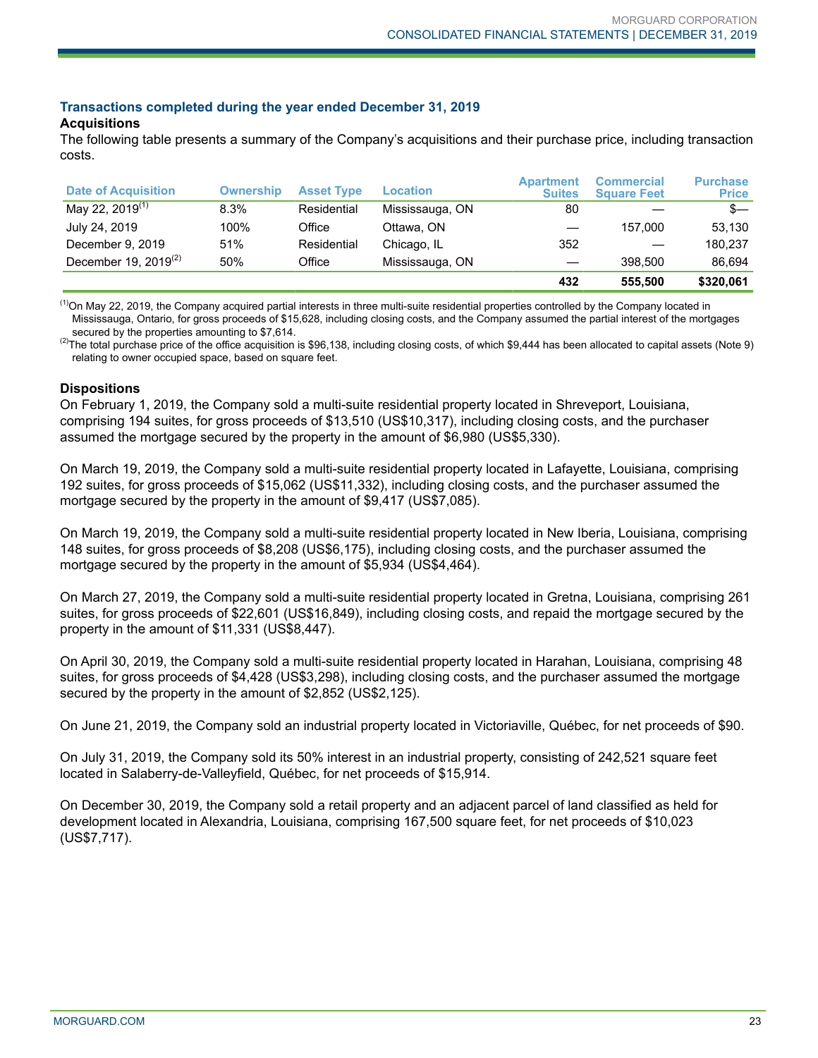### Transactions completed during the year ended December 31, 2019

**Acquisitions**

The following table presents a summary of the Company's acquisitions and their purchase price, including transaction costs.

| Date of Acquisition | Ownership | Asset Type | Location | Apartment Suites | Commercial Square Feet | Purchase Price |
|---|---|---|---|---|---|---|
| May 22, 2019[1] | 8.3% | Residential | Mississauga, ON | 80 | — | $— |
| July 24, 2019 | 100% | Office | Ottawa, ON | — | 157,000 | 53,130 |
| December 9, 2019 | 51% | Residential | Chicago, IL | 352 | — | 180,237 |
| December 19, 2019[2] | 50% | Office | Mississauga, ON | — | 398,500 | 86,694 |
| | | | | **432** | **555,500** | **$320,061** |

[1]On May 22, 2019, the Company acquired partial interests in three multi-suite residential properties controlled by the Company located in Mississauga, Ontario, for gross proceeds of $15,628, including closing costs, and the Company assumed the partial interest of the mortgages secured by the properties amounting to $7,614.

[2]The total purchase price of the office acquisition is $96,138, including closing costs, of which $9,444 has been allocated to capital assets (Note 9) relating to owner occupied space, based on square feet.

**Dispositions**

On February 1, 2019, the Company sold a multi-suite residential property located in Shreveport, Louisiana, comprising 194 suites, for gross proceeds of $13,510 (US$10,317), including closing costs, and the purchaser assumed the mortgage secured by the property in the amount of $6,980 (US$5,330).

On March 19, 2019, the Company sold a multi-suite residential property located in Lafayette, Louisiana, comprising 192 suites, for gross proceeds of $15,062 (US$11,332), including closing costs, and the purchaser assumed the mortgage secured by the property in the amount of $9,417 (US$7,085).

On March 19, 2019, the Company sold a multi-suite residential property located in New Iberia, Louisiana, comprising 148 suites, for gross proceeds of $8,208 (US$6,175), including closing costs, and the purchaser assumed the mortgage secured by the property in the amount of $5,934 (US$4,464).

On March 27, 2019, the Company sold a multi-suite residential property located in Gretna, Louisiana, comprising 261 suites, for gross proceeds of $22,601 (US$16,849), including closing costs, and repaid the mortgage secured by the property in the amount of $11,331 (US$8,447).

On April 30, 2019, the Company sold a multi-suite residential property located in Harahan, Louisiana, comprising 48 suites, for gross proceeds of $4,428 (US$3,298), including closing costs, and the purchaser assumed the mortgage secured by the property in the amount of $2,852 (US$2,125).

On June 21, 2019, the Company sold an industrial property located in Victoriaville, Québec, for net proceeds of $90.

On July 31, 2019, the Company sold its 50% interest in an industrial property, consisting of 242,521 square feet located in Salaberry-de-Valleyfield, Québec, for net proceeds of $15,914.

On December 30, 2019, the Company sold a retail property and an adjacent parcel of land classified as held for development located in Alexandria, Louisiana, comprising 167,500 square feet, for net proceeds of $10,023 (US$7,717).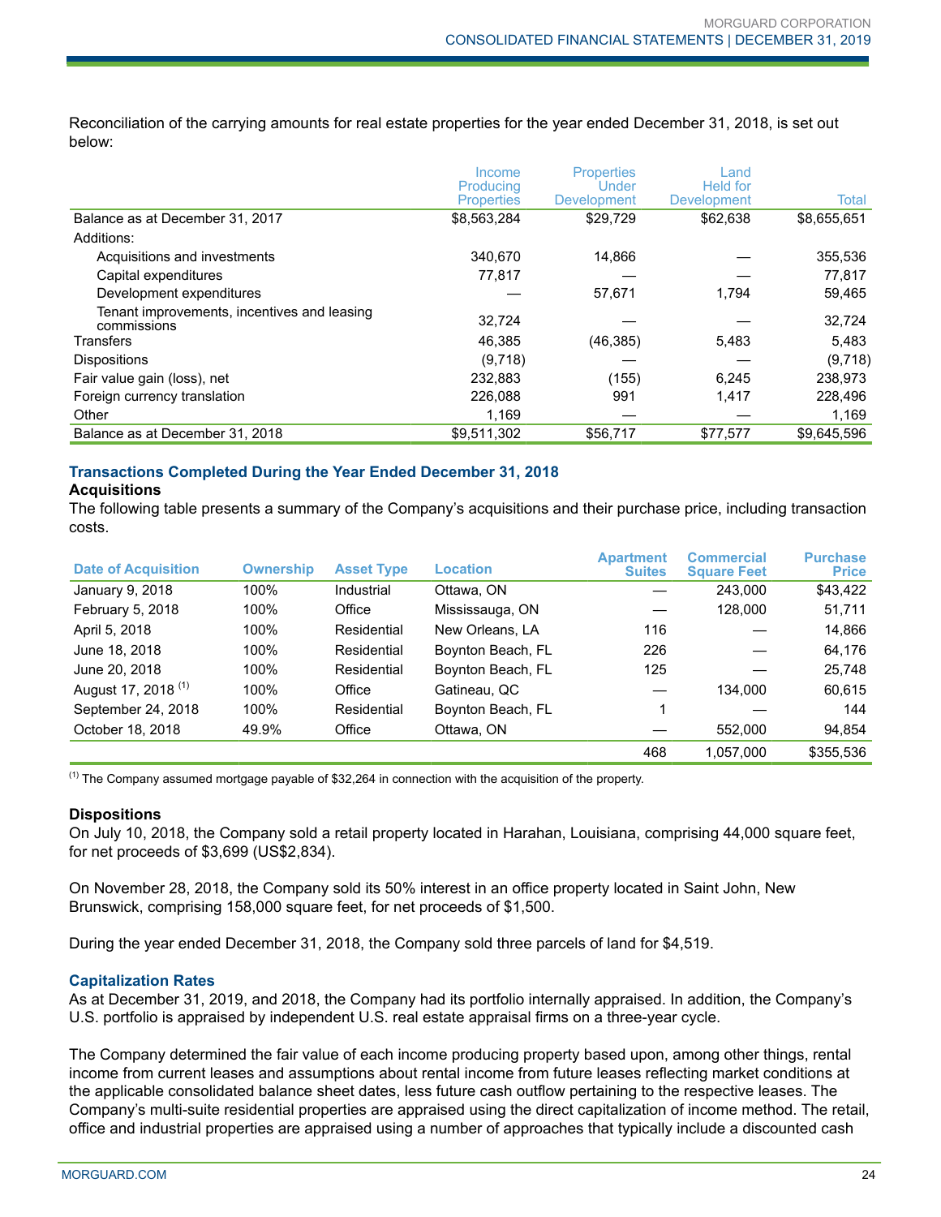Reconciliation of the carrying amounts for real estate properties for the year ended December 31, 2018, is set out below:

| | Income Producing Properties | Properties Under Development | Land Held for Development | Total |
|---|---|---|---|---|
| Balance as at December 31, 2017 | $8,563,284 | $29,729 | $62,638 | $8,655,651 |
| Additions: | | | | |
| Acquisitions and investments | 340,670 | 14,866 | — | 355,536 |
| Capital expenditures | 77,817 | — | — | 77,817 |
| Development expenditures | — | 57,671 | 1,794 | 59,465 |
| Tenant improvements, incentives and leasing commissions | 32,724 | — | — | 32,724 |
| Transfers | 46,385 | (46,385) | 5,483 | 5,483 |
| Dispositions | (9,718) | — | — | (9,718) |
| Fair value gain (loss), net | 232,883 | (155) | 6,245 | 238,973 |
| Foreign currency translation | 226,088 | 991 | 1,417 | 228,496 |
| Other | 1,169 | — | — | 1,169 |
| Balance as at December 31, 2018 | $9,511,302 | $56,717 | $77,577 | $9,645,596 |

## Transactions Completed During the Year Ended December 31, 2018

### Acquisitions

The following table presents a summary of the Company's acquisitions and their purchase price, including transaction costs.

| Date of Acquisition | Ownership | Asset Type | Location | Apartment Suites | Commercial Square Feet | Purchase Price |
|---|---|---|---|---|---|---|
| January 9, 2018 | 100% | Industrial | Ottawa, ON | — | 243,000 | $43,422 |
| February 5, 2018 | 100% | Office | Mississauga, ON | — | 128,000 | 51,711 |
| April 5, 2018 | 100% | Residential | New Orleans, LA | 116 | — | 14,866 |
| June 18, 2018 | 100% | Residential | Boynton Beach, FL | 226 | — | 64,176 |
| June 20, 2018 | 100% | Residential | Boynton Beach, FL | 125 | — | 25,748 |
| August 17, 2018 [1] | 100% | Office | Gatineau, QC | — | 134,000 | 60,615 |
| September 24, 2018 | 100% | Residential | Boynton Beach, FL | 1 | — | 144 |
| October 18, 2018 | 49.9% | Office | Ottawa, ON | — | 552,000 | 94,854 |
| | | | | 468 | 1,057,000 | $355,536 |

[1] The Company assumed mortgage payable of $32,264 in connection with the acquisition of the property.

### Dispositions

On July 10, 2018, the Company sold a retail property located in Harahan, Louisiana, comprising 44,000 square feet, for net proceeds of $3,699 (US$2,834).

On November 28, 2018, the Company sold its 50% interest in an office property located in Saint John, New Brunswick, comprising 158,000 square feet, for net proceeds of $1,500.

During the year ended December 31, 2018, the Company sold three parcels of land for $4,519.

## Capitalization Rates

As at December 31, 2019, and 2018, the Company had its portfolio internally appraised. In addition, the Company's U.S. portfolio is appraised by independent U.S. real estate appraisal firms on a three-year cycle.

The Company determined the fair value of each income producing property based upon, among other things, rental income from current leases and assumptions about rental income from future leases reflecting market conditions at the applicable consolidated balance sheet dates, less future cash outflow pertaining to the respective leases. The Company's multi-suite residential properties are appraised using the direct capitalization of income method. The retail, office and industrial properties are appraised using a number of approaches that typically include a discounted cash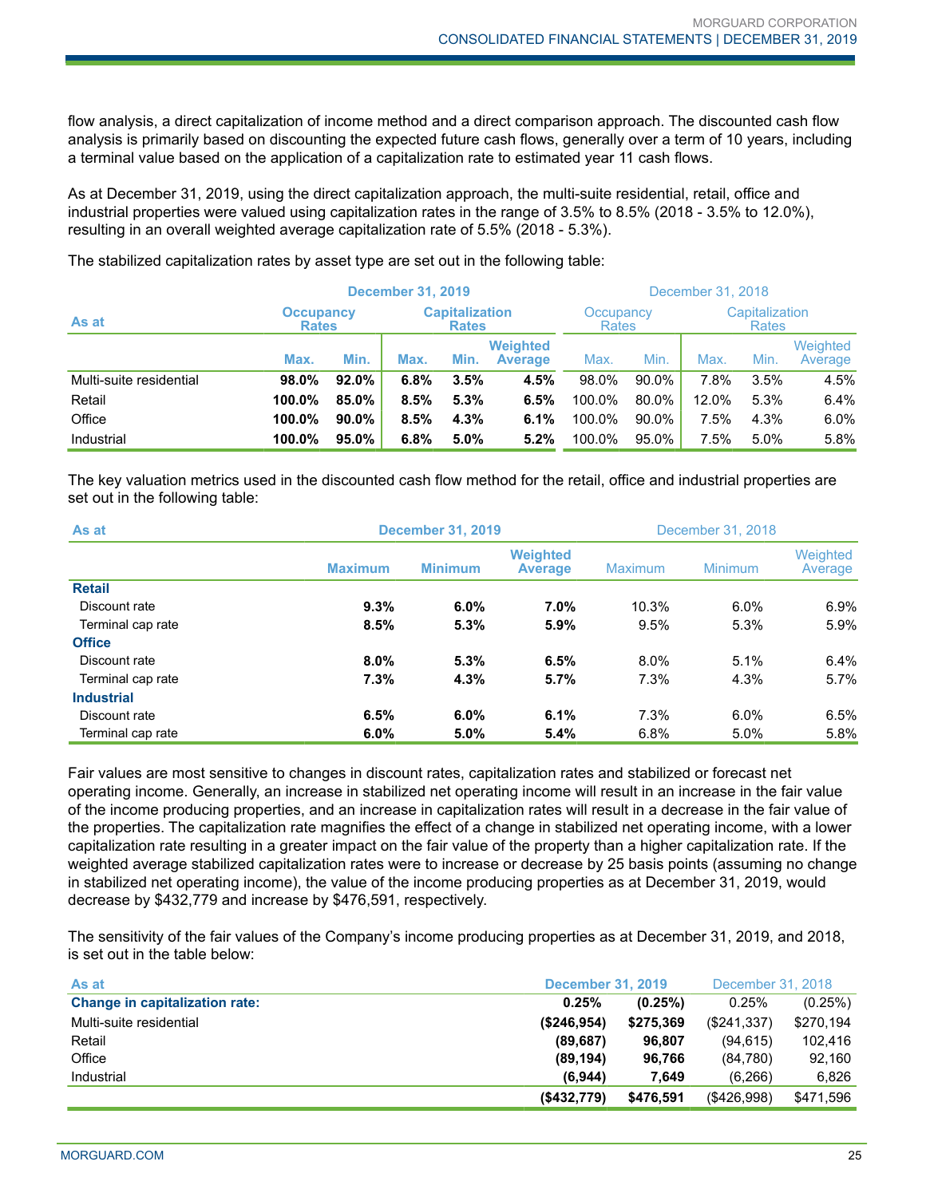flow analysis, a direct capitalization of income method and a direct comparison approach. The discounted cash flow analysis is primarily based on discounting the expected future cash flows, generally over a term of 10 years, including a terminal value based on the application of a capitalization rate to estimated year 11 cash flows.

As at December 31, 2019, using the direct capitalization approach, the multi-suite residential, retail, office and industrial properties were valued using capitalization rates in the range of 3.5% to 8.5% (2018 - 3.5% to 12.0%), resulting in an overall weighted average capitalization rate of 5.5% (2018 - 5.3%).

The stabilized capitalization rates by asset type are set out in the following table:

| As at | December 31, 2019 | | | | | December 31, 2018 | | | | |
|---|---|---|---|---|---|---|---|---|---|---|
| | Occupancy Rates | | Capitalization Rates | | | Occupancy Rates | | Capitalization Rates | | |
| | Max. | Min. | Max. | Min. | Weighted Average | Max. | Min. | Max. | Min. | Weighted Average |
| Multi-suite residential | **98.0%** | **92.0%** | **6.8%** | **3.5%** | **4.5%** | 98.0% | 90.0% | 7.8% | 3.5% | 4.5% |
| Retail | **100.0%** | **85.0%** | **8.5%** | **5.3%** | **6.5%** | 100.0% | 80.0% | 12.0% | 5.3% | 6.4% |
| Office | **100.0%** | **90.0%** | **8.5%** | **4.3%** | **6.1%** | 100.0% | 90.0% | 7.5% | 4.3% | 6.0% |
| Industrial | **100.0%** | **95.0%** | **6.8%** | **5.0%** | **5.2%** | 100.0% | 95.0% | 7.5% | 5.0% | 5.8% |

The key valuation metrics used in the discounted cash flow method for the retail, office and industrial properties are set out in the following table:

| As at | December 31, 2019 | | | December 31, 2018 | | |
|---|---|---|---|---|---|---|
| | Maximum | Minimum | Weighted Average | Maximum | Minimum | Weighted Average |
| **Retail** | | | | | | |
| Discount rate | **9.3%** | **6.0%** | **7.0%** | 10.3% | 6.0% | 6.9% |
| Terminal cap rate | **8.5%** | **5.3%** | **5.9%** | 9.5% | 5.3% | 5.9% |
| **Office** | | | | | | |
| Discount rate | **8.0%** | **5.3%** | **6.5%** | 8.0% | 5.1% | 6.4% |
| Terminal cap rate | **7.3%** | **4.3%** | **5.7%** | 7.3% | 4.3% | 5.7% |
| **Industrial** | | | | | | |
| Discount rate | **6.5%** | **6.0%** | **6.1%** | 7.3% | 6.0% | 6.5% |
| Terminal cap rate | **6.0%** | **5.0%** | **5.4%** | 6.8% | 5.0% | 5.8% |

Fair values are most sensitive to changes in discount rates, capitalization rates and stabilized or forecast net operating income. Generally, an increase in stabilized net operating income will result in an increase in the fair value of the income producing properties, and an increase in capitalization rates will result in a decrease in the fair value of the properties. The capitalization rate magnifies the effect of a change in stabilized net operating income, with a lower capitalization rate resulting in a greater impact on the fair value of the property than a higher capitalization rate. If the weighted average stabilized capitalization rates were to increase or decrease by 25 basis points (assuming no change in stabilized net operating income), the value of the income producing properties as at December 31, 2019, would decrease by $432,779 and increase by $476,591, respectively.

The sensitivity of the fair values of the Company's income producing properties as at December 31, 2019, and 2018, is set out in the table below:

| As at | December 31, 2019 | | December 31, 2018 | |
|---|---|---|---|---|
| **Change in capitalization rate:** | **0.25%** | **(0.25%)** | 0.25% | (0.25%) |
| Multi-suite residential | **($246,954)** | **$275,369** | ($241,337) | $270,194 |
| Retail | **(89,687)** | **96,807** | (94,615) | 102,416 |
| Office | **(89,194)** | **96,766** | (84,780) | 92,160 |
| Industrial | **(6,944)** | **7,649** | (6,266) | 6,826 |
| | **($432,779)** | **$476,591** | ($426,998) | $471,596 |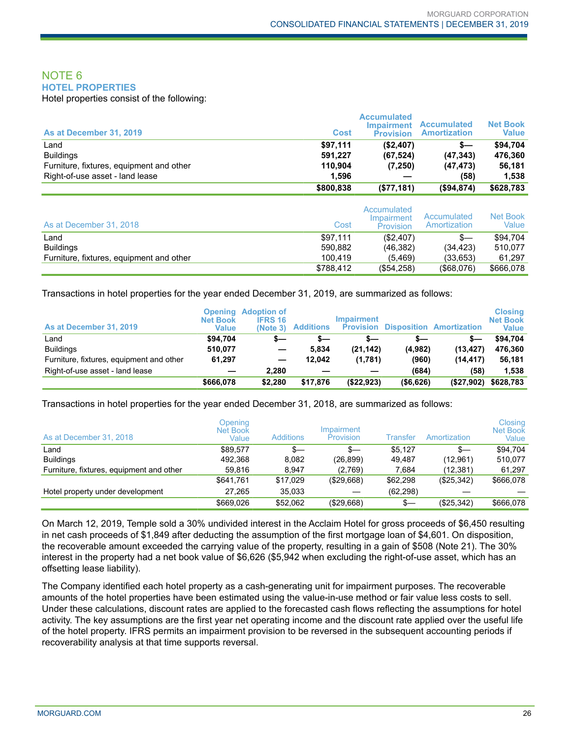## NOTE 6
### HOTEL PROPERTIES

Hotel properties consist of the following:

| As at December 31, 2019 | Cost | Accumulated Impairment Provision | Accumulated Amortization | Net Book Value |
|---|---|---|---|---|
| Land | **$97,111** | **($2,407)** | **$—** | **$94,704** |
| Buildings | **591,227** | **(67,524)** | **(47,343)** | **476,360** |
| Furniture, fixtures, equipment and other | **110,904** | **(7,250)** | **(47,473)** | **56,181** |
| Right-of-use asset - land lease | **1,596** | **—** | **(58)** | **1,538** |
| | **$800,838** | **($77,181)** | **($94,874)** | **$628,783** |

| As at December 31, 2018 | Cost | Accumulated Impairment Provision | Accumulated Amortization | Net Book Value |
|---|---|---|---|---|
| Land | $97,111 | ($2,407) | $— | $94,704 |
| Buildings | 590,882 | (46,382) | (34,423) | 510,077 |
| Furniture, fixtures, equipment and other | 100,419 | (5,469) | (33,653) | 61,297 |
| | $788,412 | ($54,258) | ($68,076) | $666,078 |

Transactions in hotel properties for the year ended December 31, 2019, are summarized as follows:

| As at December 31, 2019 | Opening Net Book Value | Adoption of IFRS 16 (Note 3) | Additions | Impairment Provision | Disposition | Amortization | Closing Net Book Value |
|---|---|---|---|---|---|---|---|
| Land | **$94,704** | **$—** | **$—** | **$—** | **$—** | **$—** | **$94,704** |
| Buildings | **510,077** | **—** | **5,834** | **(21,142)** | **(4,982)** | **(13,427)** | **476,360** |
| Furniture, fixtures, equipment and other | **61,297** | **—** | **12,042** | **(1,781)** | **(960)** | **(14,417)** | **56,181** |
| Right-of-use asset - land lease | **—** | **2,280** | **—** | **—** | **(684)** | **(58)** | **1,538** |
| | **$666,078** | **$2,280** | **$17,876** | **($22,923)** | **($6,626)** | **($27,902)** | **$628,783** |

Transactions in hotel properties for the year ended December 31, 2018, are summarized as follows:

| As at December 31, 2018 | Opening Net Book Value | Additions | Impairment Provision | Transfer | Amortization | Closing Net Book Value |
|---|---|---|---|---|---|---|
| Land | $89,577 | $— | $— | $5,127 | $— | $94,704 |
| Buildings | 492,368 | 8,082 | (26,899) | 49,487 | (12,961) | 510,077 |
| Furniture, fixtures, equipment and other | 59,816 | 8,947 | (2,769) | 7,684 | (12,381) | 61,297 |
| | $641,761 | $17,029 | ($29,668) | $62,298 | ($25,342) | $666,078 |
| Hotel property under development | 27,265 | 35,033 | — | (62,298) | — | — |
| | $669,026 | $52,062 | ($29,668) | $— | ($25,342) | $666,078 |

On March 12, 2019, Temple sold a 30% undivided interest in the Acclaim Hotel for gross proceeds of $6,450 resulting in net cash proceeds of $1,849 after deducting the assumption of the first mortgage loan of $4,601. On disposition, the recoverable amount exceeded the carrying value of the property, resulting in a gain of $508 (Note 21). The 30% interest in the property had a net book value of $6,626 ($5,942 when excluding the right-of-use asset, which has an offsetting lease liability).

The Company identified each hotel property as a cash-generating unit for impairment purposes. The recoverable amounts of the hotel properties have been estimated using the value-in-use method or fair value less costs to sell. Under these calculations, discount rates are applied to the forecasted cash flows reflecting the assumptions for hotel activity. The key assumptions are the first year net operating income and the discount rate applied over the useful life of the hotel property. IFRS permits an impairment provision to be reversed in the subsequent accounting periods if recoverability analysis at that time supports reversal.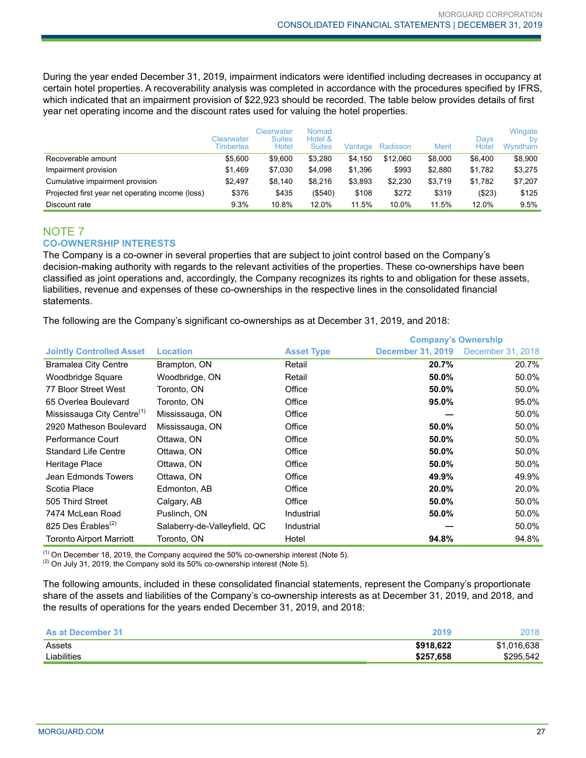During the year ended December 31, 2019, impairment indicators were identified including decreases in occupancy at certain hotel properties. A recoverability analysis was completed in accordance with the procedures specified by IFRS, which indicated that an impairment provision of $22,923 should be recorded. The table below provides details of first year net operating income and the discount rates used for valuing the hotel properties.

| | Clearwater Timberlea | Clearwater Suites Hotel | Nomad Hotel & Suites | Vantage | Radisson | Merit | Days Hotel | Wingate by Wyndham |
|---|---|---|---|---|---|---|---|---|
| Recoverable amount | $5,600 | $9,600 | $3,280 | $4,150 | $12,060 | $8,000 | $6,400 | $8,900 |
| Impairment provision | $1,469 | $7,030 | $4,098 | $1,396 | $993 | $2,880 | $1,782 | $3,275 |
| Cumulative impairment provision | $2,497 | $8,140 | $8,216 | $3,893 | $2,230 | $3,719 | $1,782 | $7,207 |
| Projected first year net operating income (loss) | $376 | $435 | ($540) | $108 | $272 | $319 | ($23) | $125 |
| Discount rate | 9.3% | 10.8% | 12.0% | 11.5% | 10.0% | 11.5% | 12.0% | 9.5% |

## NOTE 7

### CO-OWNERSHIP INTERESTS

The Company is a co-owner in several properties that are subject to joint control based on the Company's decision-making authority with regards to the relevant activities of the properties. These co-ownerships have been classified as joint operations and, accordingly, the Company recognizes its rights to and obligation for these assets, liabilities, revenue and expenses of these co-ownerships in the respective lines in the consolidated financial statements.

The following are the Company's significant co-ownerships as at December 31, 2019, and 2018:

| | | | Company's Ownership | |
|---|---|---|---|---|
| **Jointly Controlled Asset** | **Location** | **Asset Type** | **December 31, 2019** | December 31, 2018 |
| Bramalea City Centre | Brampton, ON | Retail | **20.7%** | 20.7% |
| Woodbridge Square | Woodbridge, ON | Retail | **50.0%** | 50.0% |
| 77 Bloor Street West | Toronto, ON | Office | **50.0%** | 50.0% |
| 65 Overlea Boulevard | Toronto, ON | Office | **95.0%** | 95.0% |
| Mississauga City Centre[1] | Mississauga, ON | Office | **—** | 50.0% |
| 2920 Matheson Boulevard | Mississauga, ON | Office | **50.0%** | 50.0% |
| Performance Court | Ottawa, ON | Office | **50.0%** | 50.0% |
| Standard Life Centre | Ottawa, ON | Office | **50.0%** | 50.0% |
| Heritage Place | Ottawa, ON | Office | **50.0%** | 50.0% |
| Jean Edmonds Towers | Ottawa, ON | Office | **49.9%** | 49.9% |
| Scotia Place | Edmonton, AB | Office | **20.0%** | 20.0% |
| 505 Third Street | Calgary, AB | Office | **50.0%** | 50.0% |
| 7474 McLean Road | Puslinch, ON | Industrial | **50.0%** | 50.0% |
| 825 Des Érables[2] | Salaberry-de-Valleyfield, QC | Industrial | **—** | 50.0% |
| Toronto Airport Marriott | Toronto, ON | Hotel | **94.8%** | 94.8% |

[1] On December 18, 2019, the Company acquired the 50% co-ownership interest (Note 5).
[2] On July 31, 2019, the Company sold its 50% co-ownership interest (Note 5).

The following amounts, included in these consolidated financial statements, represent the Company's proportionate share of the assets and liabilities of the Company's co-ownership interests as at December 31, 2019, and 2018, and the results of operations for the years ended December 31, 2019, and 2018:

| **As at December 31** | **2019** | 2018 |
|---|---|---|
| Assets | **$918,622** | $1,016,638 |
| Liabilities | **$257,658** | $295,542 |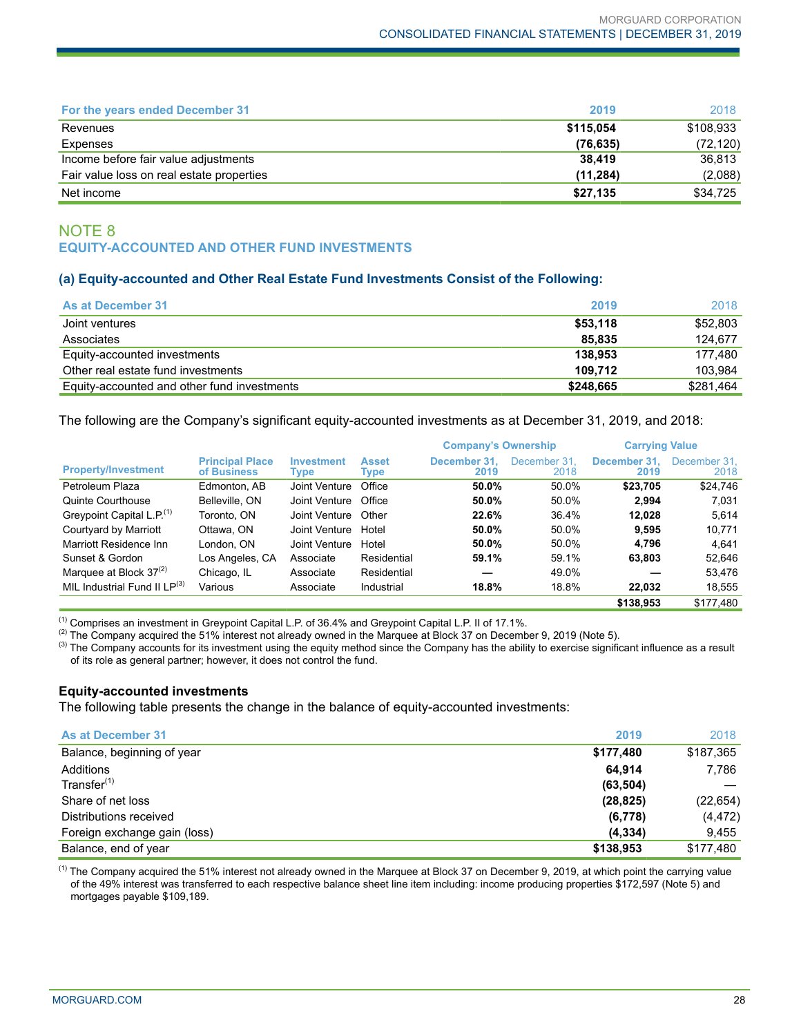| For the years ended December 31 | 2019 | 2018 |
|---|---|---|
| Revenues | **$115,054** | $108,933 |
| Expenses | **(76,635)** | (72,120) |
| Income before fair value adjustments | **38,419** | 36,813 |
| Fair value loss on real estate properties | **(11,284)** | (2,088) |
| Net income | **$27,135** | $34,725 |

## NOTE 8
## EQUITY-ACCOUNTED AND OTHER FUND INVESTMENTS

### (a) Equity-accounted and Other Real Estate Fund Investments Consist of the Following:

| As at December 31 | 2019 | 2018 |
|---|---|---|
| Joint ventures | **$53,118** | $52,803 |
| Associates | **85,835** | 124,677 |
| Equity-accounted investments | **138,953** | 177,480 |
| Other real estate fund investments | **109,712** | 103,984 |
| Equity-accounted and other fund investments | **$248,665** | $281,464 |

The following are the Company's significant equity-accounted investments as at December 31, 2019, and 2018:

| | | | | Company's Ownership | | Carrying Value | |
|---|---|---|---|---|---|---|---|
| Property/Investment | Principal Place of Business | Investment Type | Asset Type | December 31, 2019 | December 31, 2018 | December 31, 2019 | December 31, 2018 |
| Petroleum Plaza | Edmonton, AB | Joint Venture | Office | **50.0%** | 50.0% | **$23,705** | $24,746 |
| Quinte Courthouse | Belleville, ON | Joint Venture | Office | **50.0%** | 50.0% | **2,994** | 7,031 |
| Greypoint Capital L.P.[1] | Toronto, ON | Joint Venture | Other | **22.6%** | 36.4% | **12,028** | 5,614 |
| Courtyard by Marriott | Ottawa, ON | Joint Venture | Hotel | **50.0%** | 50.0% | **9,595** | 10,771 |
| Marriott Residence Inn | London, ON | Joint Venture | Hotel | **50.0%** | 50.0% | **4,796** | 4,641 |
| Sunset & Gordon | Los Angeles, CA | Associate | Residential | **59.1%** | 59.1% | **63,803** | 52,646 |
| Marquee at Block 37[2] | Chicago, IL | Associate | Residential | **—** | 49.0% | **—** | 53,476 |
| MIL Industrial Fund II LP[3] | Various | Associate | Industrial | **18.8%** | 18.8% | **22,032** | 18,555 |
| | | | | | | **$138,953** | $177,480 |

[1] Comprises an investment in Greypoint Capital L.P. of 36.4% and Greypoint Capital L.P. II of 17.1%.
[2] The Company acquired the 51% interest not already owned in the Marquee at Block 37 on December 9, 2019 (Note 5).
[3] The Company accounts for its investment using the equity method since the Company has the ability to exercise significant influence as a result of its role as general partner; however, it does not control the fund.

#### Equity-accounted investments

The following table presents the change in the balance of equity-accounted investments:

| As at December 31 | 2019 | 2018 |
|---|---|---|
| Balance, beginning of year | **$177,480** | $187,365 |
| Additions | **64,914** | 7,786 |
| Transfer[1] | **(63,504)** | — |
| Share of net loss | **(28,825)** | (22,654) |
| Distributions received | **(6,778)** | (4,472) |
| Foreign exchange gain (loss) | **(4,334)** | 9,455 |
| Balance, end of year | **$138,953** | $177,480 |

[1] The Company acquired the 51% interest not already owned in the Marquee at Block 37 on December 9, 2019, at which point the carrying value of the 49% interest was transferred to each respective balance sheet line item including: income producing properties $172,597 (Note 5) and mortgages payable $109,189.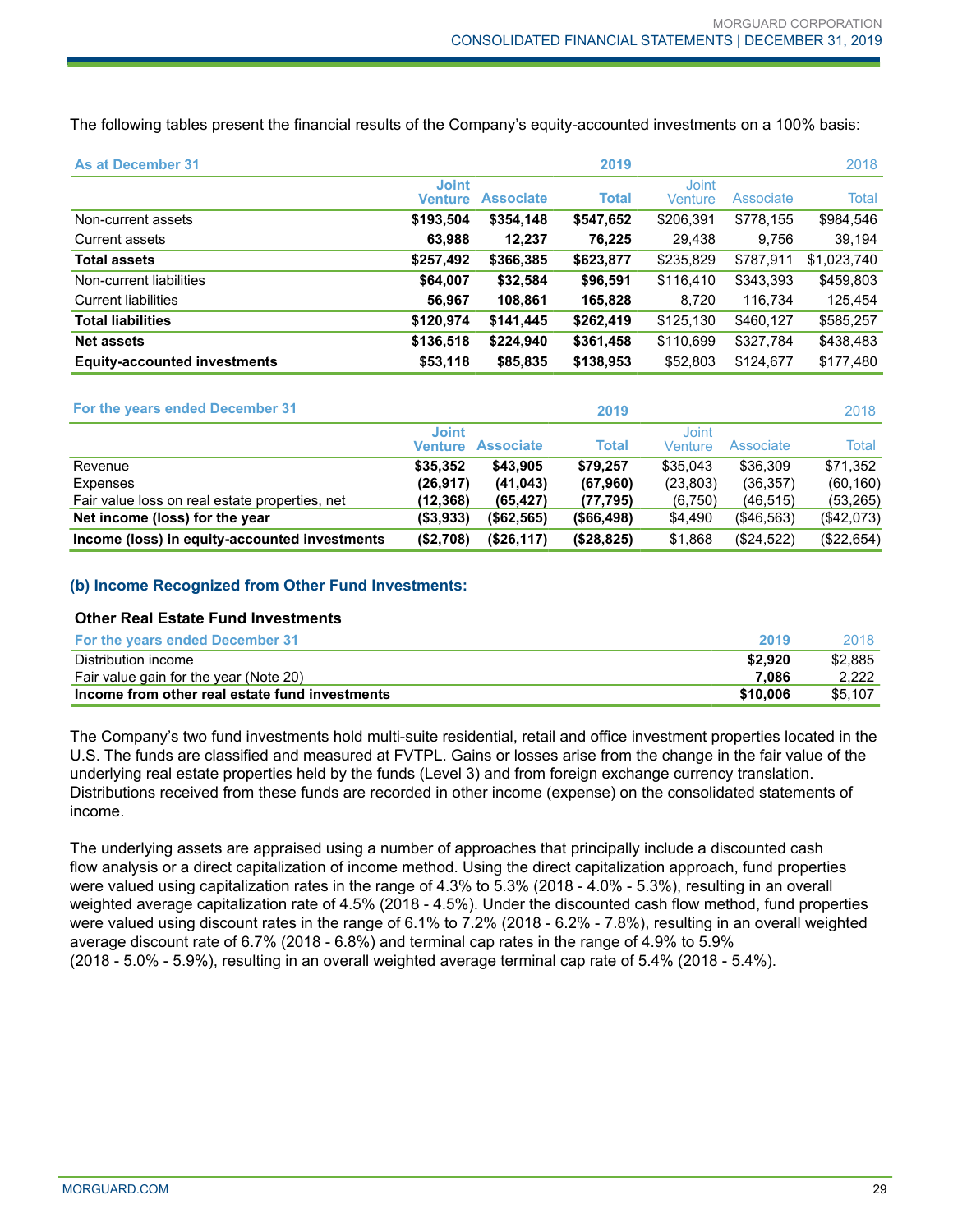The following tables present the financial results of the Company's equity-accounted investments on a 100% basis:

| As at December 31 | 2019 | | | 2018 | | |
|---|---|---|---|---|---|---|
| | **Joint Venture** | **Associate** | **Total** | Joint Venture | Associate | Total |
| Non-current assets | **$193,504** | **$354,148** | **$547,652** | $206,391 | $778,155 | $984,546 |
| Current assets | **63,988** | **12,237** | **76,225** | 29,438 | 9,756 | 39,194 |
| **Total assets** | **$257,492** | **$366,385** | **$623,877** | $235,829 | $787,911 | $1,023,740 |
| Non-current liabilities | **$64,007** | **$32,584** | **$96,591** | $116,410 | $343,393 | $459,803 |
| Current liabilities | **56,967** | **108,861** | **165,828** | 8,720 | 116,734 | 125,454 |
| **Total liabilities** | **$120,974** | **$141,445** | **$262,419** | $125,130 | $460,127 | $585,257 |
| **Net assets** | **$136,518** | **$224,940** | **$361,458** | $110,699 | $327,784 | $438,483 |
| **Equity-accounted investments** | **$53,118** | **$85,835** | **$138,953** | $52,803 | $124,677 | $177,480 |

| For the years ended December 31 | 2019 | | | 2018 | | |
|---|---|---|---|---|---|---|
| | **Joint Venture** | **Associate** | **Total** | Joint Venture | Associate | Total |
| Revenue | **$35,352** | **$43,905** | **$79,257** | $35,043 | $36,309 | $71,352 |
| Expenses | **(26,917)** | **(41,043)** | **(67,960)** | (23,803) | (36,357) | (60,160) |
| Fair value loss on real estate properties, net | **(12,368)** | **(65,427)** | **(77,795)** | (6,750) | (46,515) | (53,265) |
| **Net income (loss) for the year** | **($3,933)** | **($62,565)** | **($66,498)** | $4,490 | ($46,563) | ($42,073) |
| **Income (loss) in equity-accounted investments** | **($2,708)** | **($26,117)** | **($28,825)** | $1,868 | ($24,522) | ($22,654) |

### (b) Income Recognized from Other Fund Investments:

#### Other Real Estate Fund Investments

| For the years ended December 31 | 2019 | 2018 |
|---|---|---|
| Distribution income | **$2,920** | $2,885 |
| Fair value gain for the year (Note 20) | **7,086** | 2,222 |
| **Income from other real estate fund investments** | **$10,006** | $5,107 |

The Company's two fund investments hold multi-suite residential, retail and office investment properties located in the U.S. The funds are classified and measured at FVTPL. Gains or losses arise from the change in the fair value of the underlying real estate properties held by the funds (Level 3) and from foreign exchange currency translation. Distributions received from these funds are recorded in other income (expense) on the consolidated statements of income.

The underlying assets are appraised using a number of approaches that principally include a discounted cash flow analysis or a direct capitalization of income method. Using the direct capitalization approach, fund properties were valued using capitalization rates in the range of 4.3% to 5.3% (2018 - 4.0% - 5.3%), resulting in an overall weighted average capitalization rate of 4.5% (2018 - 4.5%). Under the discounted cash flow method, fund properties were valued using discount rates in the range of 6.1% to 7.2% (2018 - 6.2% - 7.8%), resulting in an overall weighted average discount rate of 6.7% (2018 - 6.8%) and terminal cap rates in the range of 4.9% to 5.9% (2018 - 5.0% - 5.9%), resulting in an overall weighted average terminal cap rate of 5.4% (2018 - 5.4%).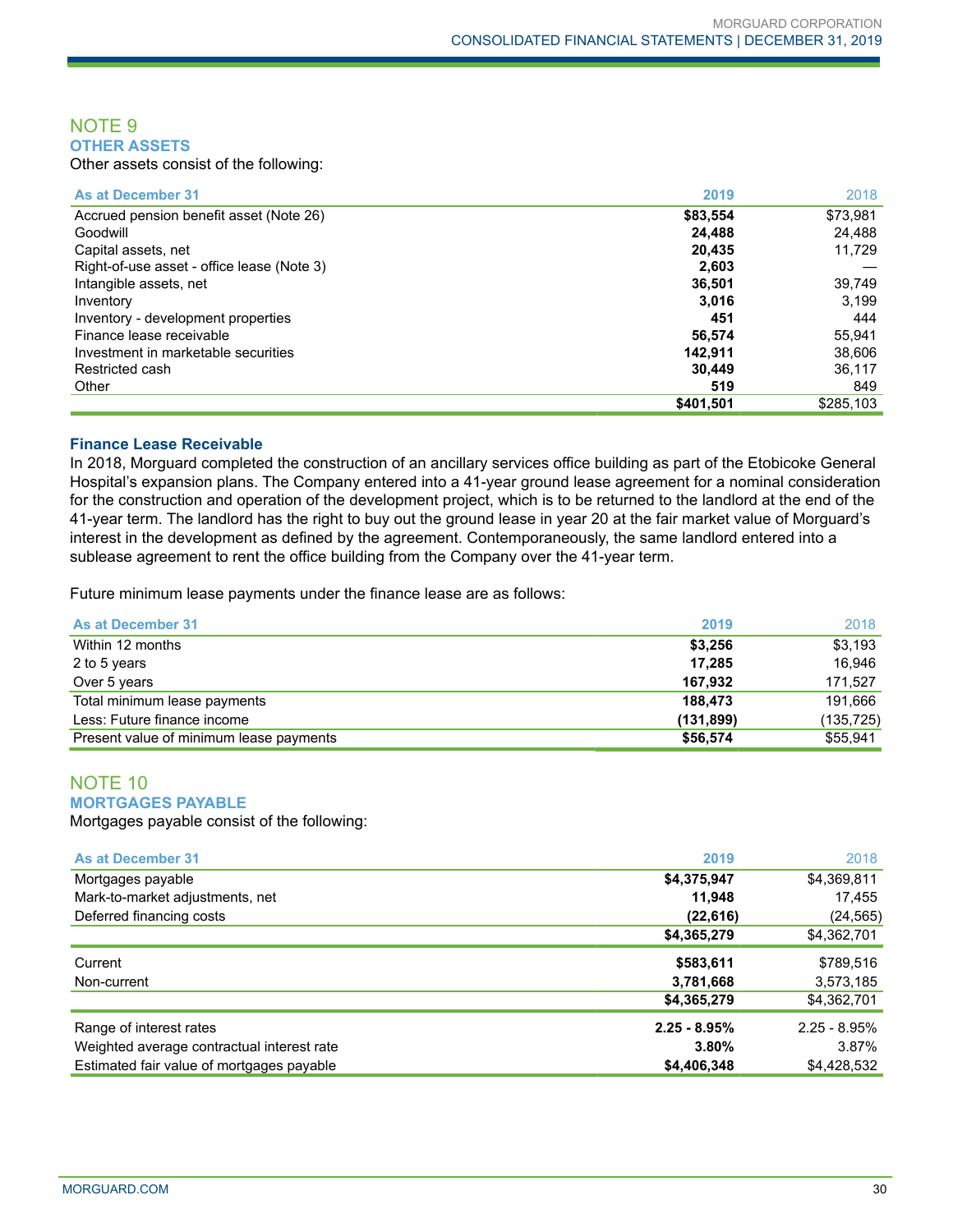## NOTE 9

### OTHER ASSETS

Other assets consist of the following:

| As at December 31 | 2019 | 2018 |
|---|---|---|
| Accrued pension benefit asset (Note 26) | **$83,554** | $73,981 |
| Goodwill | **24,488** | 24,488 |
| Capital assets, net | **20,435** | 11,729 |
| Right-of-use asset - office lease (Note 3) | **2,603** | — |
| Intangible assets, net | **36,501** | 39,749 |
| Inventory | **3,016** | 3,199 |
| Inventory - development properties | **451** | 444 |
| Finance lease receivable | **56,574** | 55,941 |
| Investment in marketable securities | **142,911** | 38,606 |
| Restricted cash | **30,449** | 36,117 |
| Other | **519** | 849 |
| | **$401,501** | $285,103 |

#### Finance Lease Receivable

In 2018, Morguard completed the construction of an ancillary services office building as part of the Etobicoke General Hospital's expansion plans. The Company entered into a 41-year ground lease agreement for a nominal consideration for the construction and operation of the development project, which is to be returned to the landlord at the end of the 41-year term. The landlord has the right to buy out the ground lease in year 20 at the fair market value of Morguard's interest in the development as defined by the agreement. Contemporaneously, the same landlord entered into a sublease agreement to rent the office building from the Company over the 41-year term.

Future minimum lease payments under the finance lease are as follows:

| As at December 31 | 2019 | 2018 |
|---|---|---|
| Within 12 months | **$3,256** | $3,193 |
| 2 to 5 years | **17,285** | 16,946 |
| Over 5 years | **167,932** | 171,527 |
| Total minimum lease payments | **188,473** | 191,666 |
| Less: Future finance income | **(131,899)** | (135,725) |
| Present value of minimum lease payments | **$56,574** | $55,941 |

## NOTE 10

### MORTGAGES PAYABLE

Mortgages payable consist of the following:

| As at December 31 | 2019 | 2018 |
|---|---|---|
| Mortgages payable | **$4,375,947** | $4,369,811 |
| Mark-to-market adjustments, net | **11,948** | 17,455 |
| Deferred financing costs | **(22,616)** | (24,565) |
| | **$4,365,279** | $4,362,701 |
| Current | **$583,611** | $789,516 |
| Non-current | **3,781,668** | 3,573,185 |
| | **$4,365,279** | $4,362,701 |
| Range of interest rates | **2.25 - 8.95%** | 2.25 - 8.95% |
| Weighted average contractual interest rate | **3.80%** | 3.87% |
| Estimated fair value of mortgages payable | **$4,406,348** | $4,428,532 |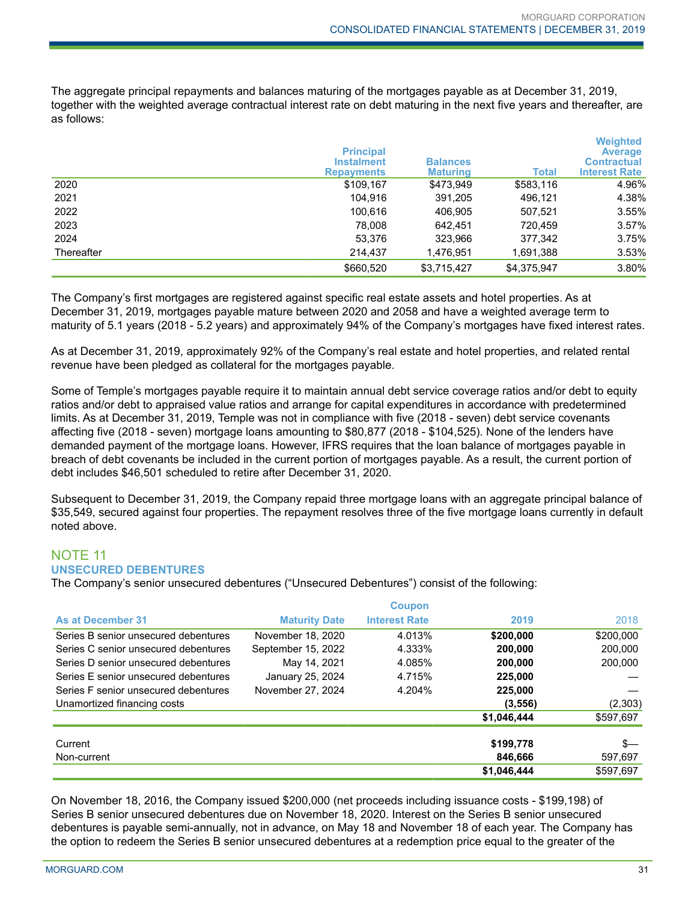The aggregate principal repayments and balances maturing of the mortgages payable as at December 31, 2019, together with the weighted average contractual interest rate on debt maturing in the next five years and thereafter, are as follows:

| | Principal Instalment Repayments | Balances Maturing | Total | Weighted Average Contractual Interest Rate |
|---|---|---|---|---|
| 2020 | $109,167 | $473,949 | $583,116 | 4.96% |
| 2021 | 104,916 | 391,205 | 496,121 | 4.38% |
| 2022 | 100,616 | 406,905 | 507,521 | 3.55% |
| 2023 | 78,008 | 642,451 | 720,459 | 3.57% |
| 2024 | 53,376 | 323,966 | 377,342 | 3.75% |
| Thereafter | 214,437 | 1,476,951 | 1,691,388 | 3.53% |
| | $660,520 | $3,715,427 | $4,375,947 | 3.80% |

The Company's first mortgages are registered against specific real estate assets and hotel properties. As at December 31, 2019, mortgages payable mature between 2020 and 2058 and have a weighted average term to maturity of 5.1 years (2018 - 5.2 years) and approximately 94% of the Company's mortgages have fixed interest rates.

As at December 31, 2019, approximately 92% of the Company's real estate and hotel properties, and related rental revenue have been pledged as collateral for the mortgages payable.

Some of Temple's mortgages payable require it to maintain annual debt service coverage ratios and/or debt to equity ratios and/or debt to appraised value ratios and arrange for capital expenditures in accordance with predetermined limits. As at December 31, 2019, Temple was not in compliance with five (2018 - seven) debt service covenants affecting five (2018 - seven) mortgage loans amounting to $80,877 (2018 - $104,525). None of the lenders have demanded payment of the mortgage loans. However, IFRS requires that the loan balance of mortgages payable in breach of debt covenants be included in the current portion of mortgages payable. As a result, the current portion of debt includes $46,501 scheduled to retire after December 31, 2020.

Subsequent to December 31, 2019, the Company repaid three mortgage loans with an aggregate principal balance of $35,549, secured against four properties. The repayment resolves three of the five mortgage loans currently in default noted above.

## NOTE 11
### UNSECURED DEBENTURES

The Company's senior unsecured debentures ("Unsecured Debentures") consist of the following:

| As at December 31 | Maturity Date | Coupon Interest Rate | 2019 | 2018 |
|---|---|---|---|---|
| Series B senior unsecured debentures | November 18, 2020 | 4.013% | **$200,000** | $200,000 |
| Series C senior unsecured debentures | September 15, 2022 | 4.333% | **200,000** | 200,000 |
| Series D senior unsecured debentures | May 14, 2021 | 4.085% | **200,000** | 200,000 |
| Series E senior unsecured debentures | January 25, 2024 | 4.715% | **225,000** | — |
| Series F senior unsecured debentures | November 27, 2024 | 4.204% | **225,000** | — |
| Unamortized financing costs | | | **(3,556)** | (2,303) |
| | | | **$1,046,444** | $597,697 |
| Current | | | **$199,778** | $— |
| Non-current | | | **846,666** | 597,697 |
| | | | **$1,046,444** | $597,697 |

On November 18, 2016, the Company issued $200,000 (net proceeds including issuance costs - $199,198) of Series B senior unsecured debentures due on November 18, 2020. Interest on the Series B senior unsecured debentures is payable semi-annually, not in advance, on May 18 and November 18 of each year. The Company has the option to redeem the Series B senior unsecured debentures at a redemption price equal to the greater of the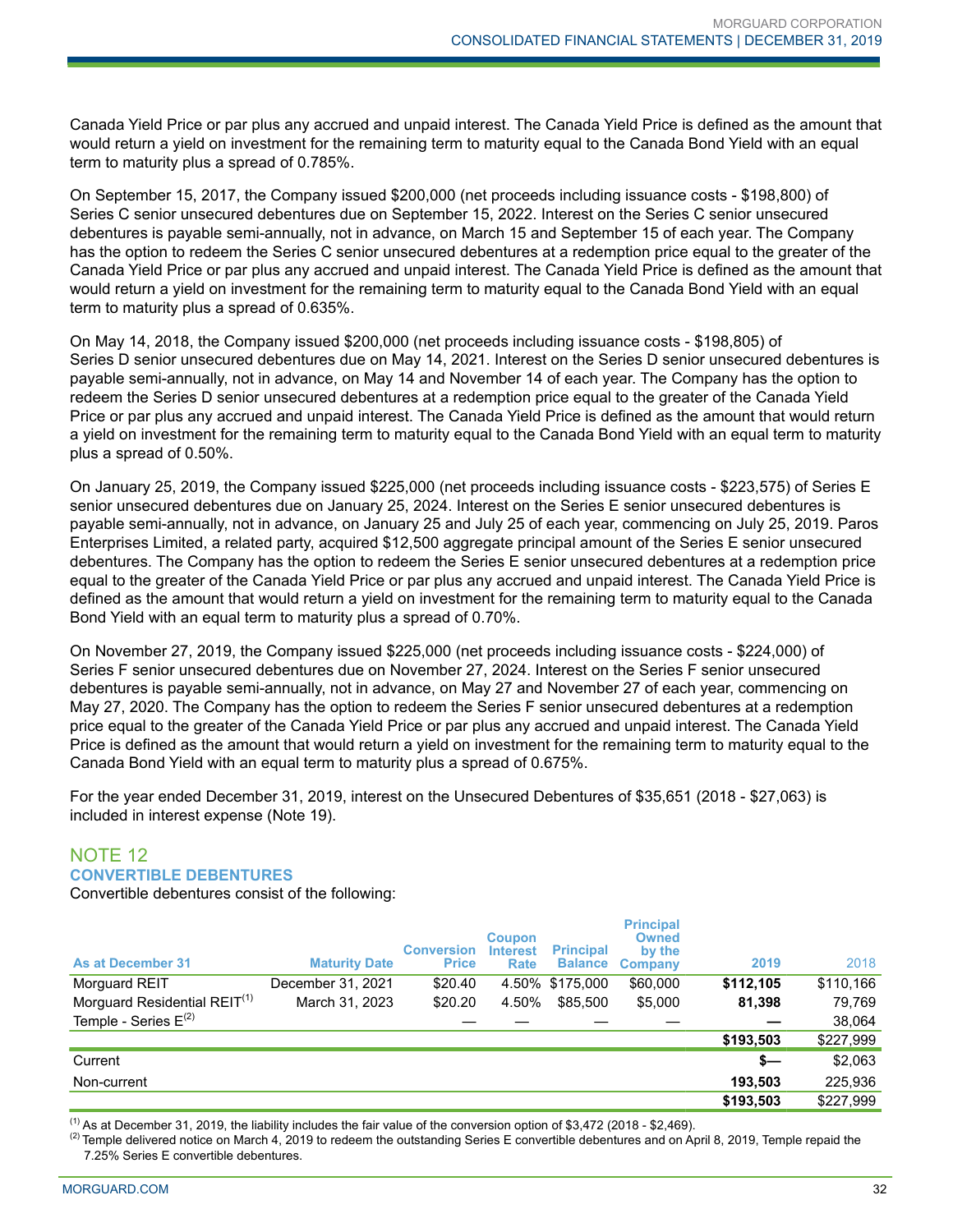Canada Yield Price or par plus any accrued and unpaid interest. The Canada Yield Price is defined as the amount that would return a yield on investment for the remaining term to maturity equal to the Canada Bond Yield with an equal term to maturity plus a spread of 0.785%.

On September 15, 2017, the Company issued $200,000 (net proceeds including issuance costs - $198,800) of Series C senior unsecured debentures due on September 15, 2022. Interest on the Series C senior unsecured debentures is payable semi-annually, not in advance, on March 15 and September 15 of each year. The Company has the option to redeem the Series C senior unsecured debentures at a redemption price equal to the greater of the Canada Yield Price or par plus any accrued and unpaid interest. The Canada Yield Price is defined as the amount that would return a yield on investment for the remaining term to maturity equal to the Canada Bond Yield with an equal term to maturity plus a spread of 0.635%.

On May 14, 2018, the Company issued $200,000 (net proceeds including issuance costs - $198,805) of Series D senior unsecured debentures due on May 14, 2021. Interest on the Series D senior unsecured debentures is payable semi-annually, not in advance, on May 14 and November 14 of each year. The Company has the option to redeem the Series D senior unsecured debentures at a redemption price equal to the greater of the Canada Yield Price or par plus any accrued and unpaid interest. The Canada Yield Price is defined as the amount that would return a yield on investment for the remaining term to maturity equal to the Canada Bond Yield with an equal term to maturity plus a spread of 0.50%.

On January 25, 2019, the Company issued $225,000 (net proceeds including issuance costs - $223,575) of Series E senior unsecured debentures due on January 25, 2024. Interest on the Series E senior unsecured debentures is payable semi-annually, not in advance, on January 25 and July 25 of each year, commencing on July 25, 2019. Paros Enterprises Limited, a related party, acquired $12,500 aggregate principal amount of the Series E senior unsecured debentures. The Company has the option to redeem the Series E senior unsecured debentures at a redemption price equal to the greater of the Canada Yield Price or par plus any accrued and unpaid interest. The Canada Yield Price is defined as the amount that would return a yield on investment for the remaining term to maturity equal to the Canada Bond Yield with an equal term to maturity plus a spread of 0.70%.

On November 27, 2019, the Company issued $225,000 (net proceeds including issuance costs - $224,000) of Series F senior unsecured debentures due on November 27, 2024. Interest on the Series F senior unsecured debentures is payable semi-annually, not in advance, on May 27 and November 27 of each year, commencing on May 27, 2020. The Company has the option to redeem the Series F senior unsecured debentures at a redemption price equal to the greater of the Canada Yield Price or par plus any accrued and unpaid interest. The Canada Yield Price is defined as the amount that would return a yield on investment for the remaining term to maturity equal to the Canada Bond Yield with an equal term to maturity plus a spread of 0.675%.

For the year ended December 31, 2019, interest on the Unsecured Debentures of $35,651 (2018 - $27,063) is included in interest expense (Note 19).

## NOTE 12
### CONVERTIBLE DEBENTURES

Convertible debentures consist of the following:

| As at December 31 | Maturity Date | Conversion Price | Coupon Interest Rate | Principal Balance | Principal Owned by the Company | 2019 | 2018 |
|---|---|---|---|---|---|---|---|
| Morguard REIT | December 31, 2021 | $20.40 | 4.50% | $175,000 | $60,000 | **$112,105** | $110,166 |
| Morguard Residential REIT[1] | March 31, 2023 | $20.20 | 4.50% | $85,500 | $5,000 | **81,398** | 79,769 |
| Temple - Series E[2] | — | — | — | — | — | **—** | 38,064 |
| | | | | | | **$193,503** | $227,999 |
| Current | | | | | | **$—** | $2,063 |
| Non-current | | | | | | **193,503** | 225,936 |
| | | | | | | **$193,503** | $227,999 |

[1] As at December 31, 2019, the liability includes the fair value of the conversion option of $3,472 (2018 - $2,469).

[2] Temple delivered notice on March 4, 2019 to redeem the outstanding Series E convertible debentures and on April 8, 2019, Temple repaid the 7.25% Series E convertible debentures.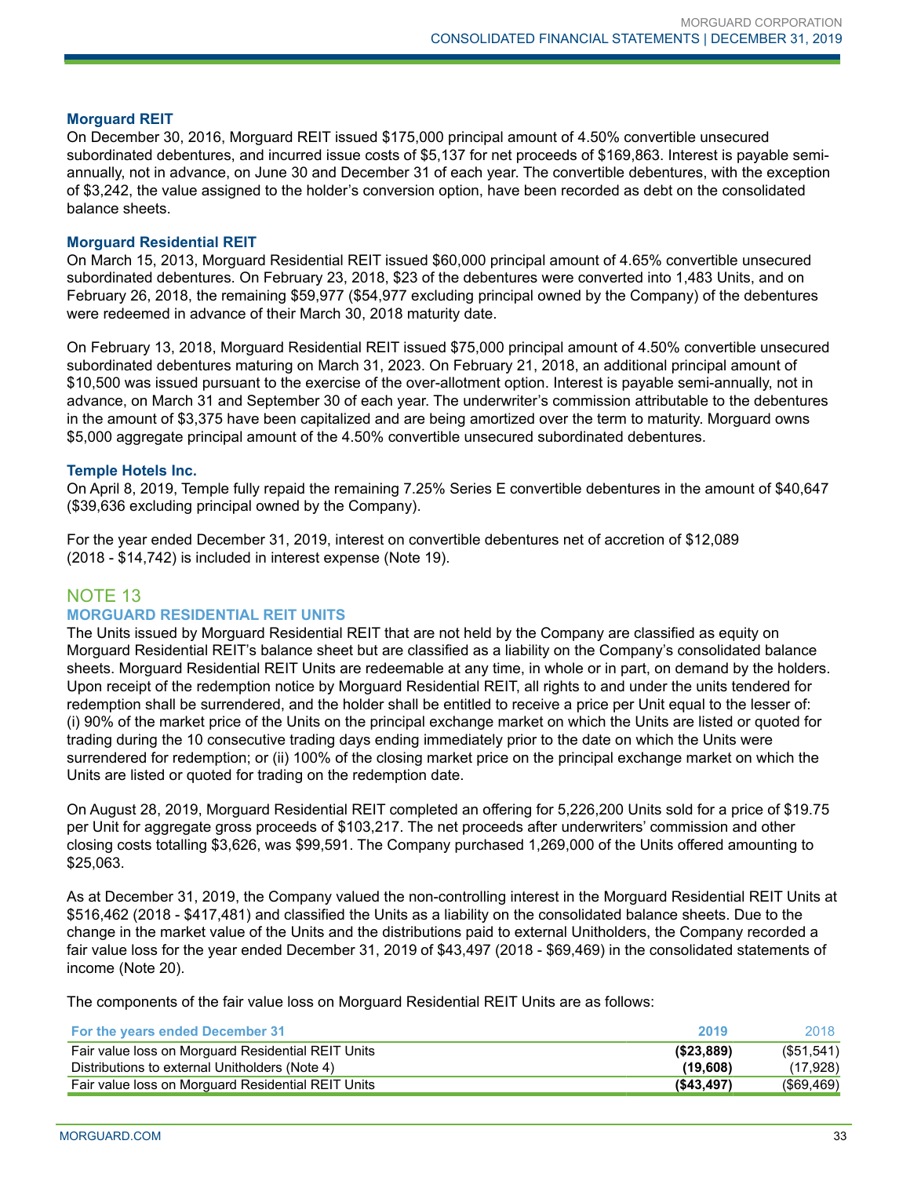### Morguard REIT

On December 30, 2016, Morguard REIT issued $175,000 principal amount of 4.50% convertible unsecured subordinated debentures, and incurred issue costs of $5,137 for net proceeds of $169,863. Interest is payable semi-annually, not in advance, on June 30 and December 31 of each year. The convertible debentures, with the exception of $3,242, the value assigned to the holder's conversion option, have been recorded as debt on the consolidated balance sheets.

### Morguard Residential REIT

On March 15, 2013, Morguard Residential REIT issued $60,000 principal amount of 4.65% convertible unsecured subordinated debentures. On February 23, 2018, $23 of the debentures were converted into 1,483 Units, and on February 26, 2018, the remaining $59,977 ($54,977 excluding principal owned by the Company) of the debentures were redeemed in advance of their March 30, 2018 maturity date.

On February 13, 2018, Morguard Residential REIT issued $75,000 principal amount of 4.50% convertible unsecured subordinated debentures maturing on March 31, 2023. On February 21, 2018, an additional principal amount of $10,500 was issued pursuant to the exercise of the over-allotment option. Interest is payable semi-annually, not in advance, on March 31 and September 30 of each year. The underwriter's commission attributable to the debentures in the amount of $3,375 have been capitalized and are being amortized over the term to maturity. Morguard owns $5,000 aggregate principal amount of the 4.50% convertible unsecured subordinated debentures.

### Temple Hotels Inc.

On April 8, 2019, Temple fully repaid the remaining 7.25% Series E convertible debentures in the amount of $40,647 ($39,636 excluding principal owned by the Company).

For the year ended December 31, 2019, interest on convertible debentures net of accretion of $12,089 (2018 - $14,742) is included in interest expense (Note 19).

## NOTE 13

### MORGUARD RESIDENTIAL REIT UNITS

The Units issued by Morguard Residential REIT that are not held by the Company are classified as equity on Morguard Residential REIT's balance sheet but are classified as a liability on the Company's consolidated balance sheets. Morguard Residential REIT Units are redeemable at any time, in whole or in part, on demand by the holders. Upon receipt of the redemption notice by Morguard Residential REIT, all rights to and under the units tendered for redemption shall be surrendered, and the holder shall be entitled to receive a price per Unit equal to the lesser of: (i) 90% of the market price of the Units on the principal exchange market on which the Units are listed or quoted for trading during the 10 consecutive trading days ending immediately prior to the date on which the Units were surrendered for redemption; or (ii) 100% of the closing market price on the principal exchange market on which the Units are listed or quoted for trading on the redemption date.

On August 28, 2019, Morguard Residential REIT completed an offering for 5,226,200 Units sold for a price of $19.75 per Unit for aggregate gross proceeds of $103,217. The net proceeds after underwriters' commission and other closing costs totalling $3,626, was $99,591. The Company purchased 1,269,000 of the Units offered amounting to $25,063.

As at December 31, 2019, the Company valued the non-controlling interest in the Morguard Residential REIT Units at $516,462 (2018 - $417,481) and classified the Units as a liability on the consolidated balance sheets. Due to the change in the market value of the Units and the distributions paid to external Unitholders, the Company recorded a fair value loss for the year ended December 31, 2019 of $43,497 (2018 - $69,469) in the consolidated statements of income (Note 20).

The components of the fair value loss on Morguard Residential REIT Units are as follows:

| For the years ended December 31 | 2019 | 2018 |
|---|---|---|
| Fair value loss on Morguard Residential REIT Units | **($23,889)** | ($51,541) |
| Distributions to external Unitholders (Note 4) | **(19,608)** | (17,928) |
| Fair value loss on Morguard Residential REIT Units | **($43,497)** | ($69,469) |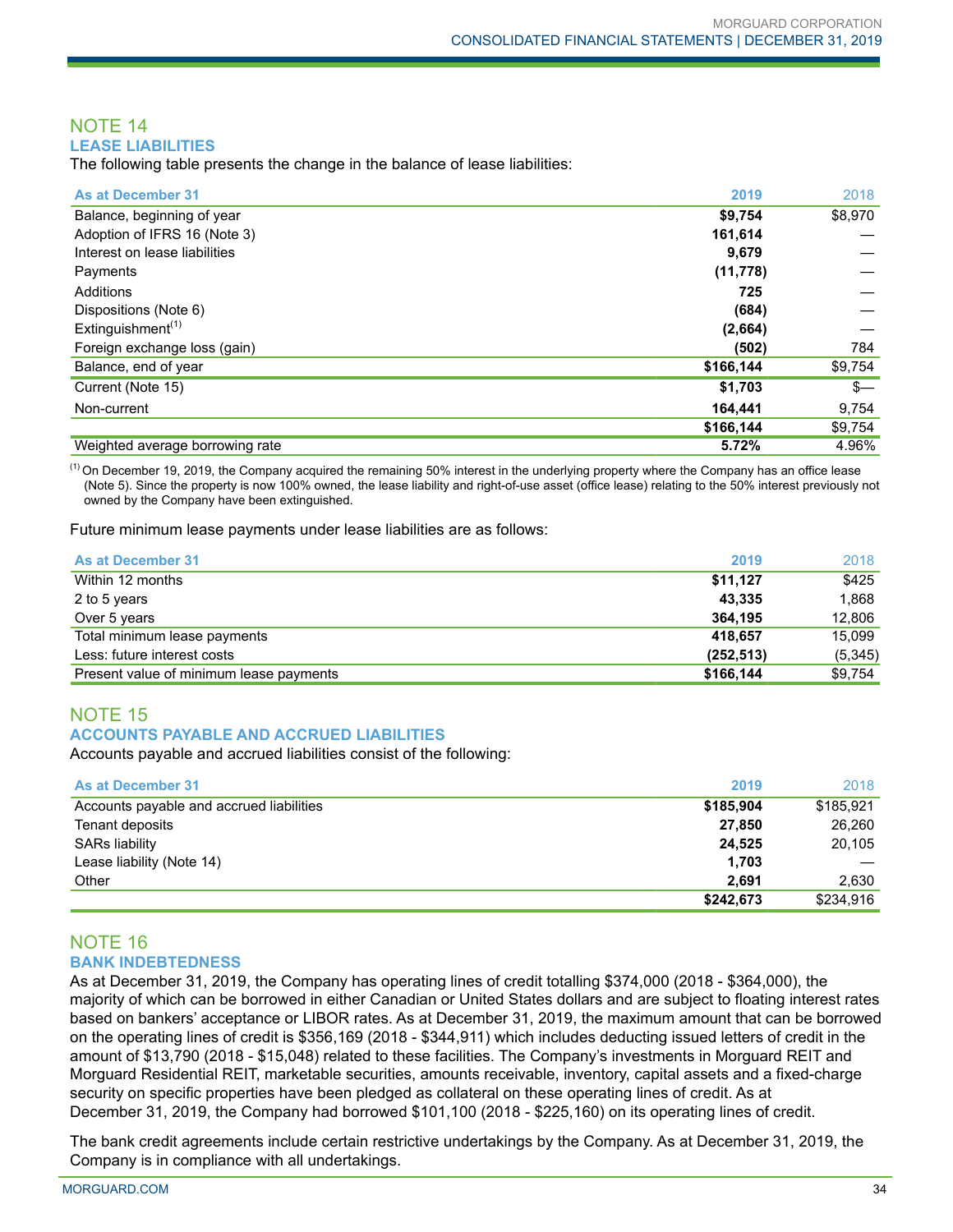## NOTE 14

### LEASE LIABILITIES

The following table presents the change in the balance of lease liabilities:

| As at December 31 | 2019 | 2018 |
|---|---|---|
| Balance, beginning of year | **$9,754** | $8,970 |
| Adoption of IFRS 16 (Note 3) | **161,614** | — |
| Interest on lease liabilities | **9,679** | — |
| Payments | **(11,778)** | — |
| Additions | **725** | — |
| Dispositions (Note 6) | **(684)** | — |
| Extinguishment[1] | **(2,664)** | — |
| Foreign exchange loss (gain) | **(502)** | 784 |
| Balance, end of year | **$166,144** | $9,754 |
| Current (Note 15) | **$1,703** | $— |
| Non-current | **164,441** | 9,754 |
| | **$166,144** | $9,754 |
| Weighted average borrowing rate | **5.72%** | 4.96% |

[1] On December 19, 2019, the Company acquired the remaining 50% interest in the underlying property where the Company has an office lease (Note 5). Since the property is now 100% owned, the lease liability and right-of-use asset (office lease) relating to the 50% interest previously not owned by the Company have been extinguished.

Future minimum lease payments under lease liabilities are as follows:

| As at December 31 | 2019 | 2018 |
|---|---|---|
| Within 12 months | **$11,127** | $425 |
| 2 to 5 years | **43,335** | 1,868 |
| Over 5 years | **364,195** | 12,806 |
| Total minimum lease payments | **418,657** | 15,099 |
| Less: future interest costs | **(252,513)** | (5,345) |
| Present value of minimum lease payments | **$166,144** | $9,754 |

## NOTE 15

### ACCOUNTS PAYABLE AND ACCRUED LIABILITIES

Accounts payable and accrued liabilities consist of the following:

| As at December 31 | 2019 | 2018 |
|---|---|---|
| Accounts payable and accrued liabilities | **$185,904** | $185,921 |
| Tenant deposits | **27,850** | 26,260 |
| SARs liability | **24,525** | 20,105 |
| Lease liability (Note 14) | **1,703** | — |
| Other | **2,691** | 2,630 |
| | **$242,673** | $234,916 |

## NOTE 16

### BANK INDEBTEDNESS

As at December 31, 2019, the Company has operating lines of credit totalling $374,000 (2018 - $364,000), the majority of which can be borrowed in either Canadian or United States dollars and are subject to floating interest rates based on bankers' acceptance or LIBOR rates. As at December 31, 2019, the maximum amount that can be borrowed on the operating lines of credit is $356,169 (2018 - $344,911) which includes deducting issued letters of credit in the amount of $13,790 (2018 - $15,048) related to these facilities. The Company's investments in Morguard REIT and Morguard Residential REIT, marketable securities, amounts receivable, inventory, capital assets and a fixed-charge security on specific properties have been pledged as collateral on these operating lines of credit. As at December 31, 2019, the Company had borrowed $101,100 (2018 - $225,160) on its operating lines of credit.

The bank credit agreements include certain restrictive undertakings by the Company. As at December 31, 2019, the Company is in compliance with all undertakings.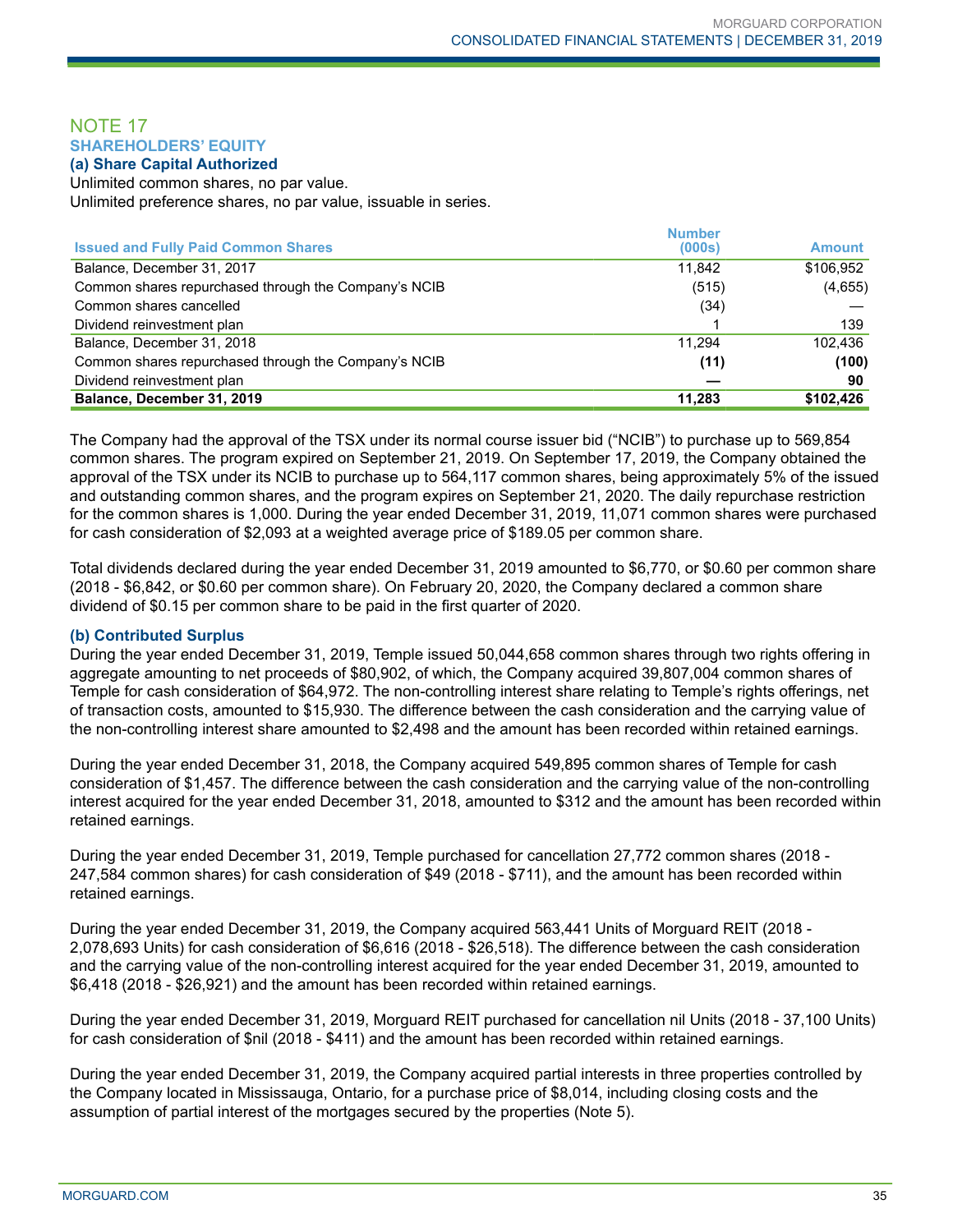# NOTE 17
## SHAREHOLDERS' EQUITY
### (a) Share Capital Authorized

Unlimited common shares, no par value.
Unlimited preference shares, no par value, issuable in series.

| Issued and Fully Paid Common Shares | Number (000s) | Amount |
|---|---|---|
| Balance, December 31, 2017 | 11,842 | $106,952 |
| Common shares repurchased through the Company's NCIB | (515) | (4,655) |
| Common shares cancelled | (34) | — |
| Dividend reinvestment plan | 1 | 139 |
| Balance, December 31, 2018 | 11,294 | 102,436 |
| Common shares repurchased through the Company's NCIB | **(11)** | **(100)** |
| Dividend reinvestment plan | **—** | **90** |
| **Balance, December 31, 2019** | **11,283** | **$102,426** |

The Company had the approval of the TSX under its normal course issuer bid ("NCIB") to purchase up to 569,854 common shares. The program expired on September 21, 2019. On September 17, 2019, the Company obtained the approval of the TSX under its NCIB to purchase up to 564,117 common shares, being approximately 5% of the issued and outstanding common shares, and the program expires on September 21, 2020. The daily repurchase restriction for the common shares is 1,000. During the year ended December 31, 2019, 11,071 common shares were purchased for cash consideration of $2,093 at a weighted average price of $189.05 per common share.

Total dividends declared during the year ended December 31, 2019 amounted to $6,770, or $0.60 per common share (2018 - $6,842, or $0.60 per common share). On February 20, 2020, the Company declared a common share dividend of $0.15 per common share to be paid in the first quarter of 2020.

### (b) Contributed Surplus

During the year ended December 31, 2019, Temple issued 50,044,658 common shares through two rights offering in aggregate amounting to net proceeds of $80,902, of which, the Company acquired 39,807,004 common shares of Temple for cash consideration of $64,972. The non-controlling interest share relating to Temple's rights offerings, net of transaction costs, amounted to $15,930. The difference between the cash consideration and the carrying value of the non-controlling interest share amounted to $2,498 and the amount has been recorded within retained earnings.

During the year ended December 31, 2018, the Company acquired 549,895 common shares of Temple for cash consideration of $1,457. The difference between the cash consideration and the carrying value of the non-controlling interest acquired for the year ended December 31, 2018, amounted to $312 and the amount has been recorded within retained earnings.

During the year ended December 31, 2019, Temple purchased for cancellation 27,772 common shares (2018 - 247,584 common shares) for cash consideration of $49 (2018 - $711), and the amount has been recorded within retained earnings.

During the year ended December 31, 2019, the Company acquired 563,441 Units of Morguard REIT (2018 - 2,078,693 Units) for cash consideration of $6,616 (2018 - $26,518). The difference between the cash consideration and the carrying value of the non-controlling interest acquired for the year ended December 31, 2019, amounted to $6,418 (2018 - $26,921) and the amount has been recorded within retained earnings.

During the year ended December 31, 2019, Morguard REIT purchased for cancellation nil Units (2018 - 37,100 Units) for cash consideration of $nil (2018 - $411) and the amount has been recorded within retained earnings.

During the year ended December 31, 2019, the Company acquired partial interests in three properties controlled by the Company located in Mississauga, Ontario, for a purchase price of $8,014, including closing costs and the assumption of partial interest of the mortgages secured by the properties (Note 5).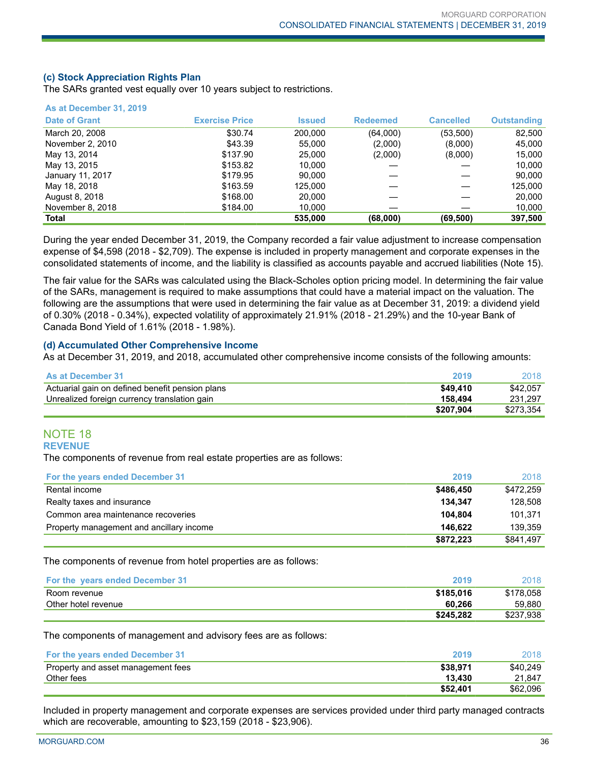### (c) Stock Appreciation Rights Plan

The SARs granted vest equally over 10 years subject to restrictions.

| As at December 31, 2019 | | | | | |
|---|---|---|---|---|---|
| **Date of Grant** | **Exercise Price** | **Issued** | **Redeemed** | **Cancelled** | **Outstanding** |
| March 20, 2008 | $30.74 | 200,000 | (64,000) | (53,500) | 82,500 |
| November 2, 2010 | $43.39 | 55,000 | (2,000) | (8,000) | 45,000 |
| May 13, 2014 | $137.90 | 25,000 | (2,000) | (8,000) | 15,000 |
| May 13, 2015 | $153.82 | 10,000 | — | — | 10,000 |
| January 11, 2017 | $179.95 | 90,000 | — | — | 90,000 |
| May 18, 2018 | $163.59 | 125,000 | — | — | 125,000 |
| August 8, 2018 | $168.00 | 20,000 | — | — | 20,000 |
| November 8, 2018 | $184.00 | 10,000 | — | — | 10,000 |
| **Total** | | **535,000** | **(68,000)** | **(69,500)** | **397,500** |

During the year ended December 31, 2019, the Company recorded a fair value adjustment to increase compensation expense of $4,598 (2018 - $2,709). The expense is included in property management and corporate expenses in the consolidated statements of income, and the liability is classified as accounts payable and accrued liabilities (Note 15).

The fair value for the SARs was calculated using the Black-Scholes option pricing model. In determining the fair value of the SARs, management is required to make assumptions that could have a material impact on the valuation. The following are the assumptions that were used in determining the fair value as at December 31, 2019: a dividend yield of 0.30% (2018 - 0.34%), expected volatility of approximately 21.91% (2018 - 21.29%) and the 10-year Bank of Canada Bond Yield of 1.61% (2018 - 1.98%).

### (d) Accumulated Other Comprehensive Income

As at December 31, 2019, and 2018, accumulated other comprehensive income consists of the following amounts:

| As at December 31 | 2019 | 2018 |
|---|---|---|
| Actuarial gain on defined benefit pension plans | **$49,410** | $42,057 |
| Unrealized foreign currency translation gain | **158,494** | 231,297 |
| | **$207,904** | $273,354 |

## NOTE 18
## REVENUE

The components of revenue from real estate properties are as follows:

| For the years ended December 31 | 2019 | 2018 |
|---|---|---|
| Rental income | **$486,450** | $472,259 |
| Realty taxes and insurance | **134,347** | 128,508 |
| Common area maintenance recoveries | **104,804** | 101,371 |
| Property management and ancillary income | **146,622** | 139,359 |
| | **$872,223** | $841,497 |

The components of revenue from hotel properties are as follows:

| For the years ended December 31 | 2019 | 2018 |
|---|---|---|
| Room revenue | **$185,016** | $178,058 |
| Other hotel revenue | **60,266** | 59,880 |
| | **$245,282** | $237,938 |

The components of management and advisory fees are as follows:

| For the years ended December 31 | 2019 | 2018 |
|---|---|---|
| Property and asset management fees | **$38,971** | $40,249 |
| Other fees | **13,430** | 21,847 |
| | **$52,401** | $62,096 |

Included in property management and corporate expenses are services provided under third party managed contracts which are recoverable, amounting to $23,159 (2018 - $23,906).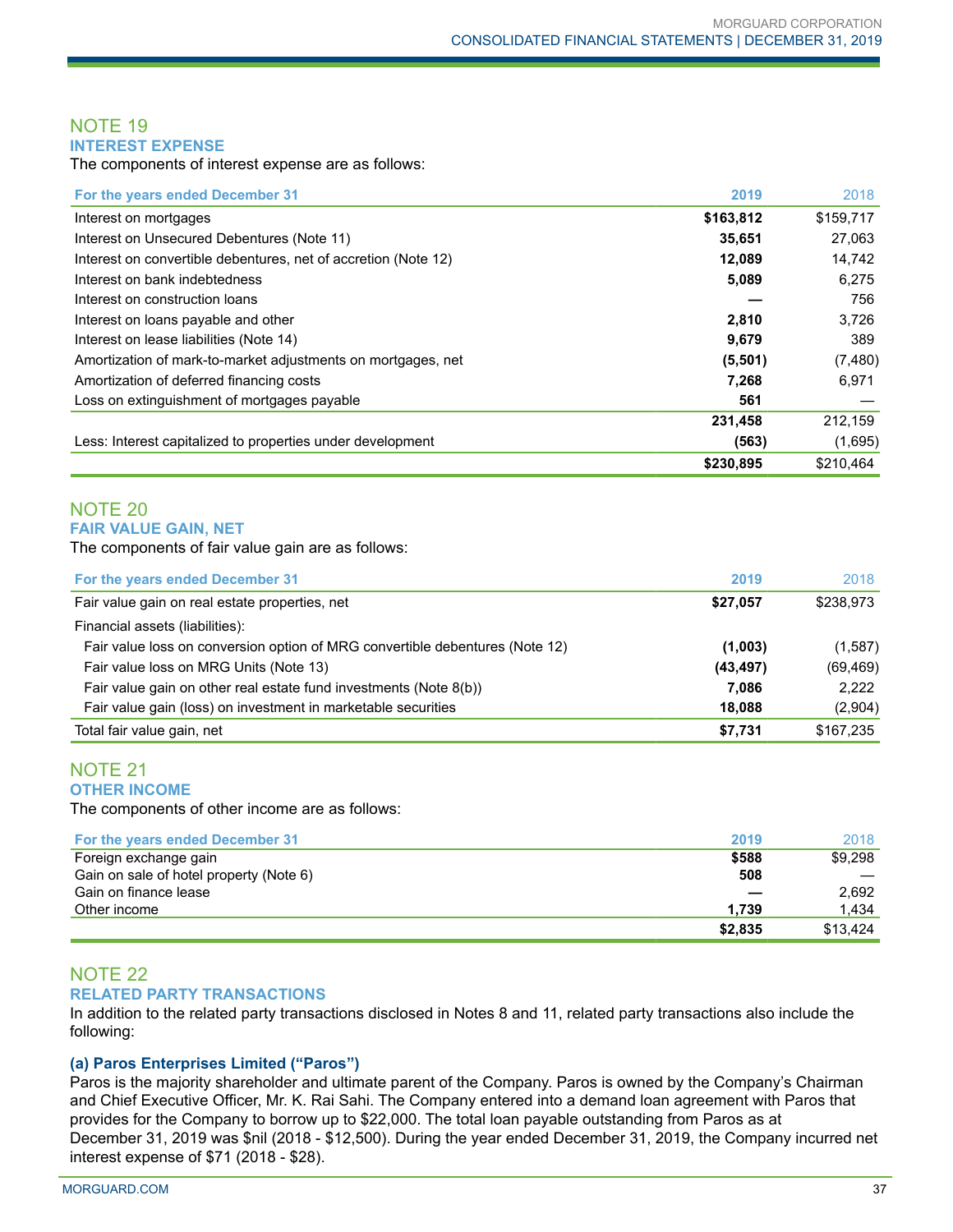## NOTE 19
### INTEREST EXPENSE

The components of interest expense are as follows:

| For the years ended December 31 | 2019 | 2018 |
|---|---|---|
| Interest on mortgages | **$163,812** | $159,717 |
| Interest on Unsecured Debentures (Note 11) | **35,651** | 27,063 |
| Interest on convertible debentures, net of accretion (Note 12) | **12,089** | 14,742 |
| Interest on bank indebtedness | **5,089** | 6,275 |
| Interest on construction loans | **—** | 756 |
| Interest on loans payable and other | **2,810** | 3,726 |
| Interest on lease liabilities (Note 14) | **9,679** | 389 |
| Amortization of mark-to-market adjustments on mortgages, net | **(5,501)** | (7,480) |
| Amortization of deferred financing costs | **7,268** | 6,971 |
| Loss on extinguishment of mortgages payable | **561** | — |
| | **231,458** | 212,159 |
| Less: Interest capitalized to properties under development | **(563)** | (1,695) |
| | **$230,895** | $210,464 |

## NOTE 20
### FAIR VALUE GAIN, NET

The components of fair value gain are as follows:

| For the years ended December 31 | 2019 | 2018 |
|---|---|---|
| Fair value gain on real estate properties, net | **$27,057** | $238,973 |
| Financial assets (liabilities): | | |
| Fair value loss on conversion option of MRG convertible debentures (Note 12) | **(1,003)** | (1,587) |
| Fair value loss on MRG Units (Note 13) | **(43,497)** | (69,469) |
| Fair value gain on other real estate fund investments (Note 8(b)) | **7,086** | 2,222 |
| Fair value gain (loss) on investment in marketable securities | **18,088** | (2,904) |
| Total fair value gain, net | **$7,731** | $167,235 |

## NOTE 21
### OTHER INCOME

The components of other income are as follows:

| For the years ended December 31 | 2019 | 2018 |
|---|---|---|
| Foreign exchange gain | **$588** | $9,298 |
| Gain on sale of hotel property (Note 6) | **508** | — |
| Gain on finance lease | **—** | 2,692 |
| Other income | **1,739** | 1,434 |
| | **$2,835** | $13,424 |

## NOTE 22
### RELATED PARTY TRANSACTIONS

In addition to the related party transactions disclosed in Notes 8 and 11, related party transactions also include the following:

**(a) Paros Enterprises Limited ("Paros")**

Paros is the majority shareholder and ultimate parent of the Company. Paros is owned by the Company's Chairman and Chief Executive Officer, Mr. K. Rai Sahi. The Company entered into a demand loan agreement with Paros that provides for the Company to borrow up to $22,000. The total loan payable outstanding from Paros as at December 31, 2019 was $nil (2018 - $12,500). During the year ended December 31, 2019, the Company incurred net interest expense of $71 (2018 - $28).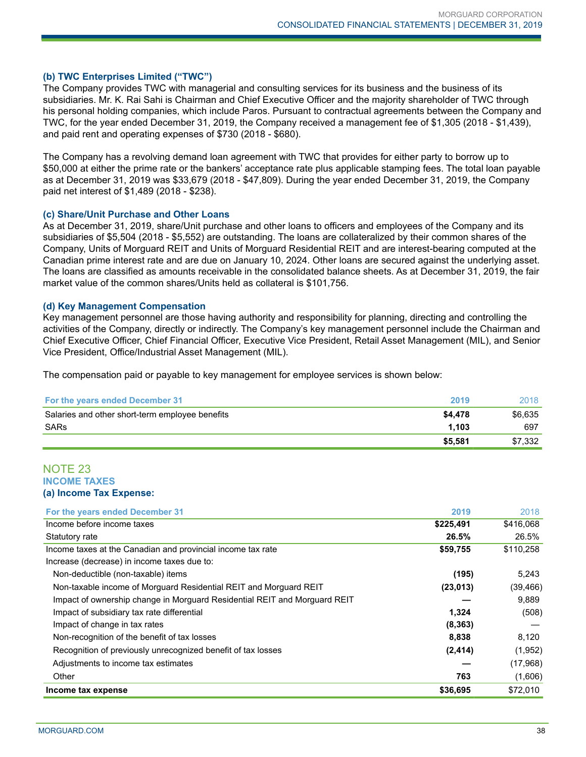### (b) TWC Enterprises Limited (“TWC”)

The Company provides TWC with managerial and consulting services for its business and the business of its subsidiaries. Mr. K. Rai Sahi is Chairman and Chief Executive Officer and the majority shareholder of TWC through his personal holding companies, which include Paros. Pursuant to contractual agreements between the Company and TWC, for the year ended December 31, 2019, the Company received a management fee of $1,305 (2018 - $1,439), and paid rent and operating expenses of $730 (2018 - $680).

The Company has a revolving demand loan agreement with TWC that provides for either party to borrow up to $50,000 at either the prime rate or the bankers’ acceptance rate plus applicable stamping fees. The total loan payable as at December 31, 2019 was $33,679 (2018 - $47,809). During the year ended December 31, 2019, the Company paid net interest of $1,489 (2018 - $238).

### (c) Share/Unit Purchase and Other Loans

As at December 31, 2019, share/Unit purchase and other loans to officers and employees of the Company and its subsidiaries of $5,504 (2018 - $5,552) are outstanding. The loans are collateralized by their common shares of the Company, Units of Morguard REIT and Units of Morguard Residential REIT and are interest-bearing computed at the Canadian prime interest rate and are due on January 10, 2024. Other loans are secured against the underlying asset. The loans are classified as amounts receivable in the consolidated balance sheets. As at December 31, 2019, the fair market value of the common shares/Units held as collateral is $101,756.

### (d) Key Management Compensation

Key management personnel are those having authority and responsibility for planning, directing and controlling the activities of the Company, directly or indirectly. The Company’s key management personnel include the Chairman and Chief Executive Officer, Chief Financial Officer, Executive Vice President, Retail Asset Management (MIL), and Senior Vice President, Office/Industrial Asset Management (MIL).

The compensation paid or payable to key management for employee services is shown below:

| For the years ended December 31 | 2019 | 2018 |
|---|---|---|
| Salaries and other short-term employee benefits | **$4,478** | $6,635 |
| SARs | **1,103** | 697 |
| | **$5,581** | $7,332 |

## NOTE 23
## INCOME TAXES

### (a) Income Tax Expense:

| For the years ended December 31 | 2019 | 2018 |
|---|---|---|
| Income before income taxes | **$225,491** | $416,068 |
| Statutory rate | **26.5%** | 26.5% |
| Income taxes at the Canadian and provincial income tax rate | **$59,755** | $110,258 |
| Increase (decrease) in income taxes due to: | | |
| Non-deductible (non-taxable) items | **(195)** | 5,243 |
| Non-taxable income of Morguard Residential REIT and Morguard REIT | **(23,013)** | (39,466) |
| Impact of ownership change in Morguard Residential REIT and Morguard REIT | **—** | 9,889 |
| Impact of subsidiary tax rate differential | **1,324** | (508) |
| Impact of change in tax rates | **(8,363)** | — |
| Non-recognition of the benefit of tax losses | **8,838** | 8,120 |
| Recognition of previously unrecognized benefit of tax losses | **(2,414)** | (1,952) |
| Adjustments to income tax estimates | **—** | (17,968) |
| Other | **763** | (1,606) |
| **Income tax expense** | **$36,695** | $72,010 |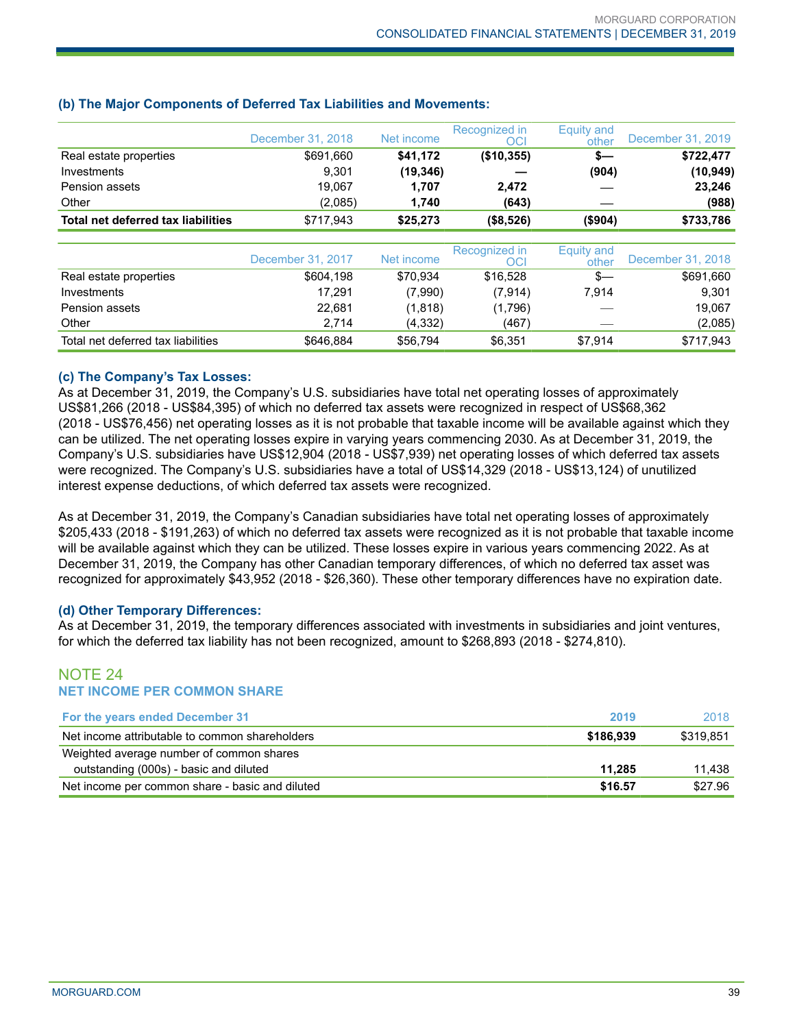### (b) The Major Components of Deferred Tax Liabilities and Movements:

| | December 31, 2018 | Net income | Recognized in OCI | Equity and other | December 31, 2019 |
|---|---|---|---|---|---|
| Real estate properties | $691,660 | **$41,172** | **($10,355)** | **$—** | **$722,477** |
| Investments | 9,301 | **(19,346)** | **—** | **(904)** | **(10,949)** |
| Pension assets | 19,067 | **1,707** | **2,472** | — | **23,246** |
| Other | (2,085) | **1,740** | **(643)** | — | **(988)** |
| **Total net deferred tax liabilities** | $717,943 | **$25,273** | **($8,526)** | **($904)** | **$733,786** |

| | December 31, 2017 | Net income | Recognized in OCI | Equity and other | December 31, 2018 |
|---|---|---|---|---|---|
| Real estate properties | $604,198 | $70,934 | $16,528 | $— | $691,660 |
| Investments | 17,291 | (7,990) | (7,914) | 7,914 | 9,301 |
| Pension assets | 22,681 | (1,818) | (1,796) | — | 19,067 |
| Other | 2,714 | (4,332) | (467) | — | (2,085) |
| Total net deferred tax liabilities | $646,884 | $56,794 | $6,351 | $7,914 | $717,943 |

### (c) The Company's Tax Losses:

As at December 31, 2019, the Company's U.S. subsidiaries have total net operating losses of approximately US$81,266 (2018 - US$84,395) of which no deferred tax assets were recognized in respect of US$68,362 (2018 - US$76,456) net operating losses as it is not probable that taxable income will be available against which they can be utilized. The net operating losses expire in varying years commencing 2030. As at December 31, 2019, the Company's U.S. subsidiaries have US$12,904 (2018 - US$7,939) net operating losses of which deferred tax assets were recognized. The Company's U.S. subsidiaries have a total of US$14,329 (2018 - US$13,124) of unutilized interest expense deductions, of which deferred tax assets were recognized.

As at December 31, 2019, the Company's Canadian subsidiaries have total net operating losses of approximately $205,433 (2018 - $191,263) of which no deferred tax assets were recognized as it is not probable that taxable income will be available against which they can be utilized. These losses expire in various years commencing 2022. As at December 31, 2019, the Company has other Canadian temporary differences, of which no deferred tax asset was recognized for approximately $43,952 (2018 - $26,360). These other temporary differences have no expiration date.

### (d) Other Temporary Differences:

As at December 31, 2019, the temporary differences associated with investments in subsidiaries and joint ventures, for which the deferred tax liability has not been recognized, amount to $268,893 (2018 - $274,810).

## NOTE 24
## NET INCOME PER COMMON SHARE

| For the years ended December 31 | 2019 | 2018 |
|---|---|---|
| Net income attributable to common shareholders | **$186,939** | $319,851 |
| Weighted average number of common shares outstanding (000s) - basic and diluted | **11,285** | 11,438 |
| Net income per common share - basic and diluted | **$16.57** | $27.96 |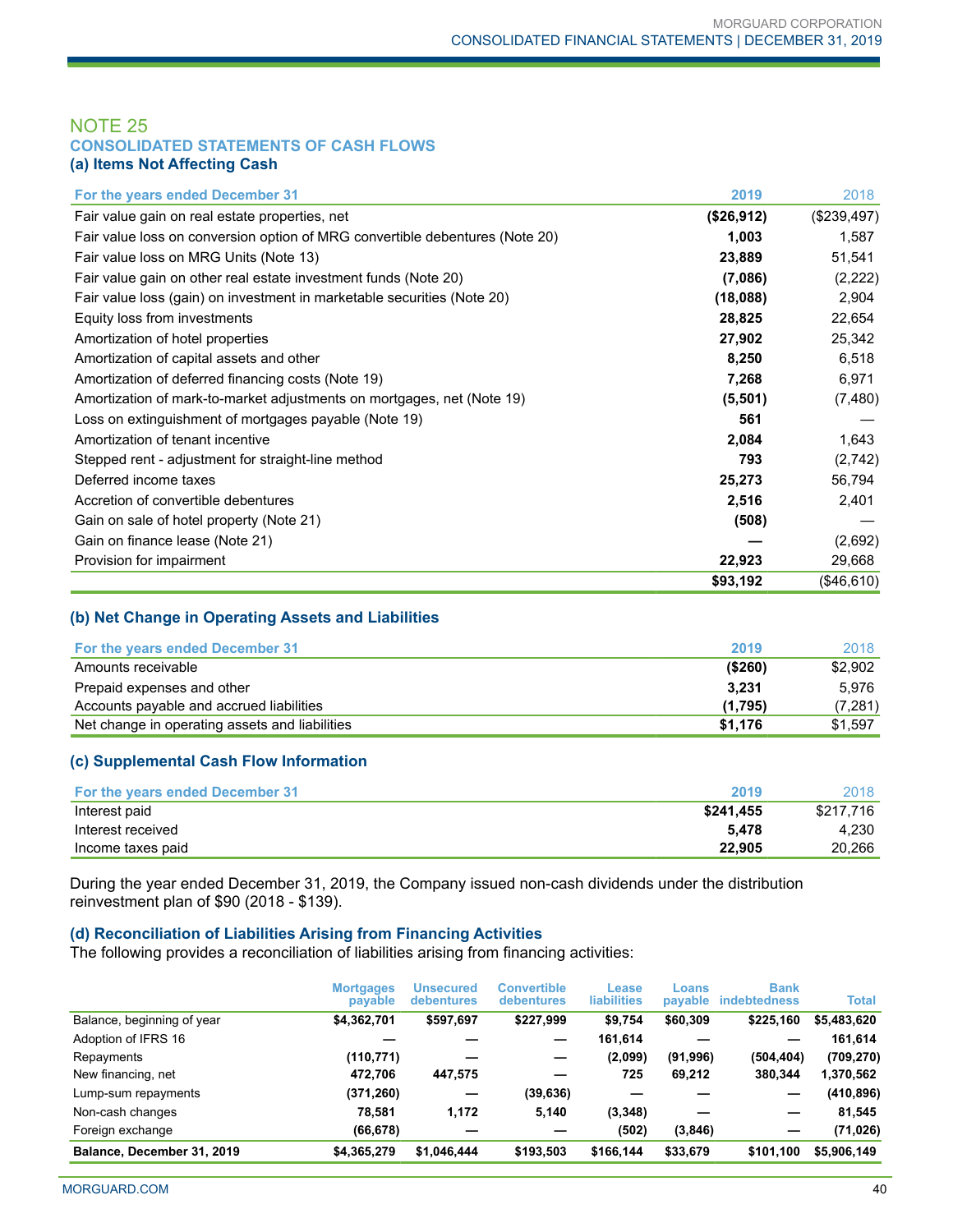## NOTE 25

### CONSOLIDATED STATEMENTS OF CASH FLOWS

#### (a) Items Not Affecting Cash

| For the years ended December 31 | 2019 | 2018 |
|---|---|---|
| Fair value gain on real estate properties, net | **($26,912)** | ($239,497) |
| Fair value loss on conversion option of MRG convertible debentures (Note 20) | **1,003** | 1,587 |
| Fair value loss on MRG Units (Note 13) | **23,889** | 51,541 |
| Fair value gain on other real estate investment funds (Note 20) | **(7,086)** | (2,222) |
| Fair value loss (gain) on investment in marketable securities (Note 20) | **(18,088)** | 2,904 |
| Equity loss from investments | **28,825** | 22,654 |
| Amortization of hotel properties | **27,902** | 25,342 |
| Amortization of capital assets and other | **8,250** | 6,518 |
| Amortization of deferred financing costs (Note 19) | **7,268** | 6,971 |
| Amortization of mark-to-market adjustments on mortgages, net (Note 19) | **(5,501)** | (7,480) |
| Loss on extinguishment of mortgages payable (Note 19) | **561** | — |
| Amortization of tenant incentive | **2,084** | 1,643 |
| Stepped rent - adjustment for straight-line method | **793** | (2,742) |
| Deferred income taxes | **25,273** | 56,794 |
| Accretion of convertible debentures | **2,516** | 2,401 |
| Gain on sale of hotel property (Note 21) | **(508)** | — |
| Gain on finance lease (Note 21) | **—** | (2,692) |
| Provision for impairment | **22,923** | 29,668 |
| | **$93,192** | ($46,610) |

#### (b) Net Change in Operating Assets and Liabilities

| For the years ended December 31 | 2019 | 2018 |
|---|---|---|
| Amounts receivable | **($260)** | $2,902 |
| Prepaid expenses and other | **3,231** | 5,976 |
| Accounts payable and accrued liabilities | **(1,795)** | (7,281) |
| Net change in operating assets and liabilities | **$1,176** | $1,597 |

#### (c) Supplemental Cash Flow Information

| For the years ended December 31 | 2019 | 2018 |
|---|---|---|
| Interest paid | **$241,455** | $217,716 |
| Interest received | **5,478** | 4,230 |
| Income taxes paid | **22,905** | 20,266 |

During the year ended December 31, 2019, the Company issued non-cash dividends under the distribution reinvestment plan of $90 (2018 - $139).

#### (d) Reconciliation of Liabilities Arising from Financing Activities

The following provides a reconciliation of liabilities arising from financing activities:

| | Mortgages payable | Unsecured debentures | Convertible debentures | Lease liabilities | Loans payable | Bank indebtedness | Total |
|---|---|---|---|---|---|---|---|
| Balance, beginning of year | $4,362,701 | $597,697 | $227,999 | $9,754 | $60,309 | $225,160 | $5,483,620 |
| Adoption of IFRS 16 | — | — | — | 161,614 | — | — | 161,614 |
| Repayments | (110,771) | — | — | (2,099) | (91,996) | (504,404) | (709,270) |
| New financing, net | 472,706 | 447,575 | — | 725 | 69,212 | 380,344 | 1,370,562 |
| Lump-sum repayments | (371,260) | — | (39,636) | — | — | — | (410,896) |
| Non-cash changes | 78,581 | 1,172 | 5,140 | (3,348) | — | — | 81,545 |
| Foreign exchange | (66,678) | — | — | (502) | (3,846) | — | (71,026) |
| **Balance, December 31, 2019** | **$4,365,279** | **$1,046,444** | **$193,503** | **$166,144** | **$33,679** | **$101,100** | **$5,906,149** |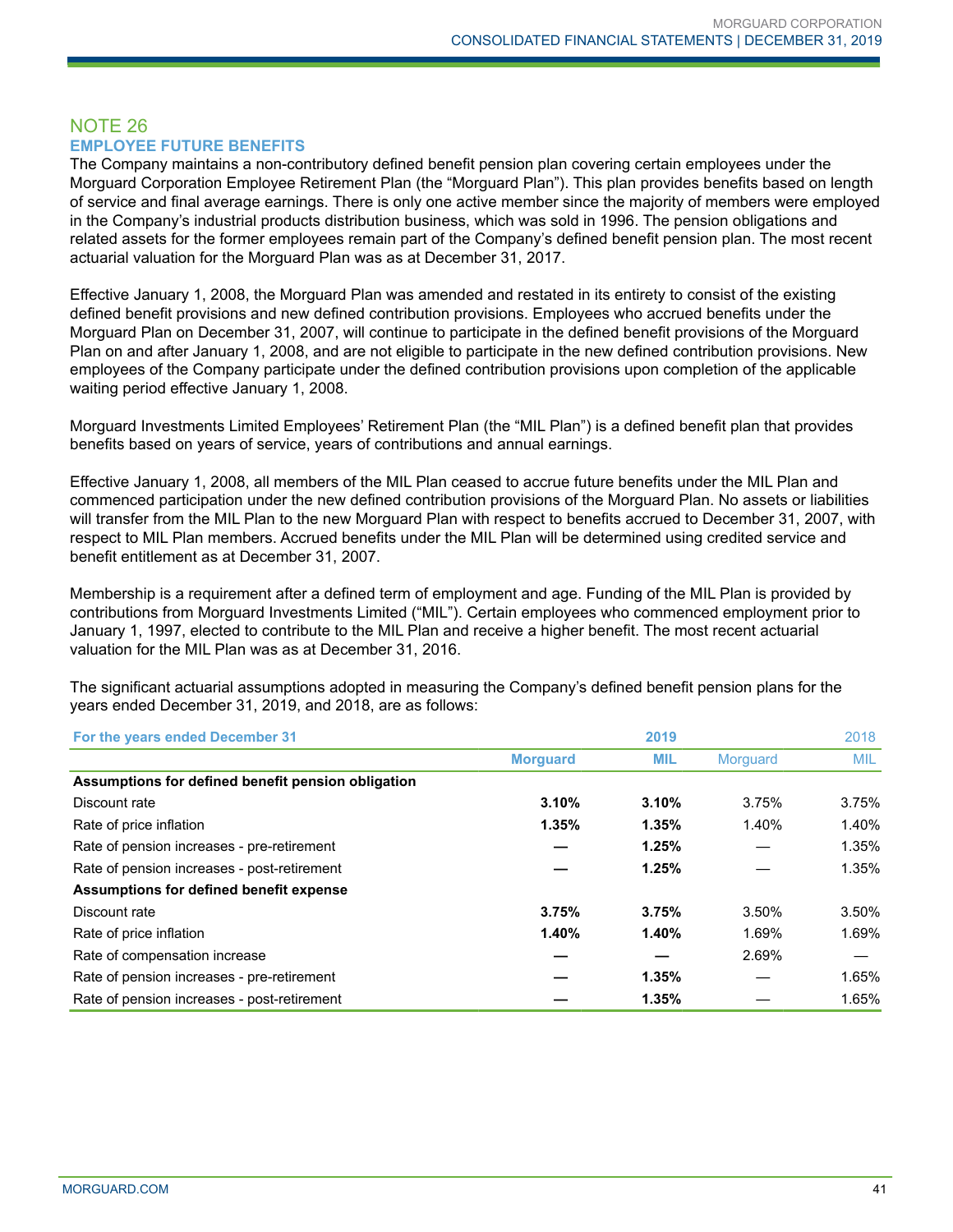## NOTE 26

### EMPLOYEE FUTURE BENEFITS

The Company maintains a non-contributory defined benefit pension plan covering certain employees under the Morguard Corporation Employee Retirement Plan (the "Morguard Plan"). This plan provides benefits based on length of service and final average earnings. There is only one active member since the majority of members were employed in the Company's industrial products distribution business, which was sold in 1996. The pension obligations and related assets for the former employees remain part of the Company's defined benefit pension plan. The most recent actuarial valuation for the Morguard Plan was as at December 31, 2017.

Effective January 1, 2008, the Morguard Plan was amended and restated in its entirety to consist of the existing defined benefit provisions and new defined contribution provisions. Employees who accrued benefits under the Morguard Plan on December 31, 2007, will continue to participate in the defined benefit provisions of the Morguard Plan on and after January 1, 2008, and are not eligible to participate in the new defined contribution provisions. New employees of the Company participate under the defined contribution provisions upon completion of the applicable waiting period effective January 1, 2008.

Morguard Investments Limited Employees' Retirement Plan (the "MIL Plan") is a defined benefit plan that provides benefits based on years of service, years of contributions and annual earnings.

Effective January 1, 2008, all members of the MIL Plan ceased to accrue future benefits under the MIL Plan and commenced participation under the new defined contribution provisions of the Morguard Plan. No assets or liabilities will transfer from the MIL Plan to the new Morguard Plan with respect to benefits accrued to December 31, 2007, with respect to MIL Plan members. Accrued benefits under the MIL Plan will be determined using credited service and benefit entitlement as at December 31, 2007.

Membership is a requirement after a defined term of employment and age. Funding of the MIL Plan is provided by contributions from Morguard Investments Limited ("MIL"). Certain employees who commenced employment prior to January 1, 1997, elected to contribute to the MIL Plan and receive a higher benefit. The most recent actuarial valuation for the MIL Plan was as at December 31, 2016.

The significant actuarial assumptions adopted in measuring the Company's defined benefit pension plans for the years ended December 31, 2019, and 2018, are as follows:

| For the years ended December 31 | | **2019** | | 2018 |
|---|---|---|---|---|
| | **Morguard** | **MIL** | Morguard | MIL |
| **Assumptions for defined benefit pension obligation** | | | | |
| Discount rate | **3.10%** | **3.10%** | 3.75% | 3.75% |
| Rate of price inflation | **1.35%** | **1.35%** | 1.40% | 1.40% |
| Rate of pension increases - pre-retirement | **—** | **1.25%** | — | 1.35% |
| Rate of pension increases - post-retirement | **—** | **1.25%** | — | 1.35% |
| **Assumptions for defined benefit expense** | | | | |
| Discount rate | **3.75%** | **3.75%** | 3.50% | 3.50% |
| Rate of price inflation | **1.40%** | **1.40%** | 1.69% | 1.69% |
| Rate of compensation increase | **—** | **—** | 2.69% | — |
| Rate of pension increases - pre-retirement | **—** | **1.35%** | — | 1.65% |
| Rate of pension increases - post-retirement | **—** | **1.35%** | — | 1.65% |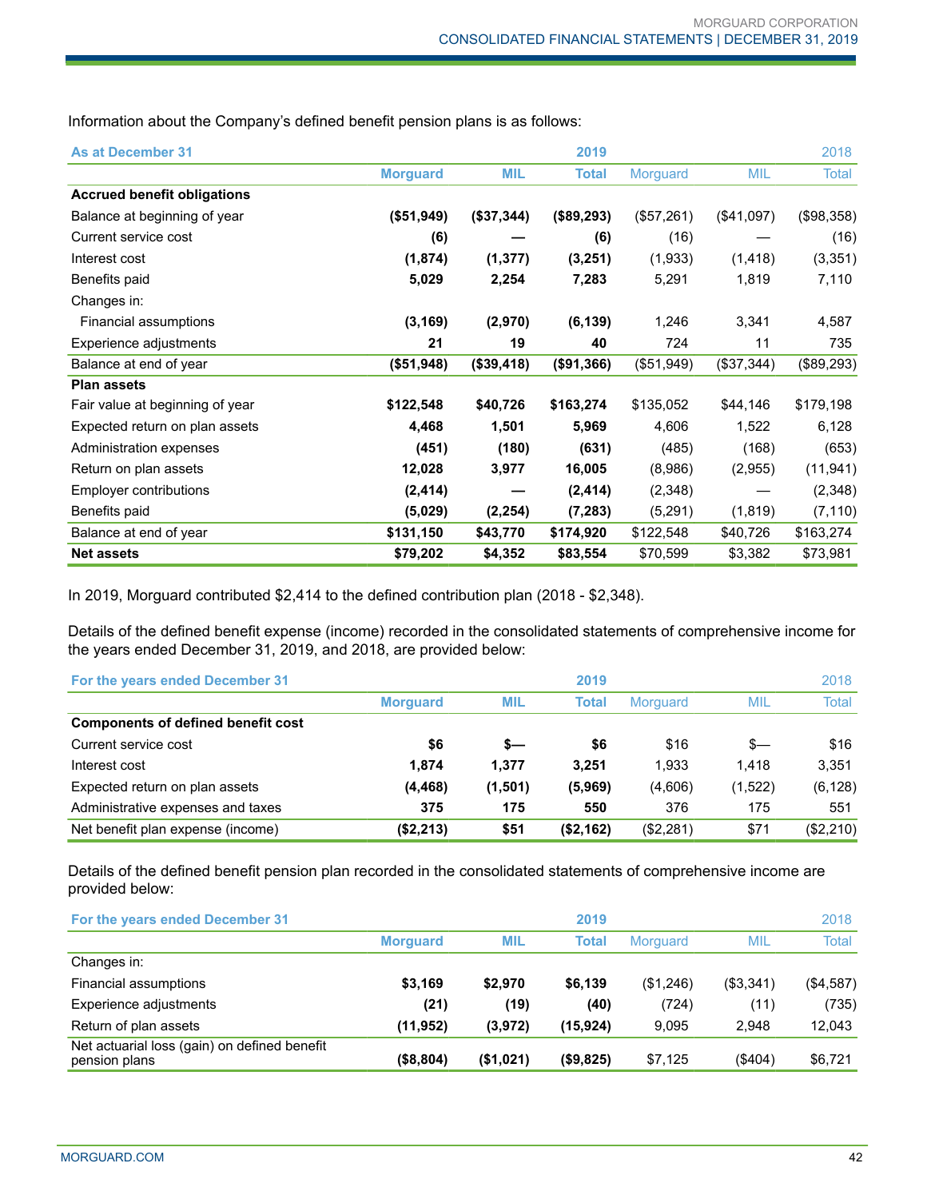Information about the Company's defined benefit pension plans is as follows:

| As at December 31 | | 2019 | | | 2018 | |
|---|---|---|---|---|---|---|
| | Morguard | MIL | Total | Morguard | MIL | Total |
| **Accrued benefit obligations** | | | | | | |
| Balance at beginning of year | **($51,949)** | **($37,344)** | **($89,293)** | ($57,261) | ($41,097) | ($98,358) |
| Current service cost | **(6)** | **—** | **(6)** | (16) | — | (16) |
| Interest cost | **(1,874)** | **(1,377)** | **(3,251)** | (1,933) | (1,418) | (3,351) |
| Benefits paid | **5,029** | **2,254** | **7,283** | 5,291 | 1,819 | 7,110 |
| Changes in: | | | | | | |
| Financial assumptions | **(3,169)** | **(2,970)** | **(6,139)** | 1,246 | 3,341 | 4,587 |
| Experience adjustments | **21** | **19** | **40** | 724 | 11 | 735 |
| Balance at end of year | **($51,948)** | **($39,418)** | **($91,366)** | ($51,949) | ($37,344) | ($89,293) |
| **Plan assets** | | | | | | |
| Fair value at beginning of year | **$122,548** | **$40,726** | **$163,274** | $135,052 | $44,146 | $179,198 |
| Expected return on plan assets | **4,468** | **1,501** | **5,969** | 4,606 | 1,522 | 6,128 |
| Administration expenses | **(451)** | **(180)** | **(631)** | (485) | (168) | (653) |
| Return on plan assets | **12,028** | **3,977** | **16,005** | (8,986) | (2,955) | (11,941) |
| Employer contributions | **(2,414)** | **—** | **(2,414)** | (2,348) | — | (2,348) |
| Benefits paid | **(5,029)** | **(2,254)** | **(7,283)** | (5,291) | (1,819) | (7,110) |
| Balance at end of year | **$131,150** | **$43,770** | **$174,920** | $122,548 | $40,726 | $163,274 |
| **Net assets** | **$79,202** | **$4,352** | **$83,554** | $70,599 | $3,382 | $73,981 |

In 2019, Morguard contributed $2,414 to the defined contribution plan (2018 - $2,348).

Details of the defined benefit expense (income) recorded in the consolidated statements of comprehensive income for the years ended December 31, 2019, and 2018, are provided below:

| For the years ended December 31 | | 2019 | | | 2018 | |
|---|---|---|---|---|---|---|
| | Morguard | MIL | Total | Morguard | MIL | Total |
| **Components of defined benefit cost** | | | | | | |
| Current service cost | **$6** | **$—** | **$6** | $16 | $— | $16 |
| Interest cost | **1,874** | **1,377** | **3,251** | 1,933 | 1,418 | 3,351 |
| Expected return on plan assets | **(4,468)** | **(1,501)** | **(5,969)** | (4,606) | (1,522) | (6,128) |
| Administrative expenses and taxes | **375** | **175** | **550** | 376 | 175 | 551 |
| Net benefit plan expense (income) | **($2,213)** | **$51** | **($2,162)** | ($2,281) | $71 | ($2,210) |

Details of the defined benefit pension plan recorded in the consolidated statements of comprehensive income are provided below:

| For the years ended December 31 | | 2019 | | | 2018 | |
|---|---|---|---|---|---|---|
| | Morguard | MIL | Total | Morguard | MIL | Total |
| Changes in: | | | | | | |
| Financial assumptions | **$3,169** | **$2,970** | **$6,139** | ($1,246) | ($3,341) | ($4,587) |
| Experience adjustments | **(21)** | **(19)** | **(40)** | (724) | (11) | (735) |
| Return of plan assets | **(11,952)** | **(3,972)** | **(15,924)** | 9,095 | 2,948 | 12,043 |
| Net actuarial loss (gain) on defined benefit pension plans | **($8,804)** | **($1,021)** | **($9,825)** | $7,125 | ($404) | $6,721 |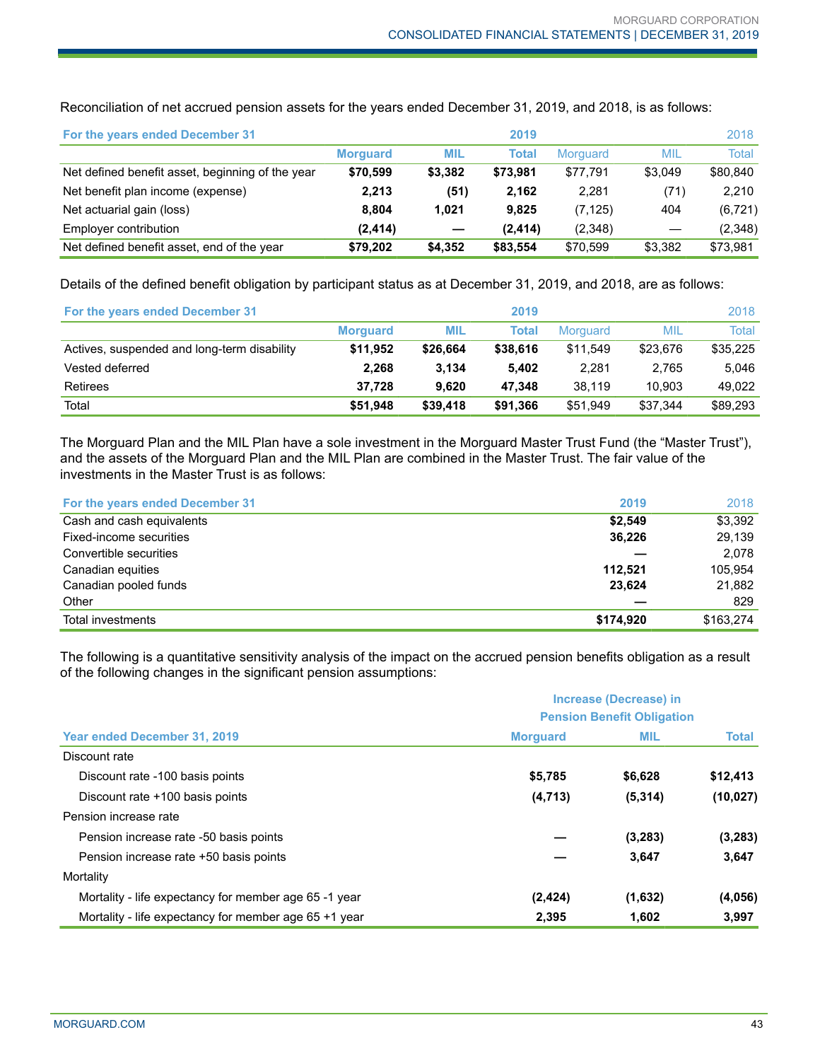Reconciliation of net accrued pension assets for the years ended December 31, 2019, and 2018, is as follows:

| For the years ended December 31 | | 2019 | | | 2018 | |
|---|---|---|---|---|---|---|
| | **Morguard** | **MIL** | **Total** | Morguard | MIL | Total |
| Net defined benefit asset, beginning of the year | **$70,599** | **$3,382** | **$73,981** | $77,791 | $3,049 | $80,840 |
| Net benefit plan income (expense) | **2,213** | **(51)** | **2,162** | 2,281 | (71) | 2,210 |
| Net actuarial gain (loss) | **8,804** | **1,021** | **9,825** | (7,125) | 404 | (6,721) |
| Employer contribution | **(2,414)** | **—** | **(2,414)** | (2,348) | — | (2,348) |
| Net defined benefit asset, end of the year | **$79,202** | **$4,352** | **$83,554** | $70,599 | $3,382 | $73,981 |

Details of the defined benefit obligation by participant status as at December 31, 2019, and 2018, are as follows:

| For the years ended December 31 | | 2019 | | | 2018 | |
|---|---|---|---|---|---|---|
| | **Morguard** | **MIL** | **Total** | Morguard | MIL | Total |
| Actives, suspended and long-term disability | **$11,952** | **$26,664** | **$38,616** | $11,549 | $23,676 | $35,225 |
| Vested deferred | **2,268** | **3,134** | **5,402** | 2,281 | 2,765 | 5,046 |
| Retirees | **37,728** | **9,620** | **47,348** | 38,119 | 10,903 | 49,022 |
| Total | **$51,948** | **$39,418** | **$91,366** | $51,949 | $37,344 | $89,293 |

The Morguard Plan and the MIL Plan have a sole investment in the Morguard Master Trust Fund (the "Master Trust"), and the assets of the Morguard Plan and the MIL Plan are combined in the Master Trust. The fair value of the investments in the Master Trust is as follows:

| For the years ended December 31 | 2019 | 2018 |
|---|---|---|
| Cash and cash equivalents | **$2,549** | $3,392 |
| Fixed-income securities | **36,226** | 29,139 |
| Convertible securities | **—** | 2,078 |
| Canadian equities | **112,521** | 105,954 |
| Canadian pooled funds | **23,624** | 21,882 |
| Other | **—** | 829 |
| Total investments | **$174,920** | $163,274 |

The following is a quantitative sensitivity analysis of the impact on the accrued pension benefits obligation as a result of the following changes in the significant pension assumptions:

| | Increase (Decrease) in Pension Benefit Obligation | | |
|---|---|---|---|
| **Year ended December 31, 2019** | **Morguard** | **MIL** | **Total** |
| Discount rate | | | |
| Discount rate -100 basis points | **$5,785** | **$6,628** | **$12,413** |
| Discount rate +100 basis points | **(4,713)** | **(5,314)** | **(10,027)** |
| Pension increase rate | | | |
| Pension increase rate -50 basis points | **—** | **(3,283)** | **(3,283)** |
| Pension increase rate +50 basis points | **—** | **3,647** | **3,647** |
| Mortality | | | |
| Mortality - life expectancy for member age 65 -1 year | **(2,424)** | **(1,632)** | **(4,056)** |
| Mortality - life expectancy for member age 65 +1 year | **2,395** | **1,602** | **3,997** |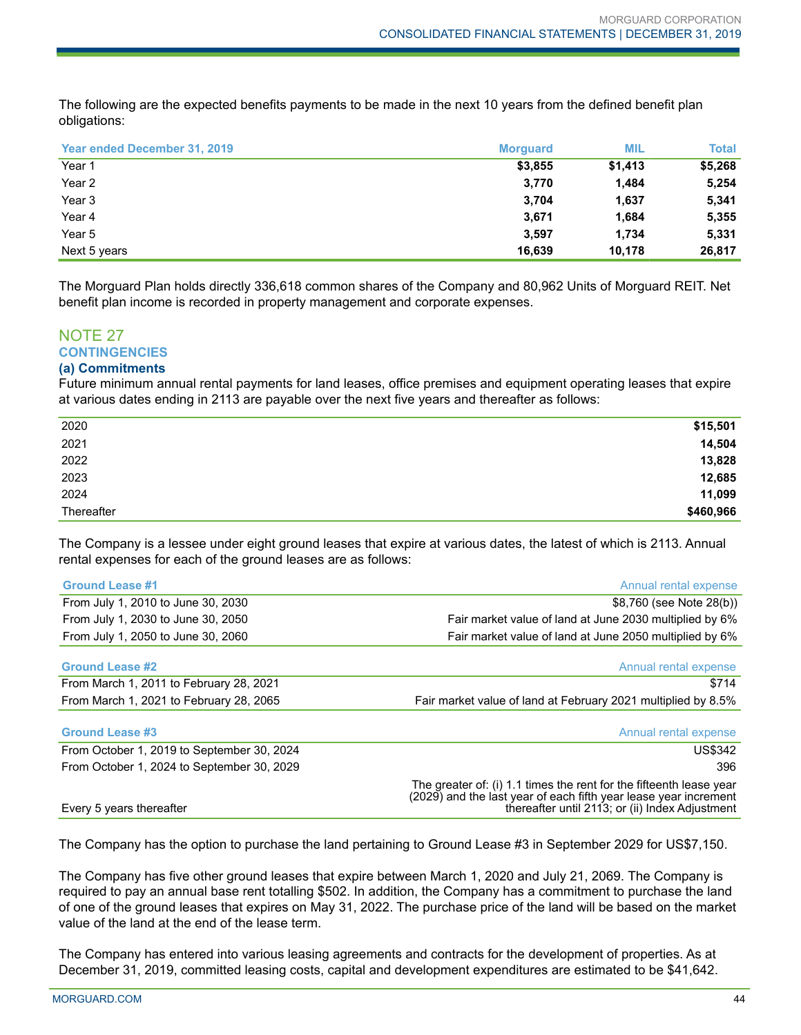The following are the expected benefits payments to be made in the next 10 years from the defined benefit plan obligations:

| Year ended December 31, 2019 | Morguard | MIL | Total |
|---|---|---|---|
| Year 1 | **$3,855** | **$1,413** | **$5,268** |
| Year 2 | **3,770** | **1,484** | **5,254** |
| Year 3 | **3,704** | **1,637** | **5,341** |
| Year 4 | **3,671** | **1,684** | **5,355** |
| Year 5 | **3,597** | **1,734** | **5,331** |
| Next 5 years | **16,639** | **10,178** | **26,817** |

The Morguard Plan holds directly 336,618 common shares of the Company and 80,962 Units of Morguard REIT. Net benefit plan income is recorded in property management and corporate expenses.

## NOTE 27

## CONTINGENCIES

### (a) Commitments

Future minimum annual rental payments for land leases, office premises and equipment operating leases that expire at various dates ending in 2113 are payable over the next five years and thereafter as follows:

| | |
|---|---|
| 2020 | **$15,501** |
| 2021 | **14,504** |
| 2022 | **13,828** |
| 2023 | **12,685** |
| 2024 | **11,099** |
| Thereafter | **$460,966** |

The Company is a lessee under eight ground leases that expire at various dates, the latest of which is 2113. Annual rental expenses for each of the ground leases are as follows:

| Ground Lease #1 | Annual rental expense |
|---|---|
| From July 1, 2010 to June 30, 2030 | $8,760 (see Note 28(b)) |
| From July 1, 2030 to June 30, 2050 | Fair market value of land at June 2030 multiplied by 6% |
| From July 1, 2050 to June 30, 2060 | Fair market value of land at June 2050 multiplied by 6% |

| Ground Lease #2 | Annual rental expense |
|---|---|
| From March 1, 2011 to February 28, 2021 | $714 |
| From March 1, 2021 to February 28, 2065 | Fair market value of land at February 2021 multiplied by 8.5% |

| Ground Lease #3 | Annual rental expense |
|---|---|
| From October 1, 2019 to September 30, 2024 | US$342 |
| From October 1, 2024 to September 30, 2029 | 396 |
| Every 5 years thereafter | The greater of: (i) 1.1 times the rent for the fifteenth lease year (2029) and the last year of each fifth year lease year increment thereafter until 2113; or (ii) Index Adjustment |

The Company has the option to purchase the land pertaining to Ground Lease #3 in September 2029 for US$7,150.

The Company has five other ground leases that expire between March 1, 2020 and July 21, 2069. The Company is required to pay an annual base rent totalling $502. In addition, the Company has a commitment to purchase the land of one of the ground leases that expires on May 31, 2022. The purchase price of the land will be based on the market value of the land at the end of the lease term.

The Company has entered into various leasing agreements and contracts for the development of properties. As at December 31, 2019, committed leasing costs, capital and development expenditures are estimated to be $41,642.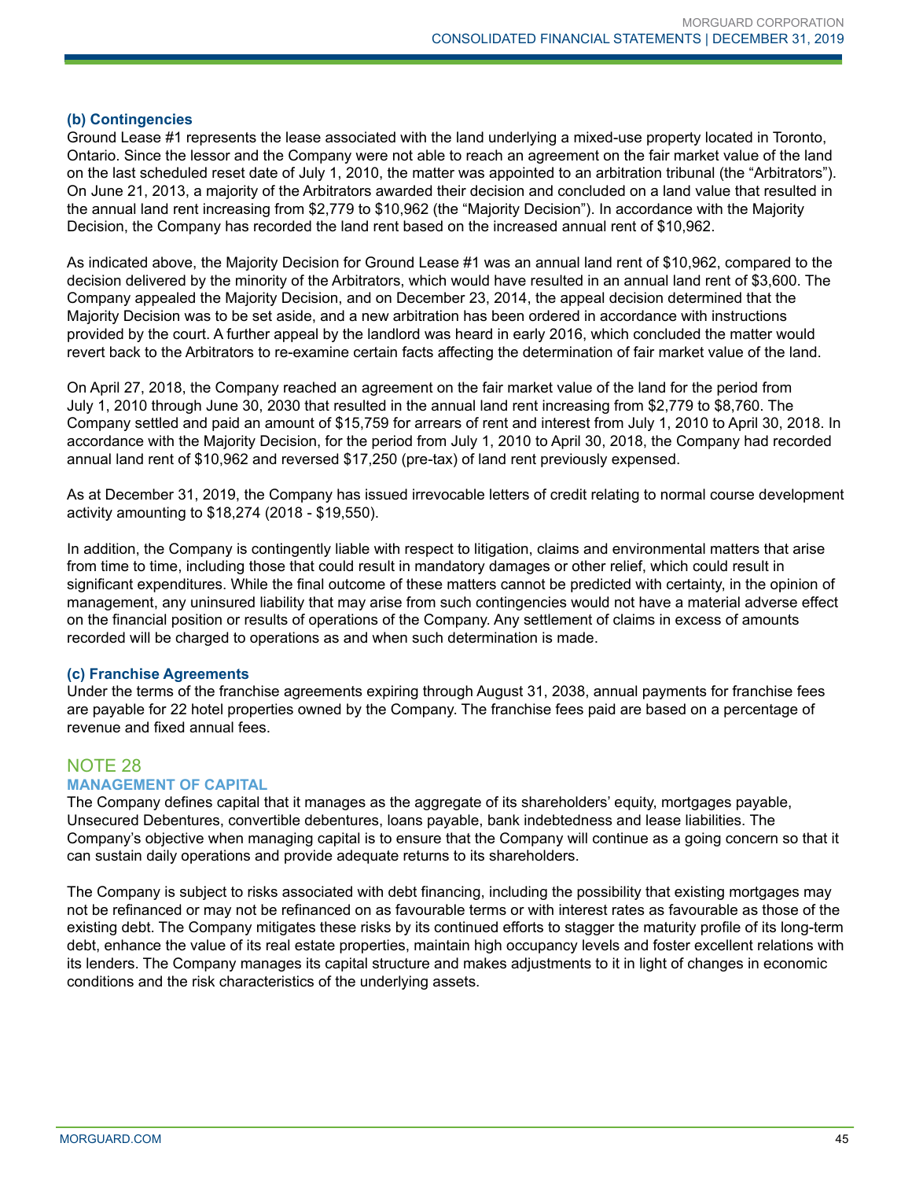### (b) Contingencies

Ground Lease #1 represents the lease associated with the land underlying a mixed-use property located in Toronto, Ontario. Since the lessor and the Company were not able to reach an agreement on the fair market value of the land on the last scheduled reset date of July 1, 2010, the matter was appointed to an arbitration tribunal (the "Arbitrators"). On June 21, 2013, a majority of the Arbitrators awarded their decision and concluded on a land value that resulted in the annual land rent increasing from $2,779 to $10,962 (the "Majority Decision"). In accordance with the Majority Decision, the Company has recorded the land rent based on the increased annual rent of $10,962.

As indicated above, the Majority Decision for Ground Lease #1 was an annual land rent of $10,962, compared to the decision delivered by the minority of the Arbitrators, which would have resulted in an annual land rent of $3,600. The Company appealed the Majority Decision, and on December 23, 2014, the appeal decision determined that the Majority Decision was to be set aside, and a new arbitration has been ordered in accordance with instructions provided by the court. A further appeal by the landlord was heard in early 2016, which concluded the matter would revert back to the Arbitrators to re-examine certain facts affecting the determination of fair market value of the land.

On April 27, 2018, the Company reached an agreement on the fair market value of the land for the period from July 1, 2010 through June 30, 2030 that resulted in the annual land rent increasing from $2,779 to $8,760. The Company settled and paid an amount of $15,759 for arrears of rent and interest from July 1, 2010 to April 30, 2018. In accordance with the Majority Decision, for the period from July 1, 2010 to April 30, 2018, the Company had recorded annual land rent of $10,962 and reversed $17,250 (pre-tax) of land rent previously expensed.

As at December 31, 2019, the Company has issued irrevocable letters of credit relating to normal course development activity amounting to $18,274 (2018 - $19,550).

In addition, the Company is contingently liable with respect to litigation, claims and environmental matters that arise from time to time, including those that could result in mandatory damages or other relief, which could result in significant expenditures. While the final outcome of these matters cannot be predicted with certainty, in the opinion of management, any uninsured liability that may arise from such contingencies would not have a material adverse effect on the financial position or results of operations of the Company. Any settlement of claims in excess of amounts recorded will be charged to operations as and when such determination is made.

### (c) Franchise Agreements

Under the terms of the franchise agreements expiring through August 31, 2038, annual payments for franchise fees are payable for 22 hotel properties owned by the Company. The franchise fees paid are based on a percentage of revenue and fixed annual fees.

## NOTE 28

### MANAGEMENT OF CAPITAL

The Company defines capital that it manages as the aggregate of its shareholders' equity, mortgages payable, Unsecured Debentures, convertible debentures, loans payable, bank indebtedness and lease liabilities. The Company's objective when managing capital is to ensure that the Company will continue as a going concern so that it can sustain daily operations and provide adequate returns to its shareholders.

The Company is subject to risks associated with debt financing, including the possibility that existing mortgages may not be refinanced or may not be refinanced on as favourable terms or with interest rates as favourable as those of the existing debt. The Company mitigates these risks by its continued efforts to stagger the maturity profile of its long-term debt, enhance the value of its real estate properties, maintain high occupancy levels and foster excellent relations with its lenders. The Company manages its capital structure and makes adjustments to it in light of changes in economic conditions and the risk characteristics of the underlying assets.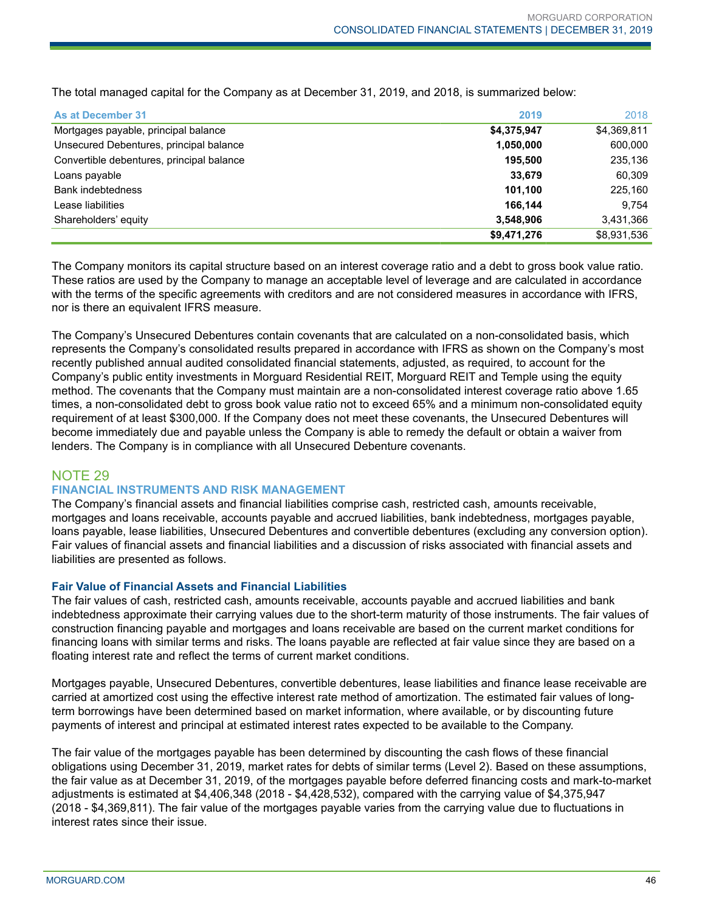The total managed capital for the Company as at December 31, 2019, and 2018, is summarized below:

| As at December 31 | 2019 | 2018 |
|---|---|---|
| Mortgages payable, principal balance | **$4,375,947** | $4,369,811 |
| Unsecured Debentures, principal balance | **1,050,000** | 600,000 |
| Convertible debentures, principal balance | **195,500** | 235,136 |
| Loans payable | **33,679** | 60,309 |
| Bank indebtedness | **101,100** | 225,160 |
| Lease liabilities | **166,144** | 9,754 |
| Shareholders' equity | **3,548,906** | 3,431,366 |
| | **$9,471,276** | $8,931,536 |

The Company monitors its capital structure based on an interest coverage ratio and a debt to gross book value ratio. These ratios are used by the Company to manage an acceptable level of leverage and are calculated in accordance with the terms of the specific agreements with creditors and are not considered measures in accordance with IFRS, nor is there an equivalent IFRS measure.

The Company's Unsecured Debentures contain covenants that are calculated on a non-consolidated basis, which represents the Company's consolidated results prepared in accordance with IFRS as shown on the Company's most recently published annual audited consolidated financial statements, adjusted, as required, to account for the Company's public entity investments in Morguard Residential REIT, Morguard REIT and Temple using the equity method. The covenants that the Company must maintain are a non-consolidated interest coverage ratio above 1.65 times, a non-consolidated debt to gross book value ratio not to exceed 65% and a minimum non-consolidated equity requirement of at least $300,000. If the Company does not meet these covenants, the Unsecured Debentures will become immediately due and payable unless the Company is able to remedy the default or obtain a waiver from lenders. The Company is in compliance with all Unsecured Debenture covenants.

## NOTE 29

### FINANCIAL INSTRUMENTS AND RISK MANAGEMENT

The Company's financial assets and financial liabilities comprise cash, restricted cash, amounts receivable, mortgages and loans receivable, accounts payable and accrued liabilities, bank indebtedness, mortgages payable, loans payable, lease liabilities, Unsecured Debentures and convertible debentures (excluding any conversion option). Fair values of financial assets and financial liabilities and a discussion of risks associated with financial assets and liabilities are presented as follows.

### Fair Value of Financial Assets and Financial Liabilities

The fair values of cash, restricted cash, amounts receivable, accounts payable and accrued liabilities and bank indebtedness approximate their carrying values due to the short-term maturity of those instruments. The fair values of construction financing payable and mortgages and loans receivable are based on the current market conditions for financing loans with similar terms and risks. The loans payable are reflected at fair value since they are based on a floating interest rate and reflect the terms of current market conditions.

Mortgages payable, Unsecured Debentures, convertible debentures, lease liabilities and finance lease receivable are carried at amortized cost using the effective interest rate method of amortization. The estimated fair values of long-term borrowings have been determined based on market information, where available, or by discounting future payments of interest and principal at estimated interest rates expected to be available to the Company.

The fair value of the mortgages payable has been determined by discounting the cash flows of these financial obligations using December 31, 2019, market rates for debts of similar terms (Level 2). Based on these assumptions, the fair value as at December 31, 2019, of the mortgages payable before deferred financing costs and mark-to-market adjustments is estimated at $4,406,348 (2018 - $4,428,532), compared with the carrying value of $4,375,947 (2018 - $4,369,811). The fair value of the mortgages payable varies from the carrying value due to fluctuations in interest rates since their issue.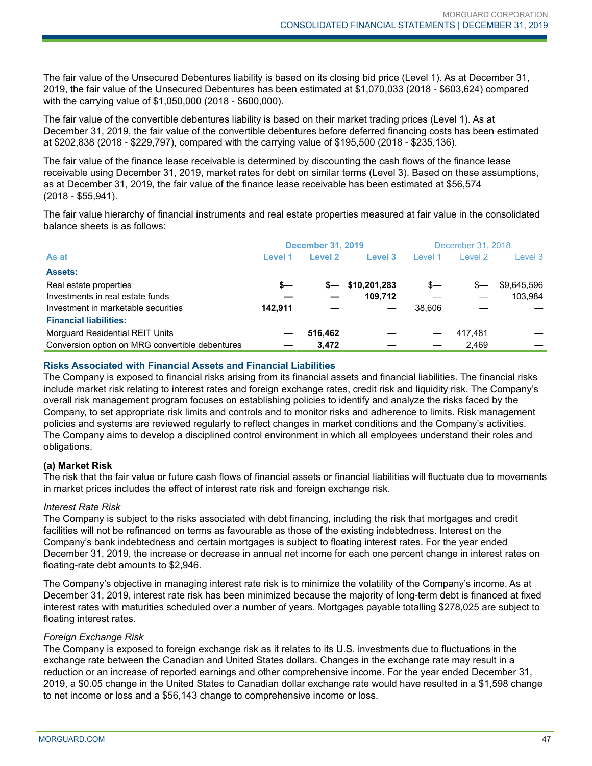The fair value of the Unsecured Debentures liability is based on its closing bid price (Level 1). As at December 31, 2019, the fair value of the Unsecured Debentures has been estimated at $1,070,033 (2018 - $603,624) compared with the carrying value of $1,050,000 (2018 - $600,000).

The fair value of the convertible debentures liability is based on their market trading prices (Level 1). As at December 31, 2019, the fair value of the convertible debentures before deferred financing costs has been estimated at $202,838 (2018 - $229,797), compared with the carrying value of $195,500 (2018 - $235,136).

The fair value of the finance lease receivable is determined by discounting the cash flows of the finance lease receivable using December 31, 2019, market rates for debt on similar terms (Level 3). Based on these assumptions, as at December 31, 2019, the fair value of the finance lease receivable has been estimated at $56,574 (2018 - $55,941).

The fair value hierarchy of financial instruments and real estate properties measured at fair value in the consolidated balance sheets is as follows:

| | **December 31, 2019** | | | December 31, 2018 | | |
|---|---|---|---|---|---|---|
| **As at** | **Level 1** | **Level 2** | **Level 3** | Level 1 | Level 2 | Level 3 |
| **Assets:** | | | | | | |
| Real estate properties | **$—** | **$—** | **$10,201,283** | $— | $— | $9,645,596 |
| Investments in real estate funds | **—** | **—** | **109,712** | — | — | 103,984 |
| Investment in marketable securities | **142,911** | **—** | **—** | 38,606 | — | — |
| **Financial liabilities:** | | | | | | |
| Morguard Residential REIT Units | **—** | **516,462** | **—** | — | 417,481 | — |
| Conversion option on MRG convertible debentures | **—** | **3,472** | **—** | — | 2,469 | — |

## Risks Associated with Financial Assets and Financial Liabilities

The Company is exposed to financial risks arising from its financial assets and financial liabilities. The financial risks include market risk relating to interest rates and foreign exchange rates, credit risk and liquidity risk. The Company's overall risk management program focuses on establishing policies to identify and analyze the risks faced by the Company, to set appropriate risk limits and controls and to monitor risks and adherence to limits. Risk management policies and systems are reviewed regularly to reflect changes in market conditions and the Company's activities. The Company aims to develop a disciplined control environment in which all employees understand their roles and obligations.

### (a) Market Risk

The risk that the fair value or future cash flows of financial assets or financial liabilities will fluctuate due to movements in market prices includes the effect of interest rate risk and foreign exchange risk.

*Interest Rate Risk*

The Company is subject to the risks associated with debt financing, including the risk that mortgages and credit facilities will not be refinanced on terms as favourable as those of the existing indebtedness. Interest on the Company's bank indebtedness and certain mortgages is subject to floating interest rates. For the year ended December 31, 2019, the increase or decrease in annual net income for each one percent change in interest rates on floating-rate debt amounts to $2,946.

The Company's objective in managing interest rate risk is to minimize the volatility of the Company's income. As at December 31, 2019, interest rate risk has been minimized because the majority of long-term debt is financed at fixed interest rates with maturities scheduled over a number of years. Mortgages payable totalling $278,025 are subject to floating interest rates.

*Foreign Exchange Risk*

The Company is exposed to foreign exchange risk as it relates to its U.S. investments due to fluctuations in the exchange rate between the Canadian and United States dollars. Changes in the exchange rate may result in a reduction or an increase of reported earnings and other comprehensive income. For the year ended December 31, 2019, a $0.05 change in the United States to Canadian dollar exchange rate would have resulted in a $1,598 change to net income or loss and a $56,143 change to comprehensive income or loss.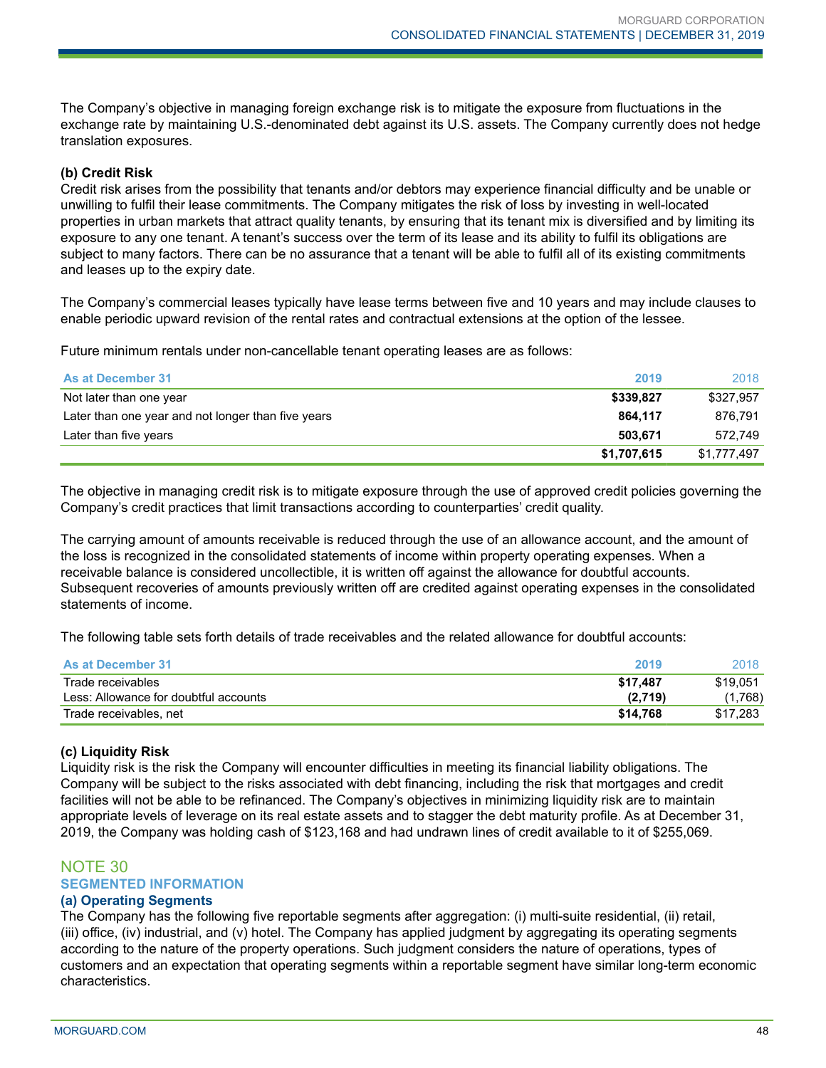The Company's objective in managing foreign exchange risk is to mitigate the exposure from fluctuations in the exchange rate by maintaining U.S.-denominated debt against its U.S. assets. The Company currently does not hedge translation exposures.

**(b) Credit Risk**

Credit risk arises from the possibility that tenants and/or debtors may experience financial difficulty and be unable or unwilling to fulfil their lease commitments. The Company mitigates the risk of loss by investing in well-located properties in urban markets that attract quality tenants, by ensuring that its tenant mix is diversified and by limiting its exposure to any one tenant. A tenant's success over the term of its lease and its ability to fulfil its obligations are subject to many factors. There can be no assurance that a tenant will be able to fulfil all of its existing commitments and leases up to the expiry date.

The Company's commercial leases typically have lease terms between five and 10 years and may include clauses to enable periodic upward revision of the rental rates and contractual extensions at the option of the lessee.

Future minimum rentals under non-cancellable tenant operating leases are as follows:

| As at December 31 | 2019 | 2018 |
|---|---|---|
| Not later than one year | **$339,827** | $327,957 |
| Later than one year and not longer than five years | **864,117** | 876,791 |
| Later than five years | **503,671** | 572,749 |
| | **$1,707,615** | $1,777,497 |

The objective in managing credit risk is to mitigate exposure through the use of approved credit policies governing the Company's credit practices that limit transactions according to counterparties' credit quality.

The carrying amount of amounts receivable is reduced through the use of an allowance account, and the amount of the loss is recognized in the consolidated statements of income within property operating expenses. When a receivable balance is considered uncollectible, it is written off against the allowance for doubtful accounts. Subsequent recoveries of amounts previously written off are credited against operating expenses in the consolidated statements of income.

The following table sets forth details of trade receivables and the related allowance for doubtful accounts:

| As at December 31 | 2019 | 2018 |
|---|---|---|
| Trade receivables | **$17,487** | $19,051 |
| Less: Allowance for doubtful accounts | **(2,719)** | (1,768) |
| Trade receivables, net | **$14,768** | $17,283 |

**(c) Liquidity Risk**

Liquidity risk is the risk the Company will encounter difficulties in meeting its financial liability obligations. The Company will be subject to the risks associated with debt financing, including the risk that mortgages and credit facilities will not be able to be refinanced. The Company's objectives in minimizing liquidity risk are to maintain appropriate levels of leverage on its real estate assets and to stagger the debt maturity profile. As at December 31, 2019, the Company was holding cash of $123,168 and had undrawn lines of credit available to it of $255,069.

## NOTE 30

### SEGMENTED INFORMATION

**(a) Operating Segments**

The Company has the following five reportable segments after aggregation: (i) multi-suite residential, (ii) retail, (iii) office, (iv) industrial, and (v) hotel. The Company has applied judgment by aggregating its operating segments according to the nature of the property operations. Such judgment considers the nature of operations, types of customers and an expectation that operating segments within a reportable segment have similar long-term economic characteristics.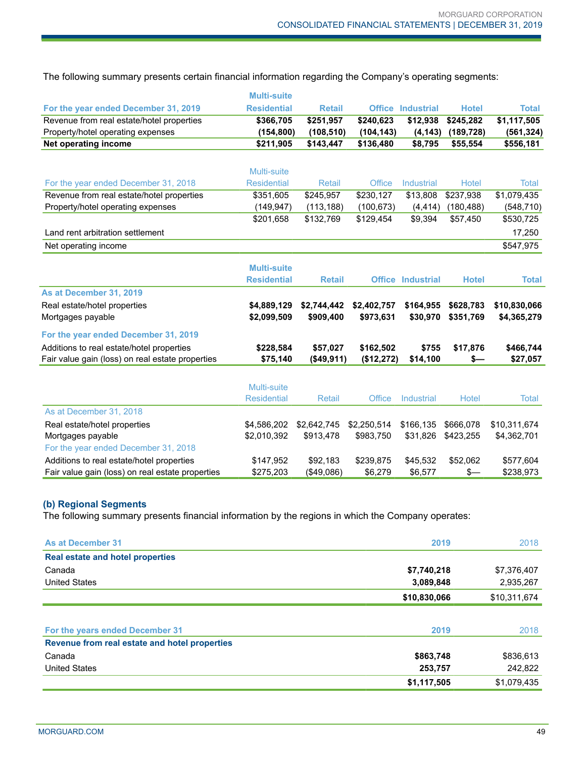The following summary presents certain financial information regarding the Company's operating segments:

| For the year ended December 31, 2019 | Multi-suite Residential | Retail | Office | Industrial | Hotel | Total |
|---|---|---|---|---|---|---|
| Revenue from real estate/hotel properties | **$366,705** | **$251,957** | **$240,623** | **$12,938** | **$245,282** | **$1,117,505** |
| Property/hotel operating expenses | **(154,800)** | **(108,510)** | **(104,143)** | **(4,143)** | **(189,728)** | **(561,324)** |
| **Net operating income** | **$211,905** | **$143,447** | **$136,480** | **$8,795** | **$55,554** | **$556,181** |

| For the year ended December 31, 2018 | Multi-suite Residential | Retail | Office | Industrial | Hotel | Total |
|---|---|---|---|---|---|---|
| Revenue from real estate/hotel properties | $351,605 | $245,957 | $230,127 | $13,808 | $237,938 | $1,079,435 |
| Property/hotel operating expenses | (149,947) | (113,188) | (100,673) | (4,414) | (180,488) | (548,710) |
| | $201,658 | $132,769 | $129,454 | $9,394 | $57,450 | $530,725 |
| Land rent arbitration settlement | | | | | | 17,250 |
| Net operating income | | | | | | $547,975 |

| | Multi-suite Residential | Retail | Office | Industrial | Hotel | Total |
|---|---|---|---|---|---|---|
| **As at December 31, 2019** | | | | | | |
| Real estate/hotel properties | **$4,889,129** | **$2,744,442** | **$2,402,757** | **$164,955** | **$628,783** | **$10,830,066** |
| Mortgages payable | **$2,099,509** | **$909,400** | **$973,631** | **$30,970** | **$351,769** | **$4,365,279** |
| **For the year ended December 31, 2019** | | | | | | |
| Additions to real estate/hotel properties | **$228,584** | **$57,027** | **$162,502** | **$755** | **$17,876** | **$466,744** |
| Fair value gain (loss) on real estate properties | **$75,140** | **($49,911)** | **($12,272)** | **$14,100** | **$—** | **$27,057** |

| | Multi-suite Residential | Retail | Office | Industrial | Hotel | Total |
|---|---|---|---|---|---|---|
| As at December 31, 2018 | | | | | | |
| Real estate/hotel properties | $4,586,202 | $2,642,745 | $2,250,514 | $166,135 | $666,078 | $10,311,674 |
| Mortgages payable | $2,010,392 | $913,478 | $983,750 | $31,826 | $423,255 | $4,362,701 |
| For the year ended December 31, 2018 | | | | | | |
| Additions to real estate/hotel properties | $147,952 | $92,183 | $239,875 | $45,532 | $52,062 | $577,604 |
| Fair value gain (loss) on real estate properties | $275,203 | ($49,086) | $6,279 | $6,577 | $— | $238,973 |

### (b) Regional Segments

The following summary presents financial information by the regions in which the Company operates:

| As at December 31 | 2019 | 2018 |
|---|---|---|
| **Real estate and hotel properties** | | |
| Canada | **$7,740,218** | $7,376,407 |
| United States | **3,089,848** | 2,935,267 |
| | **$10,830,066** | $10,311,674 |

| For the years ended December 31 | 2019 | 2018 |
|---|---|---|
| **Revenue from real estate and hotel properties** | | |
| Canada | **$863,748** | $836,613 |
| United States | **253,757** | 242,822 |
| | **$1,117,505** | $1,079,435 |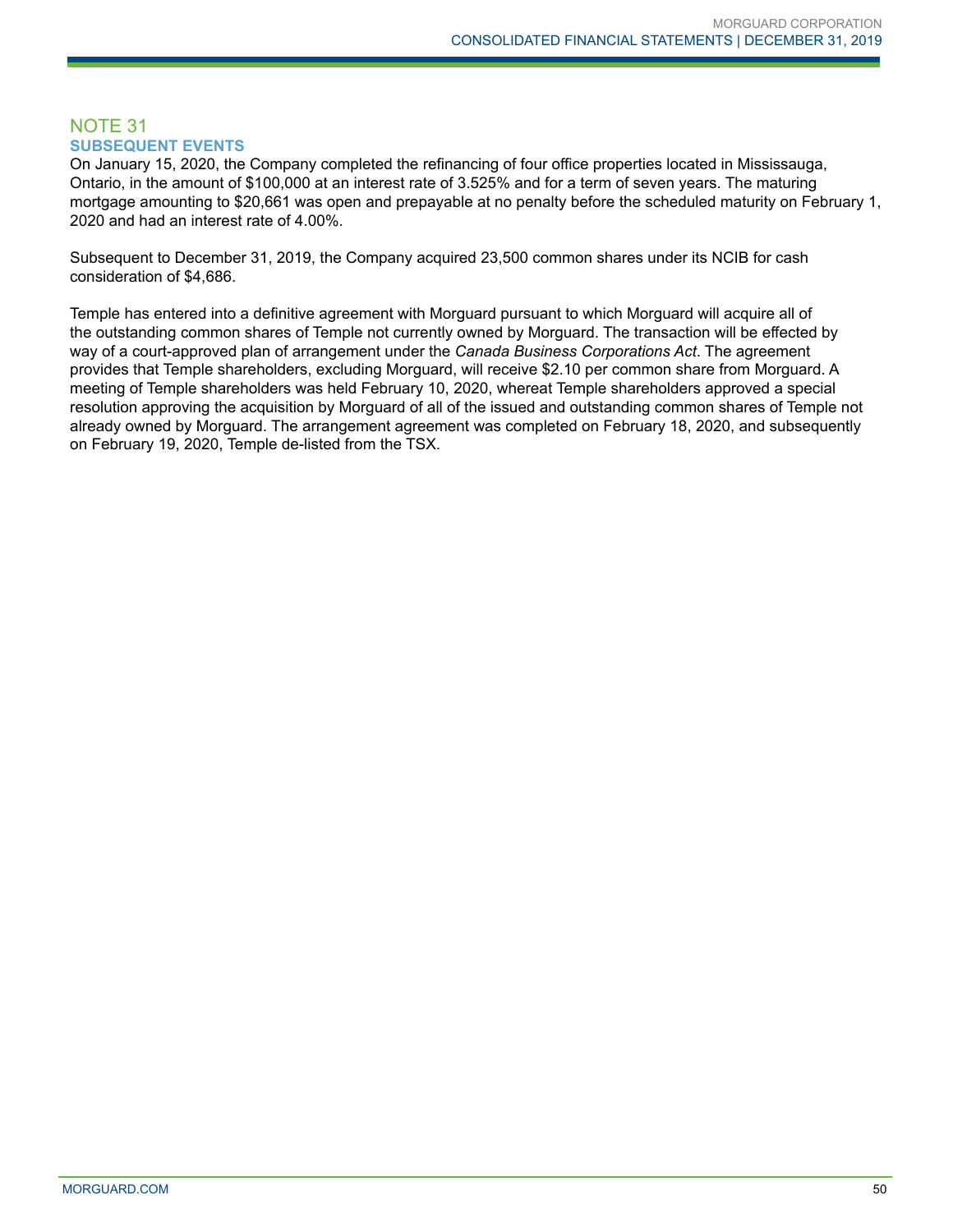## NOTE 31

### SUBSEQUENT EVENTS

On January 15, 2020, the Company completed the refinancing of four office properties located in Mississauga, Ontario, in the amount of $100,000 at an interest rate of 3.525% and for a term of seven years. The maturing mortgage amounting to $20,661 was open and prepayable at no penalty before the scheduled maturity on February 1, 2020 and had an interest rate of 4.00%.

Subsequent to December 31, 2019, the Company acquired 23,500 common shares under its NCIB for cash consideration of $4,686.

Temple has entered into a definitive agreement with Morguard pursuant to which Morguard will acquire all of the outstanding common shares of Temple not currently owned by Morguard. The transaction will be effected by way of a court-approved plan of arrangement under the *Canada Business Corporations Act*. The agreement provides that Temple shareholders, excluding Morguard, will receive $2.10 per common share from Morguard. A meeting of Temple shareholders was held February 10, 2020, whereat Temple shareholders approved a special resolution approving the acquisition by Morguard of all of the issued and outstanding common shares of Temple not already owned by Morguard. The arrangement agreement was completed on February 18, 2020, and subsequently on February 19, 2020, Temple de-listed from the TSX.